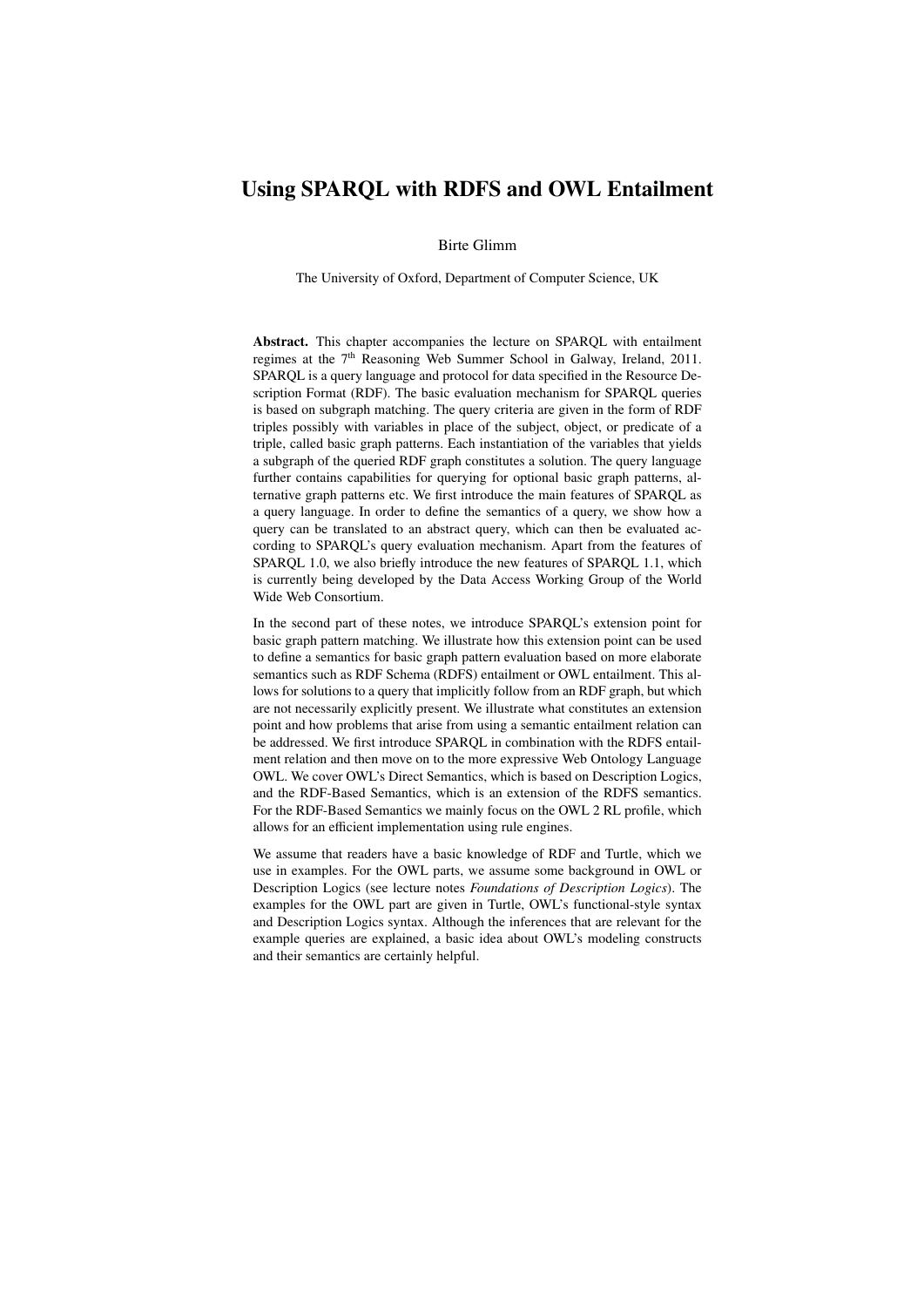# Using SPARQL with RDFS and OWL Entailment

Birte Glimm

The University of Oxford, Department of Computer Science, UK

**Abstract.** This chapter accompanies the lecture on SPARQL with entailment regimes at the 7th Reasoning Web Summer School in Galway, Ireland, 2011. SPARQL is a query language and protocol for data specified in the Resource Description Format (RDF). The basic evaluation mechanism for SPARQL queries is based on subgraph matching. The query criteria are given in the form of RDF triples possibly with variables in place of the subject, object, or predicate of a triple, called basic graph patterns. Each instantiation of the variables that yields a subgraph of the queried RDF graph constitutes a solution. The query language further contains capabilities for querying for optional basic graph patterns, alternative graph patterns etc. We first introduce the main features of SPARQL as a query language. In order to define the semantics of a query, we show how a query can be translated to an abstract query, which can then be evaluated according to SPARQL's query evaluation mechanism. Apart from the features of SPARQL 1.0, we also briefly introduce the new features of SPARQL 1.1, which is currently being developed by the Data Access Working Group of the World Wide Web Consortium.

In the second part of these notes, we introduce SPARQL's extension point for basic graph pattern matching. We illustrate how this extension point can be used to define a semantics for basic graph pattern evaluation based on more elaborate semantics such as RDF Schema (RDFS) entailment or OWL entailment. This allows for solutions to a query that implicitly follow from an RDF graph, but which are not necessarily explicitly present. We illustrate what constitutes an extension point and how problems that arise from using a semantic entailment relation can be addressed. We first introduce SPARQL in combination with the RDFS entailment relation and then move on to the more expressive Web Ontology Language OWL. We cover OWL's Direct Semantics, which is based on Description Logics, and the RDF-Based Semantics, which is an extension of the RDFS semantics. For the RDF-Based Semantics we mainly focus on the OWL 2 RL profile, which allows for an efficient implementation using rule engines.

We assume that readers have a basic knowledge of RDF and Turtle, which we use in examples. For the OWL parts, we assume some background in OWL or Description Logics (see lecture notes *Foundations of Description Logics*). The examples for the OWL part are given in Turtle, OWL's functional-style syntax and Description Logics syntax. Although the inferences that are relevant for the example queries are explained, a basic idea about OWL's modeling constructs and their semantics are certainly helpful.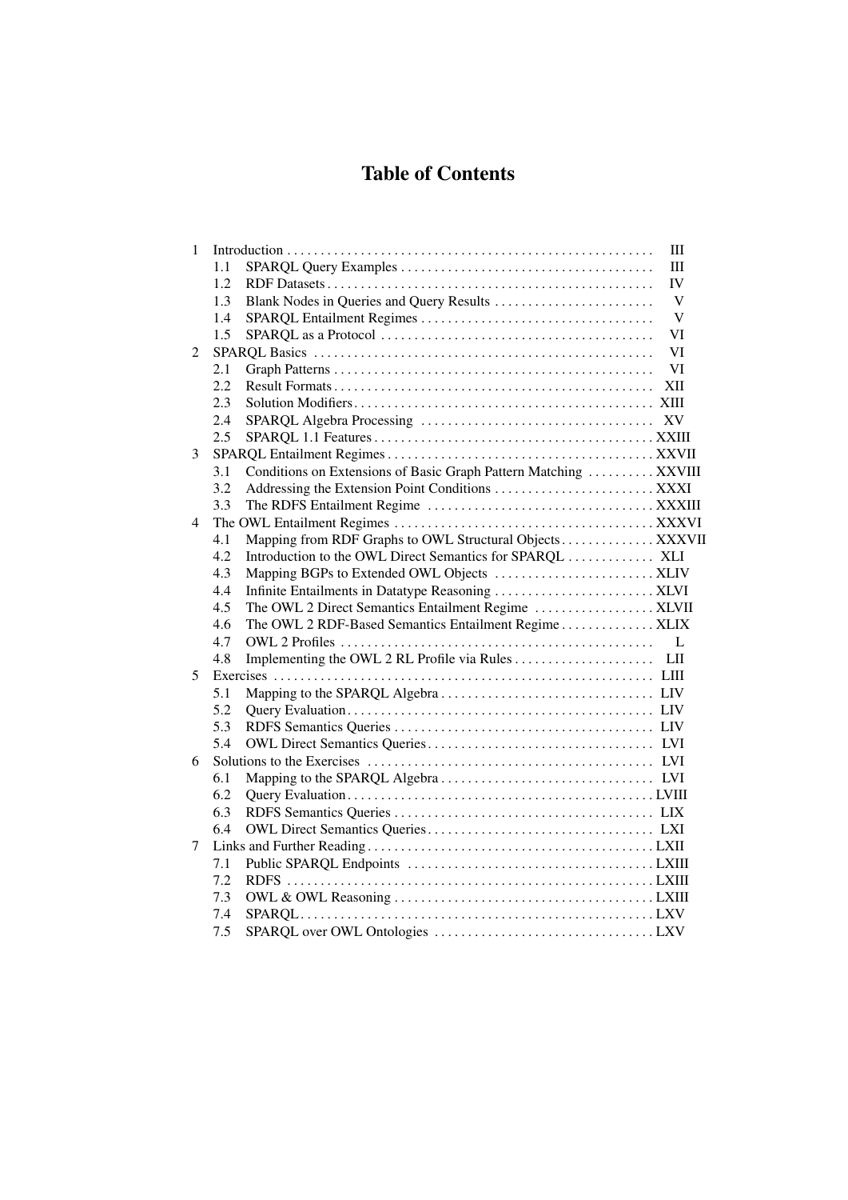# Table of Contents

1 Introduction . . . . . . . . . . . . . . . . . . . . . . . . . . . . . . . . . . . . . . . . . . . . . . . . . . . . . . III
  1.1 SPARQL Query Examples . . . . . . . . . . . . . . . . . . . . . . . . . . . . . . . . . . . . . . III
  1.2 RDF Datasets . . . . . . . . . . . . . . . . . . . . . . . . . . . . . . . . . . . . . . . . . . . . . . . . IV
  1.3 Blank Nodes in Queries and Query Results . . . . . . . . . . . . . . . . . . . . . . . . V
  1.4 SPARQL Entailment Regimes . . . . . . . . . . . . . . . . . . . . . . . . . . . . . . . . . . V
  1.5 SPARQL as a Protocol . . . . . . . . . . . . . . . . . . . . . . . . . . . . . . . . . . . . . . . . VI
2 SPARQL Basics . . . . . . . . . . . . . . . . . . . . . . . . . . . . . . . . . . . . . . . . . . . . . . . . . . VI
  2.1 Graph Patterns . . . . . . . . . . . . . . . . . . . . . . . . . . . . . . . . . . . . . . . . . . . . . . . VI
  2.2 Result Formats . . . . . . . . . . . . . . . . . . . . . . . . . . . . . . . . . . . . . . . . . . . . . . . XII
  2.3 Solution Modifiers . . . . . . . . . . . . . . . . . . . . . . . . . . . . . . . . . . . . . . . . . . . . XIII
  2.4 SPARQL Algebra Processing . . . . . . . . . . . . . . . . . . . . . . . . . . . . . . . . . . XV
  2.5 SPARQL 1.1 Features . . . . . . . . . . . . . . . . . . . . . . . . . . . . . . . . . . . . . . . . . XXIII
3 SPARQL Entailment Regimes . . . . . . . . . . . . . . . . . . . . . . . . . . . . . . . . . . . . . . . XXVII
  3.1 Conditions on Extensions of Basic Graph Pattern Matching . . . . . . . . . . XXVIII
  3.2 Addressing the Extension Point Conditions . . . . . . . . . . . . . . . . . . . . . . . . XXXI
  3.3 The RDFS Entailment Regime . . . . . . . . . . . . . . . . . . . . . . . . . . . . . . . . . XXXIII
4 The OWL Entailment Regimes . . . . . . . . . . . . . . . . . . . . . . . . . . . . . . . . . . . . . . XXXVI
  4.1 Mapping from RDF Graphs to OWL Structural Objects . . . . . . . . . . . . . . XXXVII
  4.2 Introduction to the OWL Direct Semantics for SPARQL . . . . . . . . . . . . . XLI
  4.3 Mapping BGPs to Extended OWL Objects . . . . . . . . . . . . . . . . . . . . . . . . XLIV
  4.4 Infinite Entailments in Datatype Reasoning . . . . . . . . . . . . . . . . . . . . . . . . XLVI
  4.5 The OWL 2 Direct Semantics Entailment Regime . . . . . . . . . . . . . . . . . . XLVII
  4.6 The OWL 2 RDF-Based Semantics Entailment Regime . . . . . . . . . . . . . . XLIX
  4.7 OWL 2 Profiles . . . . . . . . . . . . . . . . . . . . . . . . . . . . . . . . . . . . . . . . . . . . . . L
  4.8 Implementing the OWL 2 RL Profile via Rules . . . . . . . . . . . . . . . . . . . . . LII
5 Exercises . . . . . . . . . . . . . . . . . . . . . . . . . . . . . . . . . . . . . . . . . . . . . . . . . . . . . . . . LIII
  5.1 Mapping to the SPARQL Algebra . . . . . . . . . . . . . . . . . . . . . . . . . . . . . . . . LIV
  5.2 Query Evaluation . . . . . . . . . . . . . . . . . . . . . . . . . . . . . . . . . . . . . . . . . . . . . LIV
  5.3 RDFS Semantics Queries . . . . . . . . . . . . . . . . . . . . . . . . . . . . . . . . . . . . . . . LIV
  5.4 OWL Direct Semantics Queries . . . . . . . . . . . . . . . . . . . . . . . . . . . . . . . . . . LVI
6 Solutions to the Exercises . . . . . . . . . . . . . . . . . . . . . . . . . . . . . . . . . . . . . . . . . . LVI
  6.1 Mapping to the SPARQL Algebra . . . . . . . . . . . . . . . . . . . . . . . . . . . . . . . . LVI
  6.2 Query Evaluation . . . . . . . . . . . . . . . . . . . . . . . . . . . . . . . . . . . . . . . . . . . . . LVIII
  6.3 RDFS Semantics Queries . . . . . . . . . . . . . . . . . . . . . . . . . . . . . . . . . . . . . . . LIX
  6.4 OWL Direct Semantics Queries . . . . . . . . . . . . . . . . . . . . . . . . . . . . . . . . . . LXI
7 Links and Further Reading . . . . . . . . . . . . . . . . . . . . . . . . . . . . . . . . . . . . . . . . . . LXII
  7.1 Public SPARQL Endpoints . . . . . . . . . . . . . . . . . . . . . . . . . . . . . . . . . . . . . LXIII
  7.2 RDFS . . . . . . . . . . . . . . . . . . . . . . . . . . . . . . . . . . . . . . . . . . . . . . . . . . . . . . LXIII
  7.3 OWL & OWL Reasoning . . . . . . . . . . . . . . . . . . . . . . . . . . . . . . . . . . . . . . . LXIII
  7.4 SPARQL . . . . . . . . . . . . . . . . . . . . . . . . . . . . . . . . . . . . . . . . . . . . . . . . . . . LXV
  7.5 SPARQL over OWL Ontologies . . . . . . . . . . . . . . . . . . . . . . . . . . . . . . . . . LXV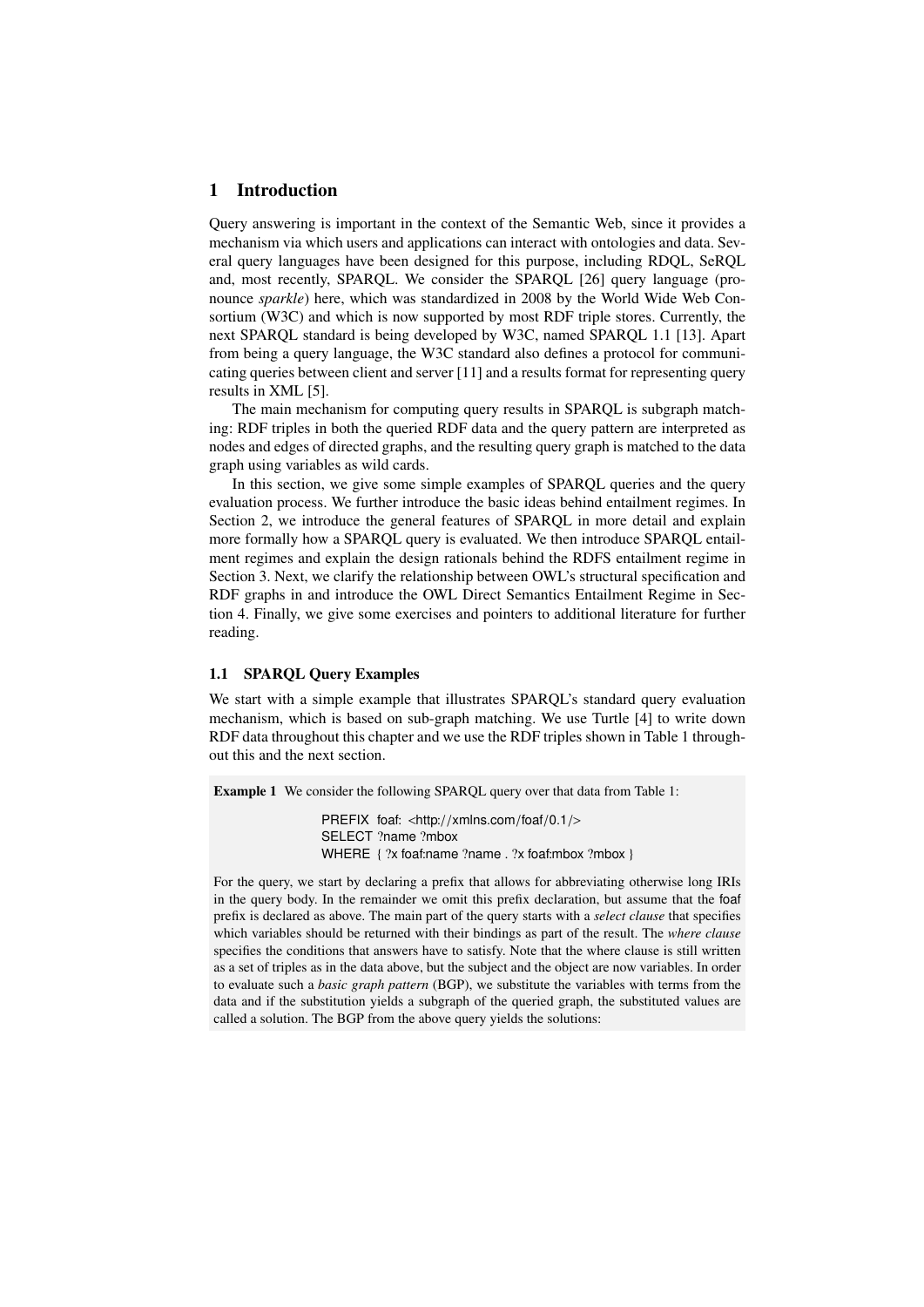# 1 Introduction

Query answering is important in the context of the Semantic Web, since it provides a mechanism via which users and applications can interact with ontologies and data. Several query languages have been designed for this purpose, including RDQL, SeRQL and, most recently, SPARQL. We consider the SPARQL [26] query language (pronounce *sparkle*) here, which was standardized in 2008 by the World Wide Web Consortium (W3C) and which is now supported by most RDF triple stores. Currently, the next SPARQL standard is being developed by W3C, named SPARQL 1.1 [13]. Apart from being a query language, the W3C standard also defines a protocol for communicating queries between client and server [11] and a results format for representing query results in XML [5].

The main mechanism for computing query results in SPARQL is subgraph matching: RDF triples in both the queried RDF data and the query pattern are interpreted as nodes and edges of directed graphs, and the resulting query graph is matched to the data graph using variables as wild cards.

In this section, we give some simple examples of SPARQL queries and the query evaluation process. We further introduce the basic ideas behind entailment regimes. In Section 2, we introduce the general features of SPARQL in more detail and explain more formally how a SPARQL query is evaluated. We then introduce SPARQL entailment regimes and explain the design rationals behind the RDFS entailment regime in Section 3. Next, we clarify the relationship between OWL's structural specification and RDF graphs in and introduce the OWL Direct Semantics Entailment Regime in Section 4. Finally, we give some exercises and pointers to additional literature for further reading.

## 1.1 SPARQL Query Examples

We start with a simple example that illustrates SPARQL's standard query evaluation mechanism, which is based on sub-graph matching. We use Turtle [4] to write down RDF data throughout this chapter and we use the RDF triples shown in Table 1 throughout this and the next section.

**Example 1** We consider the following SPARQL query over that data from Table 1:

```
PREFIX foaf: <http://xmlns.com/foaf/0.1/>
SELECT ?name ?mbox
WHERE { ?x foaf:name ?name . ?x foaf:mbox ?mbox }
```

For the query, we start by declaring a prefix that allows for abbreviating otherwise long IRIs in the query body. In the remainder we omit this prefix declaration, but assume that the foaf prefix is declared as above. The main part of the query starts with a *select clause* that specifies which variables should be returned with their bindings as part of the result. The *where clause* specifies the conditions that answers have to satisfy. Note that the where clause is still written as a set of triples as in the data above, but the subject and the object are now variables. In order to evaluate such a *basic graph pattern* (BGP), we substitute the variables with terms from the data and if the substitution yields a subgraph of the queried graph, the substituted values are called a solution. The BGP from the above query yields the solutions: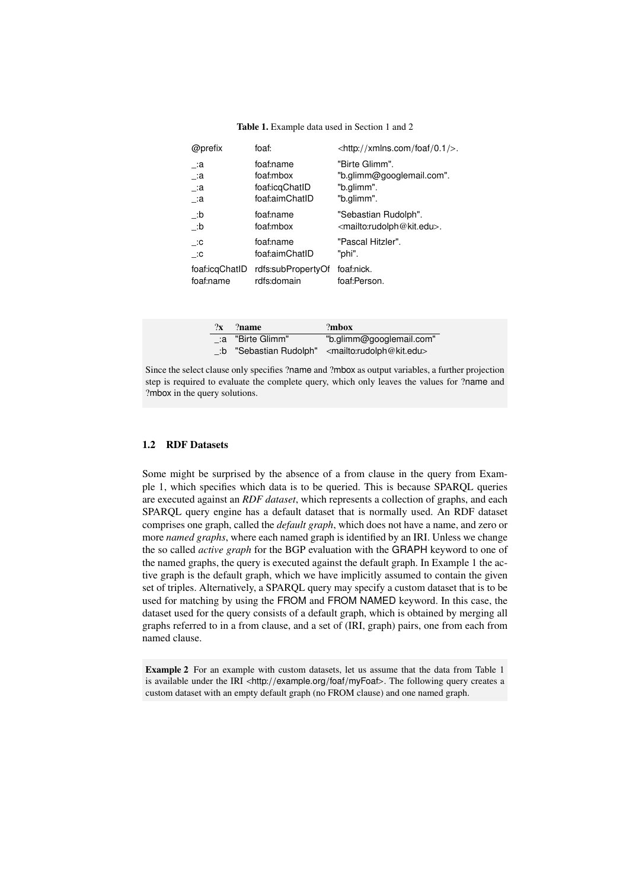**Table 1.** Example data used in Section 1 and 2

| | | |
|---|---|---|
| @prefix | foaf: | <http://xmlns.com/foaf/0.1/>. |
| _:a | foaf:name | "Birte Glimm". |
| _:a | foaf:mbox | "b.glimm@googlemail.com". |
| _:a | foaf:icqChatID | "b.glimm". |
| _:a | foaf:aimChatID | "b.glimm". |
| _:b | foaf:name | "Sebastian Rudolph". |
| _:b | foaf:mbox | <mailto:rudolph@kit.edu>. |
| _:c | foaf:name | "Pascal Hitzler". |
| _:c | foaf:aimChatID | "phi". |
| foaf:icqChatID | rdfs:subPropertyOf | foaf:nick. |
| foaf:name | rdfs:domain | foaf:Person. |

| ?x | ?name | ?mbox |
|---|---|---|
| _:a | "Birte Glimm" | "b.glimm@googlemail.com" |
| _:b | "Sebastian Rudolph" | <mailto:rudolph@kit.edu> |

Since the select clause only specifies ?name and ?mbox as output variables, a further projection step is required to evaluate the complete query, which only leaves the values for ?name and ?mbox in the query solutions.

### 1.2 RDF Datasets

Some might be surprised by the absence of a from clause in the query from Example 1, which specifies which data is to be queried. This is because SPARQL queries are executed against an *RDF dataset*, which represents a collection of graphs, and each SPARQL query engine has a default dataset that is normally used. An RDF dataset comprises one graph, called the *default graph*, which does not have a name, and zero or more *named graphs*, where each named graph is identified by an IRI. Unless we change the so called *active graph* for the BGP evaluation with the GRAPH keyword to one of the named graphs, the query is executed against the default graph. In Example 1 the active graph is the default graph, which we have implicitly assumed to contain the given set of triples. Alternatively, a SPARQL query may specify a custom dataset that is to be used for matching by using the FROM and FROM NAMED keyword. In this case, the dataset used for the query consists of a default graph, which is obtained by merging all graphs referred to in a from clause, and a set of (IRI, graph) pairs, one from each from named clause.

**Example 2** For an example with custom datasets, let us assume that the data from Table 1 is available under the IRI <http://example.org/foaf/myFoaf>. The following query creates a custom dataset with an empty default graph (no FROM clause) and one named graph.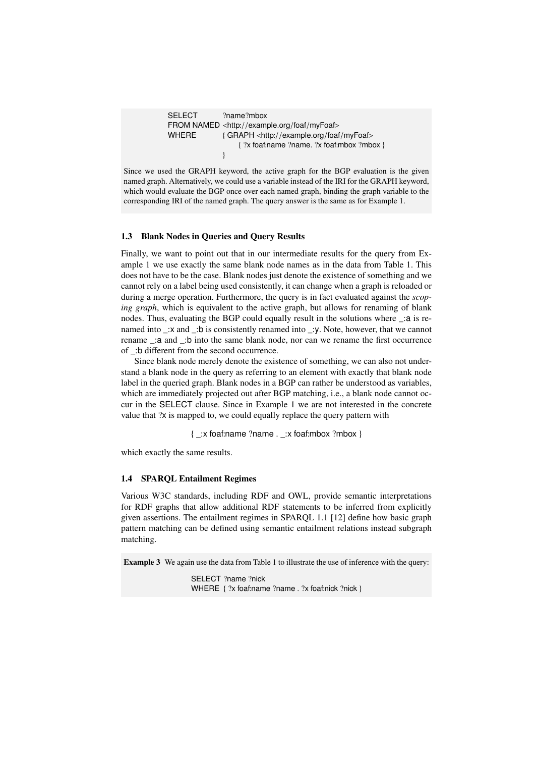```
SELECT       ?name?mbox
FROM NAMED <http://example.org/foaf/myFoaf>
WHERE        { GRAPH <http://example.org/foaf/myFoaf>
                   { ?x foaf:name ?name. ?x foaf:mbox ?mbox }
             }
```

Since we used the GRAPH keyword, the active graph for the BGP evaluation is the given named graph. Alternatively, we could use a variable instead of the IRI for the GRAPH keyword, which would evaluate the BGP once over each named graph, binding the graph variable to the corresponding IRI of the named graph. The query answer is the same as for Example 1.

### 1.3 Blank Nodes in Queries and Query Results

Finally, we want to point out that in our intermediate results for the query from Example 1 we use exactly the same blank node names as in the data from Table 1. This does not have to be the case. Blank nodes just denote the existence of something and we cannot rely on a label being used consistently, it can change when a graph is reloaded or during a merge operation. Furthermore, the query is in fact evaluated against the *scoping graph*, which is equivalent to the active graph, but allows for renaming of blank nodes. Thus, evaluating the BGP could equally result in the solutions where _:a is renamed into _:x and _:b is consistently renamed into _:y. Note, however, that we cannot rename _:a and _:b into the same blank node, nor can we rename the first occurrence of _:b different from the second occurrence.

Since blank node merely denote the existence of something, we can also not understand a blank node in the query as referring to an element with exactly that blank node label in the queried graph. Blank nodes in a BGP can rather be understood as variables, which are immediately projected out after BGP matching, i.e., a blank node cannot occur in the SELECT clause. Since in Example 1 we are not interested in the concrete value that ?x is mapped to, we could equally replace the query pattern with

```
{ _:x foaf:name ?name . _:x foaf:mbox ?mbox }
```

which exactly the same results.

### 1.4 SPARQL Entailment Regimes

Various W3C standards, including RDF and OWL, provide semantic interpretations for RDF graphs that allow additional RDF statements to be inferred from explicitly given assertions. The entailment regimes in SPARQL 1.1 [12] define how basic graph pattern matching can be defined using semantic entailment relations instead subgraph matching.

**Example 3** We again use the data from Table 1 to illustrate the use of inference with the query:

```
SELECT ?name ?nick
WHERE { ?x foaf:name ?name . ?x foaf:nick ?nick }
```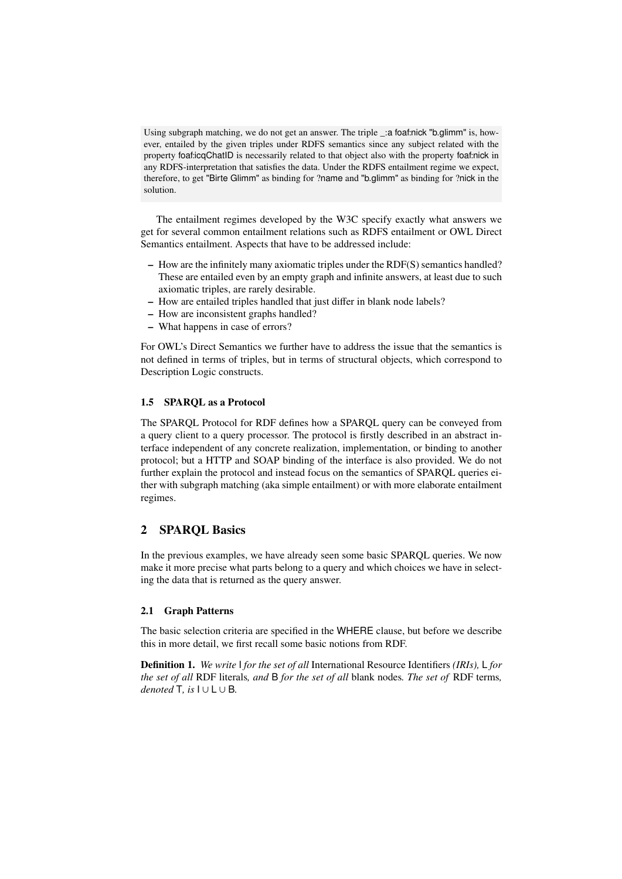Using subgraph matching, we do not get an answer. The triple _:a foaf:nick "b.glimm" is, however, entailed by the given triples under RDFS semantics since any subject related with the property foaf:icqChatID is necessarily related to that object also with the property foaf:nick in any RDFS-interpretation that satisfies the data. Under the RDFS entailment regime we expect, therefore, to get "Birte Glimm" as binding for ?name and "b.glimm" as binding for ?nick in the solution.

The entailment regimes developed by the W3C specify exactly what answers we get for several common entailment relations such as RDFS entailment or OWL Direct Semantics entailment. Aspects that have to be addressed include:

- How are the infinitely many axiomatic triples under the RDF(S) semantics handled? These are entailed even by an empty graph and infinite answers, at least due to such axiomatic triples, are rarely desirable.
- How are entailed triples handled that just differ in blank node labels?
- How are inconsistent graphs handled?
- What happens in case of errors?

For OWL's Direct Semantics we further have to address the issue that the semantics is not defined in terms of triples, but in terms of structural objects, which correspond to Description Logic constructs.

### 1.5 SPARQL as a Protocol

The SPARQL Protocol for RDF defines how a SPARQL query can be conveyed from a query client to a query processor. The protocol is firstly described in an abstract interface independent of any concrete realization, implementation, or binding to another protocol; but a HTTP and SOAP binding of the interface is also provided. We do not further explain the protocol and instead focus on the semantics of SPARQL queries either with subgraph matching (aka simple entailment) or with more elaborate entailment regimes.

## 2 SPARQL Basics

In the previous examples, we have already seen some basic SPARQL queries. We now make it more precise what parts belong to a query and which choices we have in selecting the data that is returned as the query answer.

### 2.1 Graph Patterns

The basic selection criteria are specified in the WHERE clause, but before we describe this in more detail, we first recall some basic notions from RDF.

**Definition 1.** *We write* $\mathsf{I}$ *for the set of all* International Resource Identifiers *(IRIs),* $\mathsf{L}$ *for the set of all* RDF literals*, and* $\mathsf{B}$ *for the set of all* blank nodes*. The set of* RDF terms*, denoted* $\mathsf{T}$*, is* $\mathsf{I} \cup \mathsf{L} \cup \mathsf{B}$*.*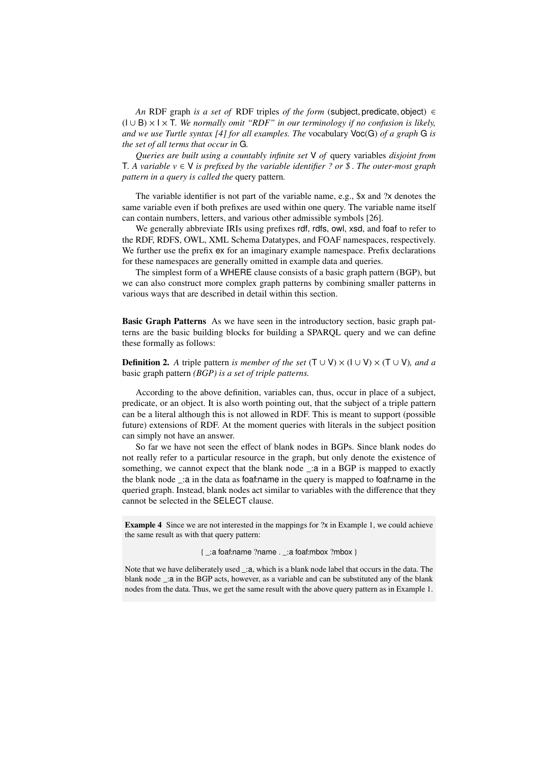*An* RDF graph *is a set of* RDF triples *of the form* $(\mathsf{subject}, \mathsf{predicate}, \mathsf{object}) \in (\mathsf{I} \cup \mathsf{B}) \times \mathsf{I} \times \mathsf{T}$*. We normally omit "RDF" in our terminology if no confusion is likely, and we use Turtle syntax [4] for all examples. The* vocabulary $\mathsf{Voc}(\mathsf{G})$ *of a graph* $\mathsf{G}$ *is the set of all terms that occur in* $\mathsf{G}$*.*

*Queries are built using a countably infinite set* $\mathsf{V}$ *of* query variables *disjoint from* $\mathsf{T}$*. A variable* $v \in \mathsf{V}$ *is prefixed by the variable identifier ? or \$ . The outer-most graph pattern in a query is called the* query pattern*.*

The variable identifier is not part of the variable name, e.g., \$x and ?x denotes the same variable even if both prefixes are used within one query. The variable name itself can contain numbers, letters, and various other admissible symbols [26].

We generally abbreviate IRIs using prefixes rdf, rdfs, owl, xsd, and foaf to refer to the RDF, RDFS, OWL, XML Schema Datatypes, and FOAF namespaces, respectively. We further use the prefix ex for an imaginary example namespace. Prefix declarations for these namespaces are generally omitted in example data and queries.

The simplest form of a WHERE clause consists of a basic graph pattern (BGP), but we can also construct more complex graph patterns by combining smaller patterns in various ways that are described in detail within this section.

**Basic Graph Patterns** As we have seen in the introductory section, basic graph patterns are the basic building blocks for building a SPARQL query and we can define these formally as follows:

**Definition 2.** *A* triple pattern *is member of the set* $(\mathsf{T} \cup \mathsf{V}) \times (\mathsf{I} \cup \mathsf{V}) \times (\mathsf{T} \cup \mathsf{V})$*, and a* basic graph pattern *(BGP) is a set of triple patterns.*

According to the above definition, variables can, thus, occur in place of a subject, predicate, or an object. It is also worth pointing out, that the subject of a triple pattern can be a literal although this is not allowed in RDF. This is meant to support (possible future) extensions of RDF. At the moment queries with literals in the subject position can simply not have an answer.

So far we have not seen the effect of blank nodes in BGPs. Since blank nodes do not really refer to a particular resource in the graph, but only denote the existence of something, we cannot expect that the blank node _:a in a BGP is mapped to exactly the blank node _:a in the data as foaf:name in the query is mapped to foaf:name in the queried graph. Instead, blank nodes act similar to variables with the difference that they cannot be selected in the SELECT clause.

**Example 4** Since we are not interested in the mappings for ?x in Example 1, we could achieve the same result as with that query pattern:

```
{ _:a foaf:name ?name . _:a foaf:mbox ?mbox }
```

Note that we have deliberately used _:a, which is a blank node label that occurs in the data. The blank node _:a in the BGP acts, however, as a variable and can be substituted any of the blank nodes from the data. Thus, we get the same result with the above query pattern as in Example 1.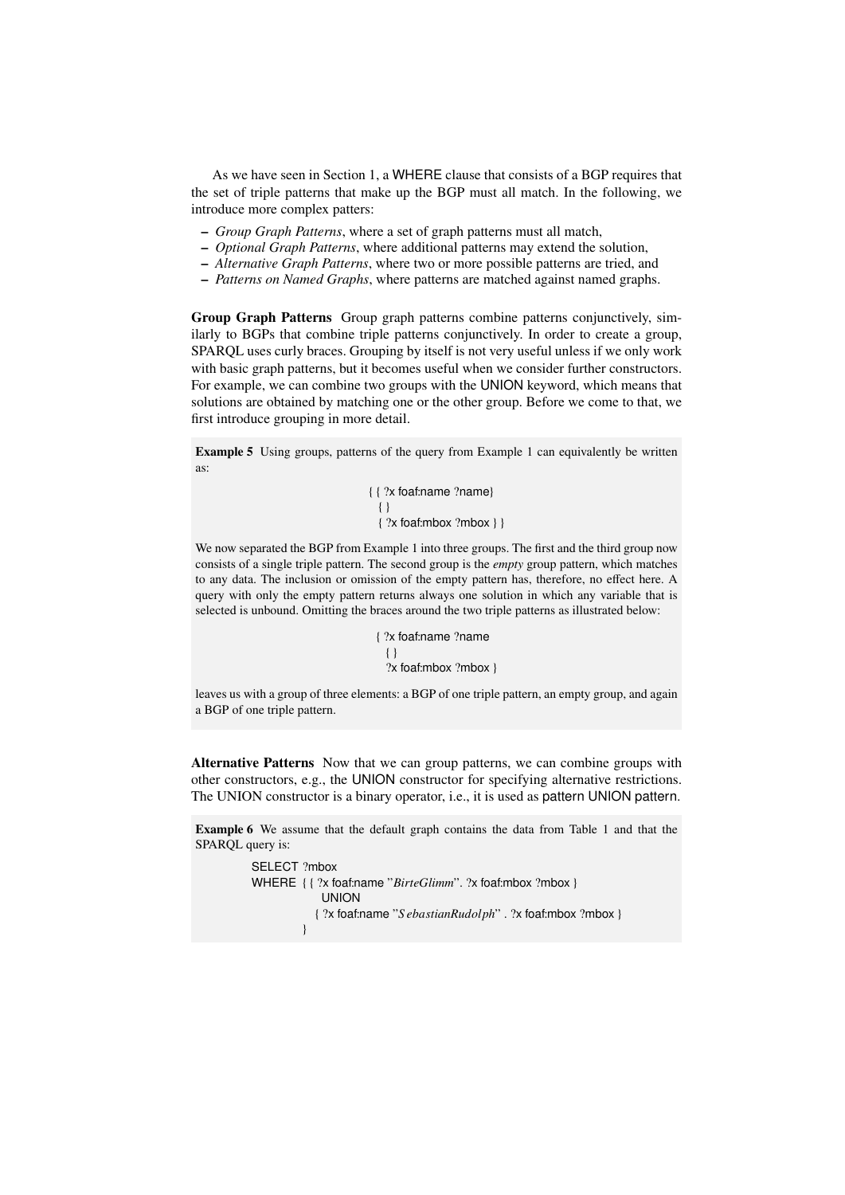As we have seen in Section 1, a WHERE clause that consists of a BGP requires that the set of triple patterns that make up the BGP must all match. In the following, we introduce more complex patters:

- *Group Graph Patterns*, where a set of graph patterns must all match,
- *Optional Graph Patterns*, where additional patterns may extend the solution,
- *Alternative Graph Patterns*, where two or more possible patterns are tried, and
- *Patterns on Named Graphs*, where patterns are matched against named graphs.

**Group Graph Patterns** Group graph patterns combine patterns conjunctively, similarly to BGPs that combine triple patterns conjunctively. In order to create a group, SPARQL uses curly braces. Grouping by itself is not very useful unless if we only work with basic graph patterns, but it becomes useful when we consider further constructors. For example, we can combine two groups with the UNION keyword, which means that solutions are obtained by matching one or the other group. Before we come to that, we first introduce grouping in more detail.

**Example 5** Using groups, patterns of the query from Example 1 can equivalently be written as:

```
{ { ?x foaf:name ?name}
  { }
  { ?x foaf:mbox ?mbox } }
```

We now separated the BGP from Example 1 into three groups. The first and the third group now consists of a single triple pattern. The second group is the *empty* group pattern, which matches to any data. The inclusion or omission of the empty pattern has, therefore, no effect here. A query with only the empty pattern returns always one solution in which any variable that is selected is unbound. Omitting the braces around the two triple patterns as illustrated below:

```
{ ?x foaf:name ?name
  { }
  ?x foaf:mbox ?mbox }
```

leaves us with a group of three elements: a BGP of one triple pattern, an empty group, and again a BGP of one triple pattern.

**Alternative Patterns** Now that we can group patterns, we can combine groups with other constructors, e.g., the UNION constructor for specifying alternative restrictions. The UNION constructor is a binary operator, i.e., it is used as pattern UNION pattern.

**Example 6** We assume that the default graph contains the data from Table 1 and that the SPARQL query is:

```
SELECT ?mbox
WHERE { { ?x foaf:name "BirteGlimm". ?x foaf:mbox ?mbox }
          UNION
        { ?x foaf:name "SebastianRudolph" . ?x foaf:mbox ?mbox }
      }
```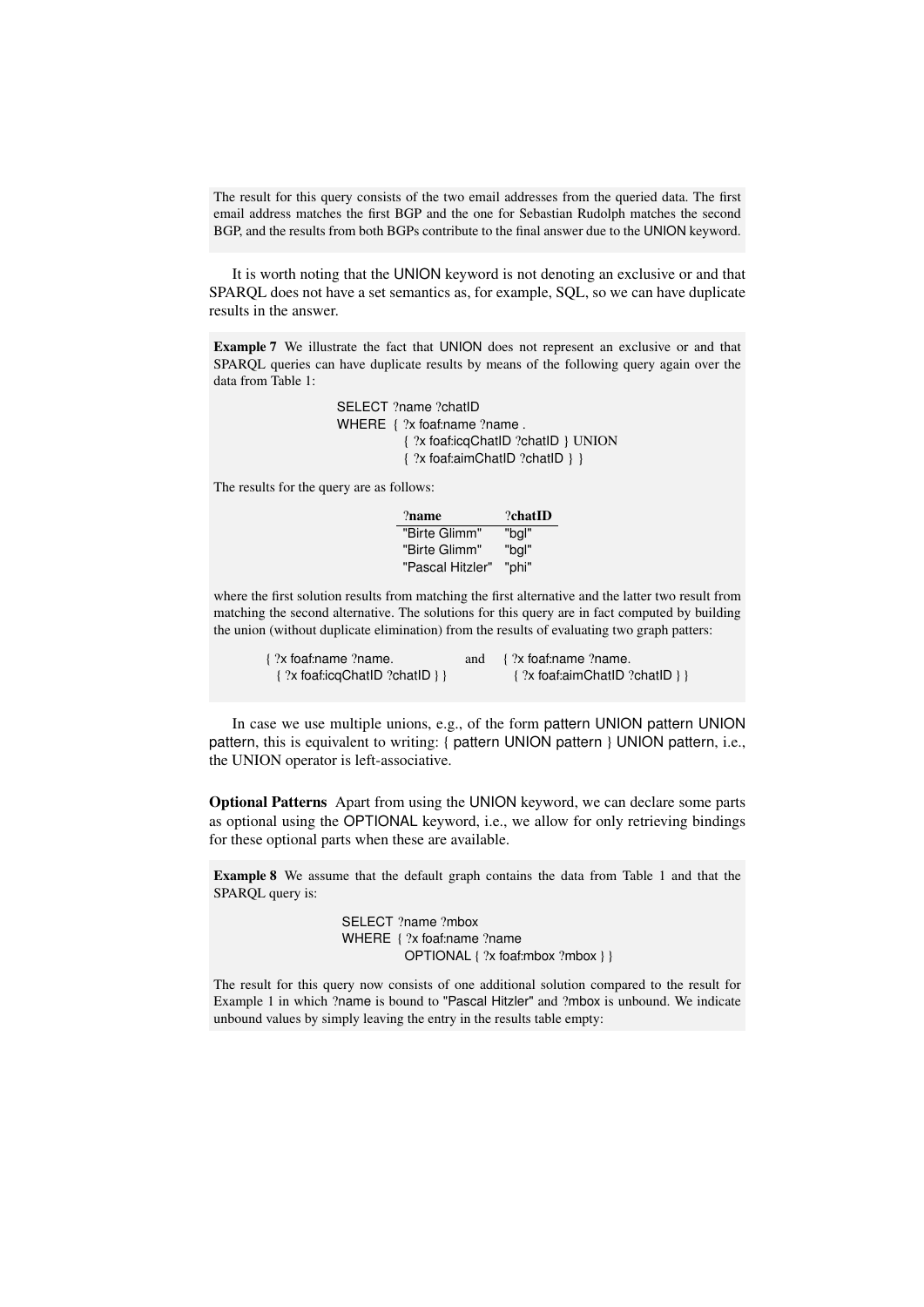The result for this query consists of the two email addresses from the queried data. The first email address matches the first BGP and the one for Sebastian Rudolph matches the second BGP, and the results from both BGPs contribute to the final answer due to the UNION keyword.

It is worth noting that the UNION keyword is not denoting an exclusive or and that SPARQL does not have a set semantics as, for example, SQL, so we can have duplicate results in the answer.

**Example 7** We illustrate the fact that UNION does not represent an exclusive or and that SPARQL queries can have duplicate results by means of the following query again over the data from Table 1:

```
SELECT ?name ?chatID
WHERE { ?x foaf:name ?name .
        { ?x foaf:icqChatID ?chatID } UNION
        { ?x foaf:aimChatID ?chatID } }
```

The results for the query are as follows:

| ?name | ?chatID |
|---|---|
| "Birte Glimm" | "bgl" |
| "Birte Glimm" | "bgl" |
| "Pascal Hitzler" | "phi" |

where the first solution results from matching the first alternative and the latter two result from matching the second alternative. The solutions for this query are in fact computed by building the union (without duplicate elimination) from the results of evaluating two graph patters:

```
{ ?x foaf:name ?name.                 and    { ?x foaf:name ?name.
  { ?x foaf:icqChatID ?chatID } }              { ?x foaf:aimChatID ?chatID } }
```

In case we use multiple unions, e.g., of the form pattern UNION pattern UNION pattern, this is equivalent to writing: { pattern UNION pattern } UNION pattern, i.e., the UNION operator is left-associative.

**Optional Patterns** Apart from using the UNION keyword, we can declare some parts as optional using the OPTIONAL keyword, i.e., we allow for only retrieving bindings for these optional parts when these are available.

**Example 8** We assume that the default graph contains the data from Table 1 and that the SPARQL query is:

```
SELECT ?name ?mbox
WHERE { ?x foaf:name ?name
        OPTIONAL { ?x foaf:mbox ?mbox } }
```

The result for this query now consists of one additional solution compared to the result for Example 1 in which ?name is bound to "Pascal Hitzler" and ?mbox is unbound. We indicate unbound values by simply leaving the entry in the results table empty: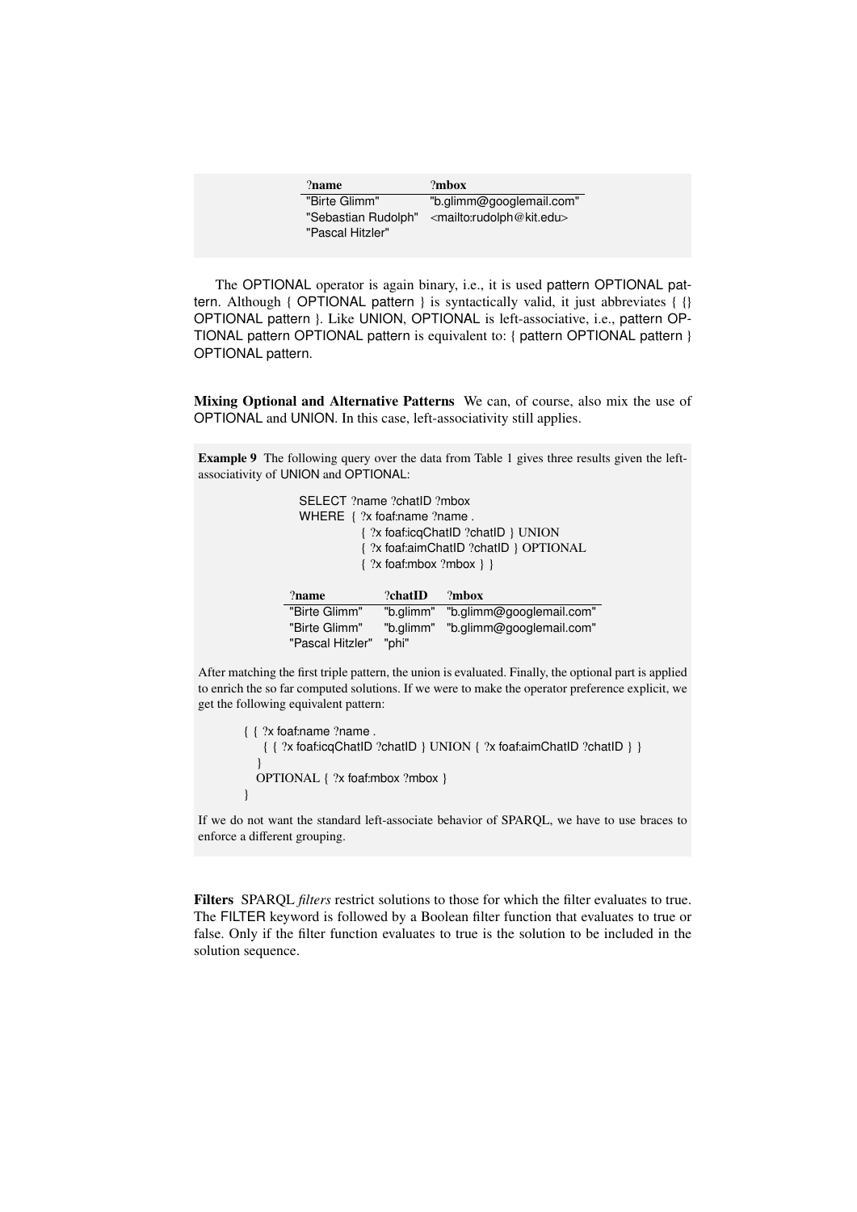| ?name | ?mbox |
|---|---|
| "Birte Glimm" | "b.glimm@googlemail.com" |
| "Sebastian Rudolph" | <mailto:rudolph@kit.edu> |
| "Pascal Hitzler" | |

The OPTIONAL operator is again binary, i.e., it is used pattern OPTIONAL pattern. Although { OPTIONAL pattern } is syntactically valid, it just abbreviates { {} OPTIONAL pattern }. Like UNION, OPTIONAL is left-associative, i.e., pattern OPTIONAL pattern OPTIONAL pattern is equivalent to: { pattern OPTIONAL pattern } OPTIONAL pattern.

**Mixing Optional and Alternative Patterns** We can, of course, also mix the use of OPTIONAL and UNION. In this case, left-associativity still applies.

**Example 9** The following query over the data from Table 1 gives three results given the left-associativity of UNION and OPTIONAL:

```
SELECT ?name ?chatID ?mbox
WHERE { ?x foaf:name ?name .
        { ?x foaf:icqChatID ?chatID } UNION
        { ?x foaf:aimChatID ?chatID } OPTIONAL
        { ?x foaf:mbox ?mbox } }
```

| ?name | ?chatID | ?mbox |
|---|---|---|
| "Birte Glimm" | "b.glimm" | "b.glimm@googlemail.com" |
| "Birte Glimm" | "b.glimm" | "b.glimm@googlemail.com" |
| "Pascal Hitzler" | "phi" | |

After matching the first triple pattern, the union is evaluated. Finally, the optional part is applied to enrich the so far computed solutions. If we were to make the operator preference explicit, we get the following equivalent pattern:

```
{ { ?x foaf:name ?name .
    { { ?x foaf:icqChatID ?chatID } UNION { ?x foaf:aimChatID ?chatID } }
  }
  OPTIONAL { ?x foaf:mbox ?mbox }
}
```

If we do not want the standard left-associate behavior of SPARQL, we have to use braces to enforce a different grouping.

**Filters** SPARQL *filters* restrict solutions to those for which the filter evaluates to true. The FILTER keyword is followed by a Boolean filter function that evaluates to true or false. Only if the filter function evaluates to true is the solution to be included in the solution sequence.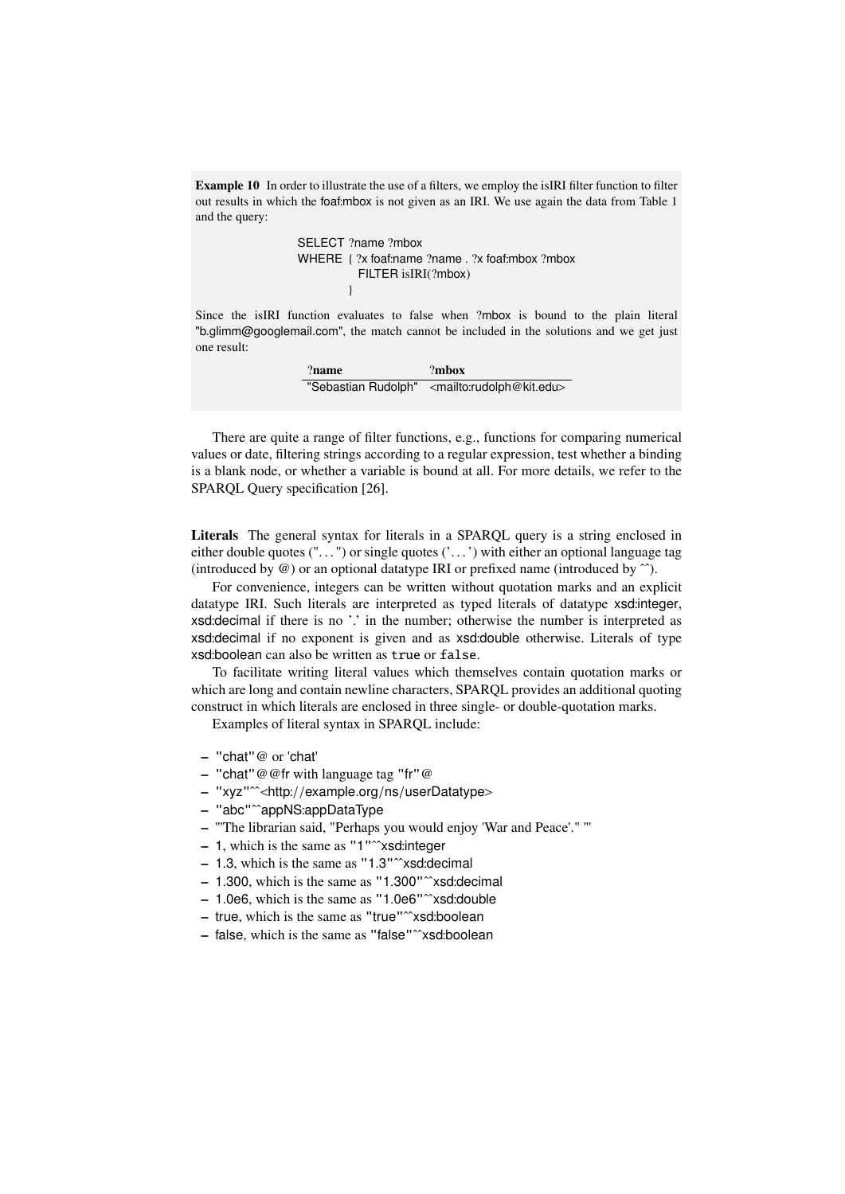**Example 10** In order to illustrate the use of a filters, we employ the isIRI filter function to filter out results in which the foaf:mbox is not given as an IRI. We use again the data from Table 1 and the query:

```
SELECT ?name ?mbox
WHERE { ?x foaf:name ?name . ?x foaf:mbox ?mbox
        FILTER isIRI(?mbox)
      }
```

Since the isIRI function evaluates to false when ?mbox is bound to the plain literal "b.glimm@googlemail.com", the match cannot be included in the solutions and we get just one result:

| ?name | ?mbox |
|---|---|
| "Sebastian Rudolph" | <mailto:rudolph@kit.edu> |

There are quite a range of filter functions, e.g., functions for comparing numerical values or date, filtering strings according to a regular expression, test whether a binding is a blank node, or whether a variable is bound at all. For more details, we refer to the SPARQL Query specification [26].

**Literals** The general syntax for literals in a SPARQL query is a string enclosed in either double quotes ("...") or single quotes ('...') with either an optional language tag (introduced by @) or an optional datatype IRI or prefixed name (introduced by ^^).

For convenience, integers can be written without quotation marks and an explicit datatype IRI. Such literals are interpreted as typed literals of datatype xsd:integer, xsd:decimal if there is no '.' in the number; otherwise the number is interpreted as xsd:decimal if no exponent is given and as xsd:double otherwise. Literals of type xsd:boolean can also be written as `true` or `false`.

To facilitate writing literal values which themselves contain quotation marks or which are long and contain newline characters, SPARQL provides an additional quoting construct in which literals are enclosed in three single- or double-quotation marks.

Examples of literal syntax in SPARQL include:

- "chat"@ or 'chat'
- "chat"@@fr with language tag "fr"@
- "xyz"^^<http://example.org/ns/userDatatype>
- "abc"^^appNS:appDataType
- '''The librarian said, "Perhaps you would enjoy 'War and Peace'." '''
- 1, which is the same as "1"^^xsd:integer
- 1.3, which is the same as "1.3"^^xsd:decimal
- 1.300, which is the same as "1.300"^^xsd:decimal
- 1.0e6, which is the same as "1.0e6"^^xsd:double
- true, which is the same as "true"^^xsd:boolean
- false, which is the same as "false"^^xsd:boolean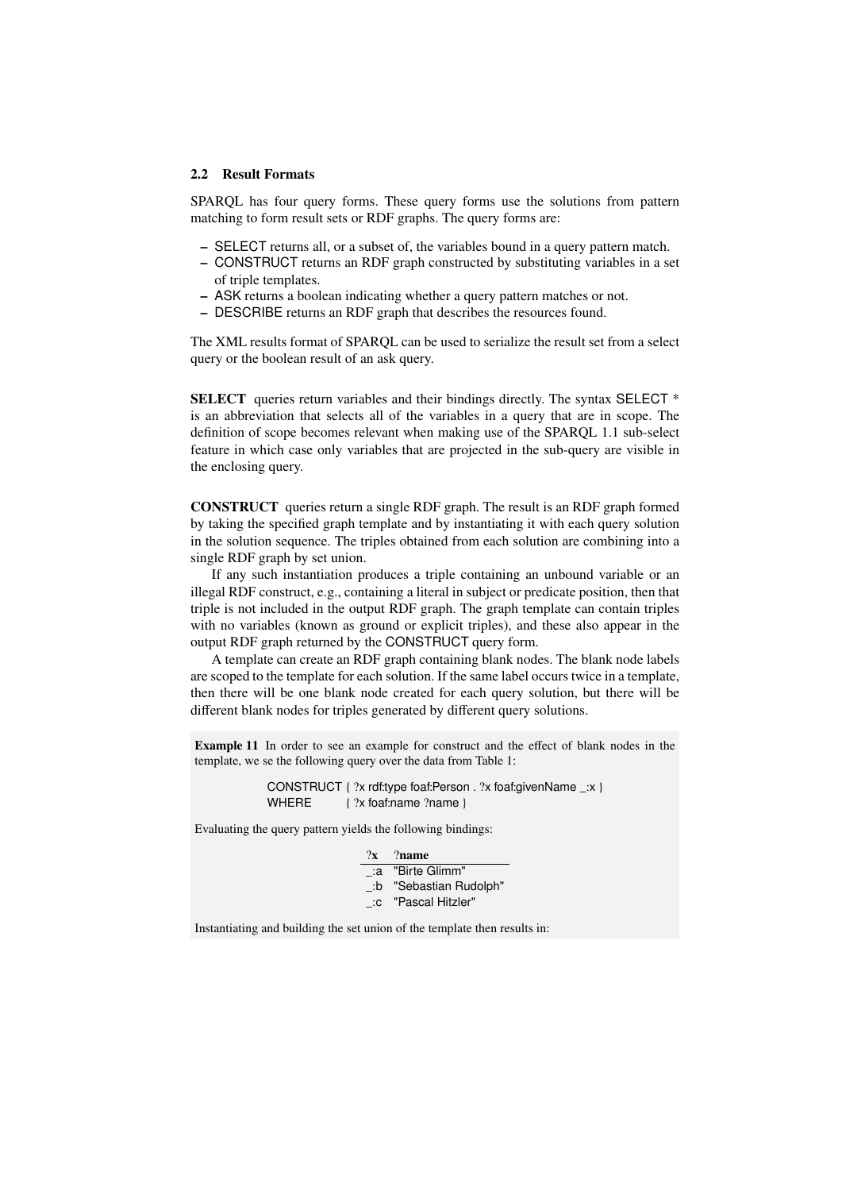### 2.2 Result Formats

SPARQL has four query forms. These query forms use the solutions from pattern matching to form result sets or RDF graphs. The query forms are:

- SELECT returns all, or a subset of, the variables bound in a query pattern match.
- CONSTRUCT returns an RDF graph constructed by substituting variables in a set of triple templates.
- ASK returns a boolean indicating whether a query pattern matches or not.
- DESCRIBE returns an RDF graph that describes the resources found.

The XML results format of SPARQL can be used to serialize the result set from a select query or the boolean result of an ask query.

**SELECT** queries return variables and their bindings directly. The syntax SELECT * is an abbreviation that selects all of the variables in a query that are in scope. The definition of scope becomes relevant when making use of the SPARQL 1.1 sub-select feature in which case only variables that are projected in the sub-query are visible in the enclosing query.

**CONSTRUCT** queries return a single RDF graph. The result is an RDF graph formed by taking the specified graph template and by instantiating it with each query solution in the solution sequence. The triples obtained from each solution are combining into a single RDF graph by set union.

If any such instantiation produces a triple containing an unbound variable or an illegal RDF construct, e.g., containing a literal in subject or predicate position, then that triple is not included in the output RDF graph. The graph template can contain triples with no variables (known as ground or explicit triples), and these also appear in the output RDF graph returned by the CONSTRUCT query form.

A template can create an RDF graph containing blank nodes. The blank node labels are scoped to the template for each solution. If the same label occurs twice in a template, then there will be one blank node created for each query solution, but there will be different blank nodes for triples generated by different query solutions.

**Example 11** In order to see an example for construct and the effect of blank nodes in the template, we se the following query over the data from Table 1:

```
CONSTRUCT { ?x rdf:type foaf:Person . ?x foaf:givenName _:x }
WHERE     { ?x foaf:name ?name }
```

Evaluating the query pattern yields the following bindings:

| ?x | ?name |
|---|---|
| _:a | "Birte Glimm" |
| _:b | "Sebastian Rudolph" |
| _:c | "Pascal Hitzler" |

Instantiating and building the set union of the template then results in: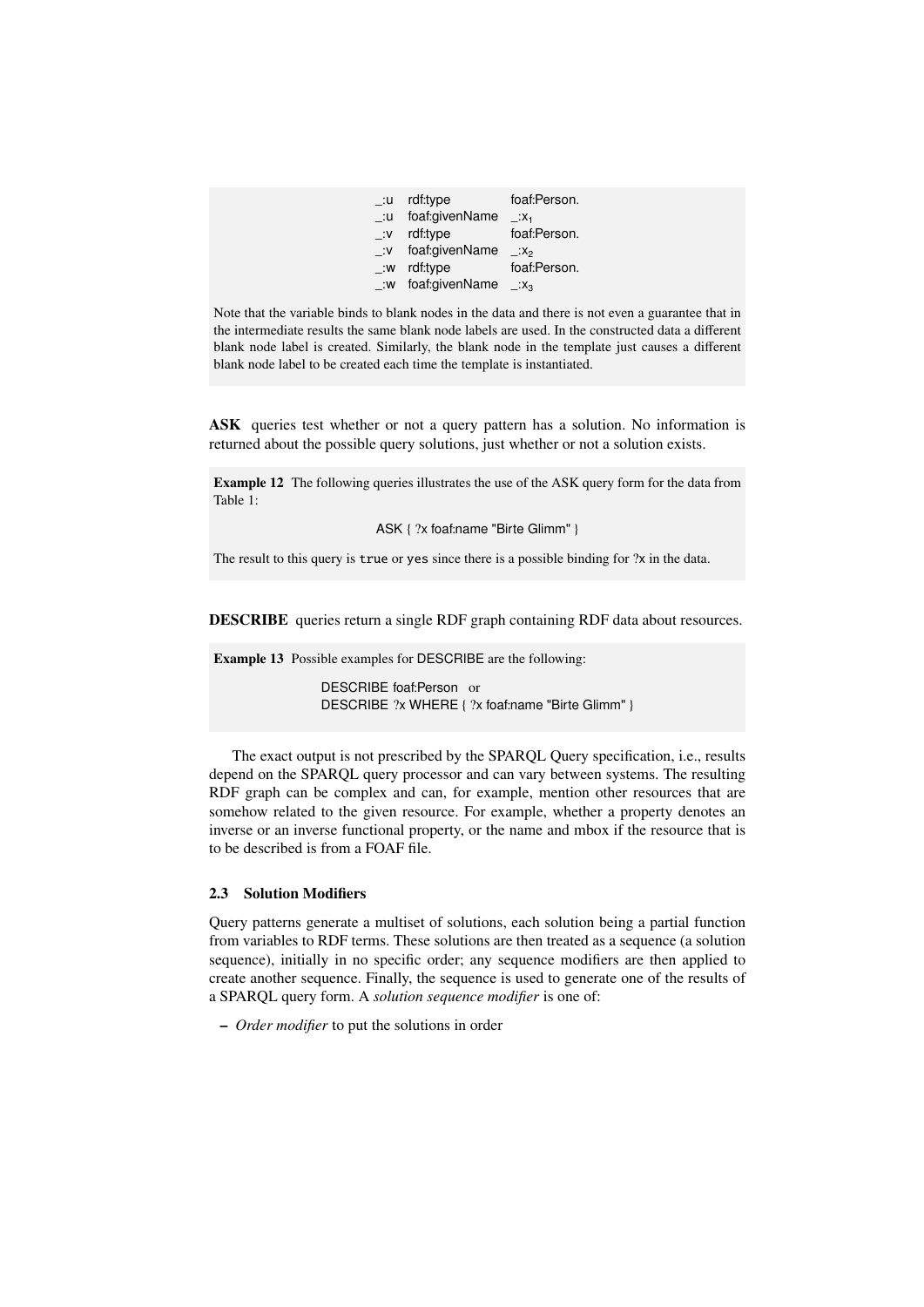```
_:u   rdf:type         foaf:Person.
_:u   foaf:givenName   _:x1
_:v   rdf:type         foaf:Person.
_:v   foaf:givenName   _:x2
_:w   rdf:type         foaf:Person.
_:w   foaf:givenName   _:x3
```

Note that the variable binds to blank nodes in the data and there is not even a guarantee that in the intermediate results the same blank node labels are used. In the constructed data a different blank node label is created. Similarly, the blank node in the template just causes a different blank node label to be created each time the template is instantiated.

**ASK** queries test whether or not a query pattern has a solution. No information is returned about the possible query solutions, just whether or not a solution exists.

**Example 12** The following queries illustrates the use of the ASK query form for the data from Table 1:

```
ASK { ?x foaf:name "Birte Glimm" }
```

The result to this query is `true` or `yes` since there is a possible binding for ?x in the data.

**DESCRIBE** queries return a single RDF graph containing RDF data about resources.

**Example 13** Possible examples for DESCRIBE are the following:

```
DESCRIBE foaf:Person   or
DESCRIBE ?x WHERE { ?x foaf:name "Birte Glimm" }
```

The exact output is not prescribed by the SPARQL Query specification, i.e., results depend on the SPARQL query processor and can vary between systems. The resulting RDF graph can be complex and can, for example, mention other resources that are somehow related to the given resource. For example, whether a property denotes an inverse or an inverse functional property, or the name and mbox if the resource that is to be described is from a FOAF file.

### 2.3 Solution Modifiers

Query patterns generate a multiset of solutions, each solution being a partial function from variables to RDF terms. These solutions are then treated as a sequence (a solution sequence), initially in no specific order; any sequence modifiers are then applied to create another sequence. Finally, the sequence is used to generate one of the results of a SPARQL query form. A *solution sequence modifier* is one of:

– *Order modifier* to put the solutions in order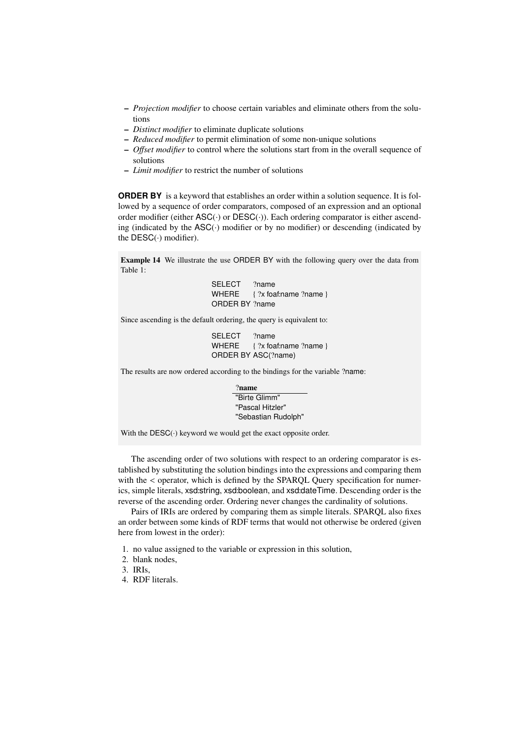- *Projection modifier* to choose certain variables and eliminate others from the solutions
- *Distinct modifier* to eliminate duplicate solutions
- *Reduced modifier* to permit elimination of some non-unique solutions
- *Offset modifier* to control where the solutions start from in the overall sequence of solutions
- *Limit modifier* to restrict the number of solutions

**ORDER BY** is a keyword that establishes an order within a solution sequence. It is followed by a sequence of order comparators, composed of an expression and an optional order modifier (either ASC(·) or DESC(·)). Each ordering comparator is either ascending (indicated by the ASC(·) modifier or by no modifier) or descending (indicated by the DESC(·) modifier).

**Example 14** We illustrate the use ORDER BY with the following query over the data from Table 1:

```
SELECT    ?name
WHERE     { ?x foaf:name ?name }
ORDER BY ?name
```

Since ascending is the default ordering, the query is equivalent to:

```
SELECT    ?name
WHERE     { ?x foaf:name ?name }
ORDER BY ASC(?name)
```

The results are now ordered according to the bindings for the variable ?name:

| ?name |
|---|
| "Birte Glimm" |
| "Pascal Hitzler" |
| "Sebastian Rudolph" |

With the DESC(·) keyword we would get the exact opposite order.

The ascending order of two solutions with respect to an ordering comparator is established by substituting the solution bindings into the expressions and comparing them with the < operator, which is defined by the SPARQL Query specification for numerics, simple literals, xsd:string, xsd:boolean, and xsd:dateTime. Descending order is the reverse of the ascending order. Ordering never changes the cardinality of solutions.

Pairs of IRIs are ordered by comparing them as simple literals. SPARQL also fixes an order between some kinds of RDF terms that would not otherwise be ordered (given here from lowest in the order):

1. no value assigned to the variable or expression in this solution,
2. blank nodes,
3. IRIs,
4. RDF literals.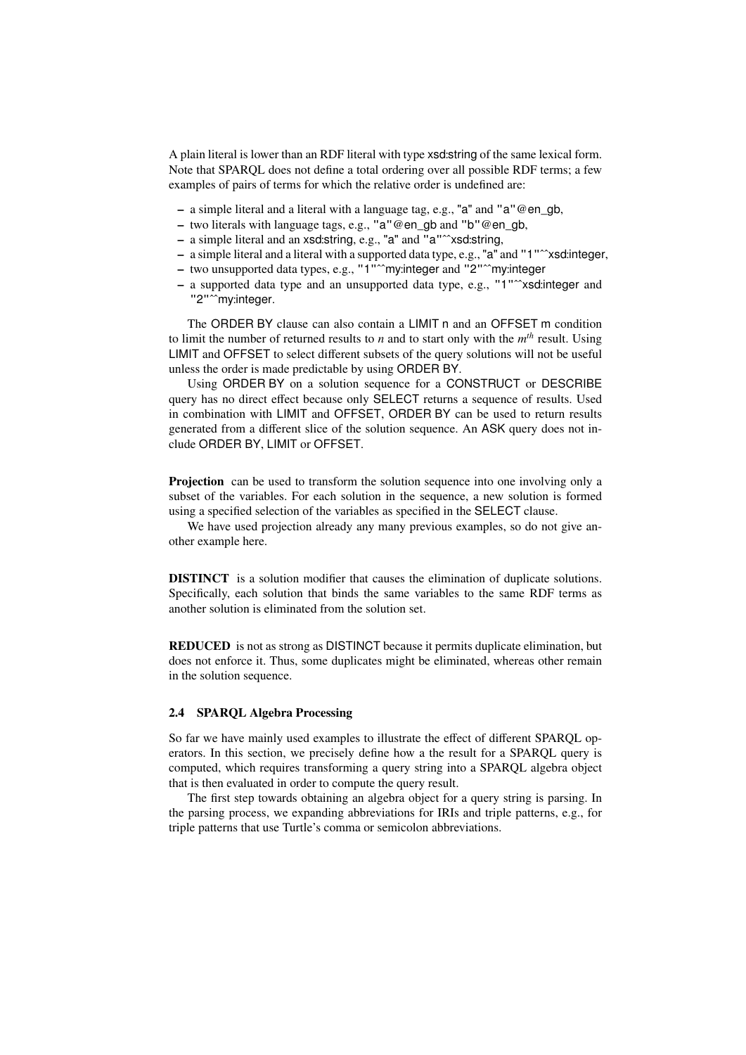A plain literal is lower than an RDF literal with type xsd:string of the same lexical form. Note that SPARQL does not define a total ordering over all possible RDF terms; a few examples of pairs of terms for which the relative order is undefined are:

- a simple literal and a literal with a language tag, e.g., "a" and "a"@en_gb,
- two literals with language tags, e.g., "a"@en_gb and "b"@en_gb,
- a simple literal and an xsd:string, e.g., "a" and "a"^^xsd:string,
- a simple literal and a literal with a supported data type, e.g., "a" and "1"^^xsd:integer,
- two unsupported data types, e.g., "1"^^my:integer and "2"^^my:integer
- a supported data type and an unsupported data type, e.g., "1"^^xsd:integer and "2"^^my:integer.

The ORDER BY clause can also contain a LIMIT n and an OFFSET m condition to limit the number of returned results to *n* and to start only with the $m^{th}$ result. Using LIMIT and OFFSET to select different subsets of the query solutions will not be useful unless the order is made predictable by using ORDER BY.

Using ORDER BY on a solution sequence for a CONSTRUCT or DESCRIBE query has no direct effect because only SELECT returns a sequence of results. Used in combination with LIMIT and OFFSET, ORDER BY can be used to return results generated from a different slice of the solution sequence. An ASK query does not include ORDER BY, LIMIT or OFFSET.

**Projection** can be used to transform the solution sequence into one involving only a subset of the variables. For each solution in the sequence, a new solution is formed using a specified selection of the variables as specified in the SELECT clause.

We have used projection already any many previous examples, so do not give another example here.

**DISTINCT** is a solution modifier that causes the elimination of duplicate solutions. Specifically, each solution that binds the same variables to the same RDF terms as another solution is eliminated from the solution set.

**REDUCED** is not as strong as DISTINCT because it permits duplicate elimination, but does not enforce it. Thus, some duplicates might be eliminated, whereas other remain in the solution sequence.

### 2.4 SPARQL Algebra Processing

So far we have mainly used examples to illustrate the effect of different SPARQL operators. In this section, we precisely define how a the result for a SPARQL query is computed, which requires transforming a query string into a SPARQL algebra object that is then evaluated in order to compute the query result.

The first step towards obtaining an algebra object for a query string is parsing. In the parsing process, we expanding abbreviations for IRIs and triple patterns, e.g., for triple patterns that use Turtle's comma or semicolon abbreviations.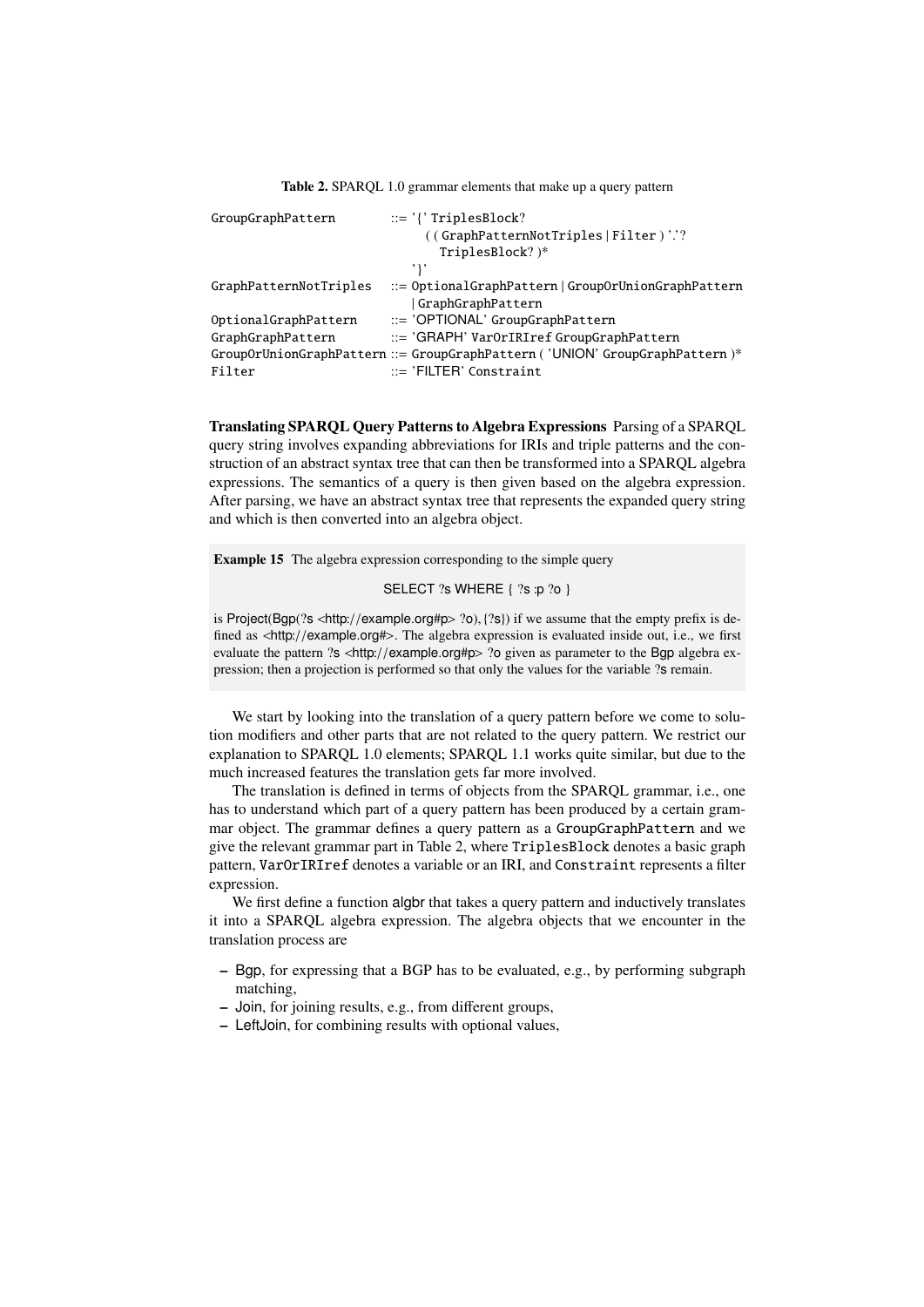**Table 2.** SPARQL 1.0 grammar elements that make up a query pattern

| | |
|---|---|
| `GroupGraphPattern` | ::= '{' `TriplesBlock`? ( ( `GraphPatternNotTriples` \| `Filter` ) '.'? `TriplesBlock`? )* '}' |
| `GraphPatternNotTriples` | ::= `OptionalGraphPattern` \| `GroupOrUnionGraphPattern` \| `GraphGraphPattern` |
| `OptionalGraphPattern` | ::= 'OPTIONAL' `GroupGraphPattern` |
| `GraphGraphPattern` | ::= 'GRAPH' `VarOrIRIref` `GroupGraphPattern` |
| `GroupOrUnionGraphPattern` | ::= `GroupGraphPattern` ( 'UNION' `GroupGraphPattern` )* |
| `Filter` | ::= 'FILTER' `Constraint` |

**Translating SPARQL Query Patterns to Algebra Expressions** Parsing of a SPARQL query string involves expanding abbreviations for IRIs and triple patterns and the construction of an abstract syntax tree that can then be transformed into a SPARQL algebra expressions. The semantics of a query is then given based on the algebra expression. After parsing, we have an abstract syntax tree that represents the expanded query string and which is then converted into an algebra object.

**Example 15** The algebra expression corresponding to the simple query

SELECT ?s WHERE { ?s :p ?o }

is Project(Bgp(?s <http://example.org#p> ?o), {?s}) if we assume that the empty prefix is defined as <http://example.org#>. The algebra expression is evaluated inside out, i.e., we first evaluate the pattern ?s <http://example.org#p> ?o given as parameter to the Bgp algebra expression; then a projection is performed so that only the values for the variable ?s remain.

We start by looking into the translation of a query pattern before we come to solution modifiers and other parts that are not related to the query pattern. We restrict our explanation to SPARQL 1.0 elements; SPARQL 1.1 works quite similar, but due to the much increased features the translation gets far more involved.

The translation is defined in terms of objects from the SPARQL grammar, i.e., one has to understand which part of a query pattern has been produced by a certain grammar object. The grammar defines a query pattern as a `GroupGraphPattern` and we give the relevant grammar part in Table 2, where `TriplesBlock` denotes a basic graph pattern, `VarOrIRIref` denotes a variable or an IRI, and `Constraint` represents a filter expression.

We first define a function algbr that takes a query pattern and inductively translates it into a SPARQL algebra expression. The algebra objects that we encounter in the translation process are

- Bgp, for expressing that a BGP has to be evaluated, e.g., by performing subgraph matching,
- Join, for joining results, e.g., from different groups,
- LeftJoin, for combining results with optional values,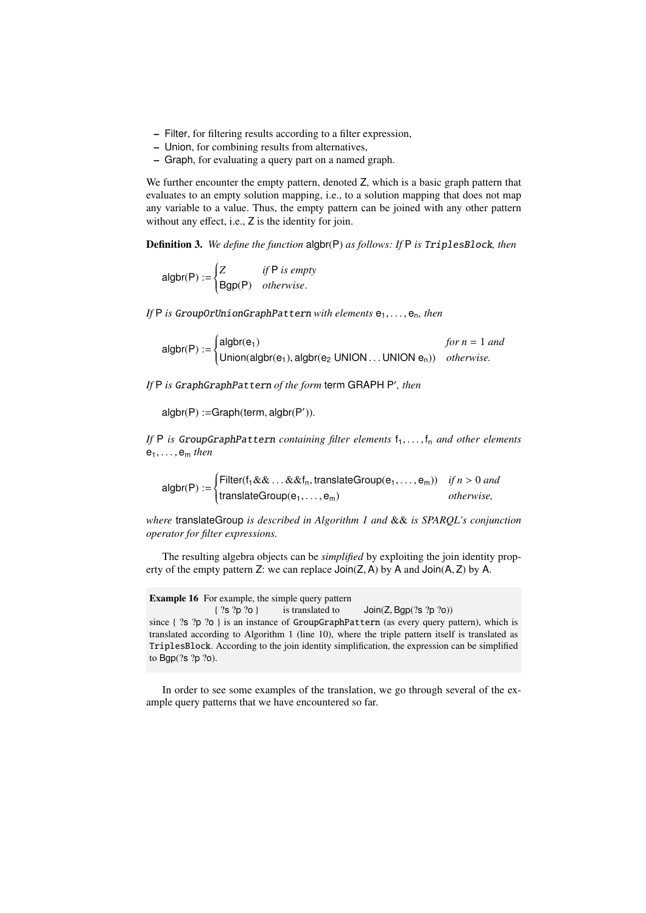- Filter, for filtering results according to a filter expression,
- Union, for combining results from alternatives,
- Graph, for evaluating a query part on a named graph.

We further encounter the empty pattern, denoted Z, which is a basic graph pattern that evaluates to an empty solution mapping, i.e., to a solution mapping that does not map any variable to a value. Thus, the empty pattern can be joined with any other pattern without any effect, i.e., Z is the identity for join.

**Definition 3.** *We define the function* algbr(P) *as follows: If* P *is* `TriplesBlock`*, then*

$$\mathsf{algbr(P)} := \begin{cases} Z & \textit{if } \mathsf{P} \textit{ is empty} \\ \mathsf{Bgp(P)} & \textit{otherwise}. \end{cases}$$

*If* P *is* `GroupOrUnionGraphPattern` *with elements* $\mathsf{e}_1, \ldots, \mathsf{e}_n$*, then*

$$\mathsf{algbr(P)} := \begin{cases} \mathsf{algbr(e_1)} & \textit{for } n = 1 \textit{ and} \\ \mathsf{Union(algbr(e_1), algbr(e_2\ UNION \ldots UNION\ e_n))} & \textit{otherwise.} \end{cases}$$

*If* P *is* `GraphGraphPattern` *of the form* term GRAPH P′*, then*

$$\mathsf{algbr(P)} := \mathsf{Graph(term, algbr(P'))}.$$

*If* P *is* `GroupGraphPattern` *containing filter elements* $\mathsf{f}_1, \ldots, \mathsf{f}_n$ *and other elements* $\mathsf{e}_1, \ldots, \mathsf{e}_m$ *then*

$$\mathsf{algbr(P)} := \begin{cases} \mathsf{Filter(f_1 \&\& \ldots \&\& f_n, translateGroup(e_1, \ldots, e_m))} & \textit{if } n > 0 \textit{ and} \\ \mathsf{translateGroup(e_1, \ldots, e_m)} & \textit{otherwise,} \end{cases}$$

*where* translateGroup *is described in Algorithm 1 and* && *is SPARQL's conjunction operator for filter expressions.*

The resulting algebra objects can be *simplified* by exploiting the join identity property of the empty pattern Z: we can replace Join(Z, A) by A and Join(A, Z) by A.

**Example 16** For example, the simple query pattern
{ ?s ?p ?o } is translated to Join(Z, Bgp(?s ?p ?o))
since { ?s ?p ?o } is an instance of `GroupGraphPattern` (as every query pattern), which is translated according to Algorithm 1 (line 10), where the triple pattern itself is translated as `TriplesBlock`. According to the join identity simplification, the expression can be simplified to Bgp(?s ?p ?o).

In order to see some examples of the translation, we go through several of the example query patterns that we have encountered so far.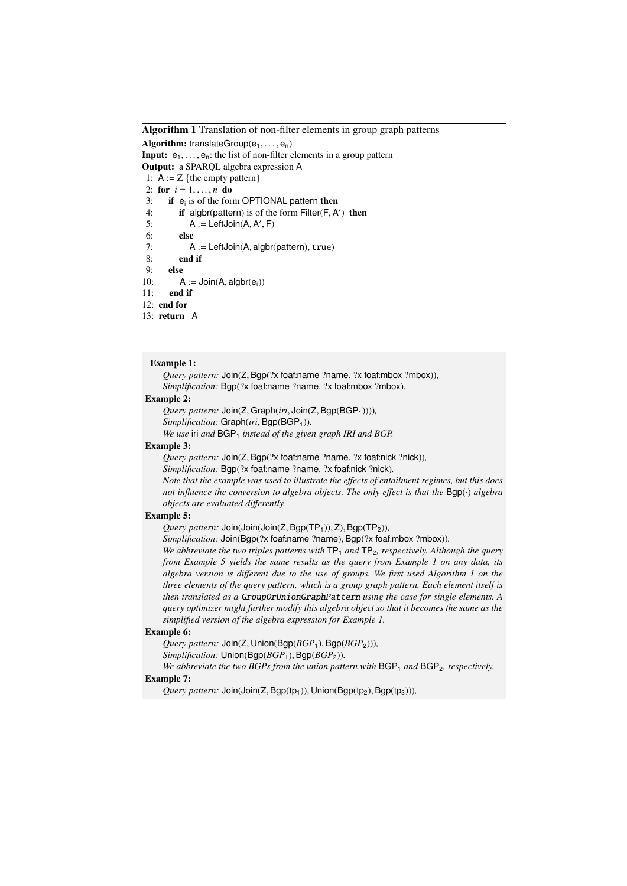**Algorithm 1** Translation of non-filter elements in group graph patterns

```
Algorithm: translateGroup(e_1, ..., e_n)
Input: e_1, ..., e_n: the list of non-filter elements in a group pattern
Output: a SPARQL algebra expression A
 1: A := Z {the empty pattern}
 2: for i = 1, ..., n do
 3:    if e_i is of the form OPTIONAL pattern then
 4:       if algbr(pattern) is of the form Filter(F, A′) then
 5:          A := LeftJoin(A, A′, F)
 6:       else
 7:          A := LeftJoin(A, algbr(pattern), true)
 8:       end if
 9:    else
10:       A := Join(A, algbr(e_i))
11:    end if
12: end for
13: return A
```

**Example 1:**

*Query pattern:* Join(Z, Bgp(?x foaf:name ?name. ?x foaf:mbox ?mbox)),
*Simplification:* Bgp(?x foaf:name ?name. ?x foaf:mbox ?mbox).

**Example 2:**

*Query pattern:* Join(Z, Graph(*iri*, Join(Z, Bgp($\text{BGP}_1$)))),
*Simplification:* Graph(*iri*, Bgp($\text{BGP}_1$)).
*We use* iri *and* $\text{BGP}_1$ *instead of the given graph IRI and BGP.*

**Example 3:**

*Query pattern:* Join(Z, Bgp(?x foaf:name ?name. ?x foaf:nick ?nick)),
*Simplification:* Bgp(?x foaf:name ?name. ?x foaf:nick ?nick).
*Note that the example was used to illustrate the effects of entailment regimes, but this does not influence the conversion to algebra objects. The only effect is that the* Bgp(·) *algebra objects are evaluated differently.*

**Example 5:**

*Query pattern:* Join(Join(Join(Z, Bgp($\text{TP}_1$)), Z), Bgp($\text{TP}_2$)),
*Simplification:* Join(Bgp(?x foaf:name ?name), Bgp(?x foaf:mbox ?mbox)).
*We abbreviate the two triples patterns with* $\text{TP}_1$ *and* $\text{TP}_2$*, respectively. Although the query from Example 5 yields the same results as the query from Example 1 on any data, its algebra version is different due to the use of groups. We first used Algorithm 1 on the three elements of the query pattern, which is a group graph pattern. Each element itself is then translated as a* `GroupOrUnionGraphPattern` *using the case for single elements. A query optimizer might further modify this algebra object so that it becomes the same as the simplified version of the algebra expression for Example 1.*

**Example 6:**

*Query pattern:* Join(Z, Union(Bgp($BGP_1$), Bgp($BGP_2$))),
*Simplification:* Union(Bgp($BGP_1$), Bgp($BGP_2$)).
*We abbreviate the two BGPs from the union pattern with* $\text{BGP}_1$ *and* $\text{BGP}_2$*, respectively.*

**Example 7:**

*Query pattern:* Join(Join(Z, Bgp($\text{tp}_1$)), Union(Bgp($\text{tp}_2$), Bgp($\text{tp}_3$))),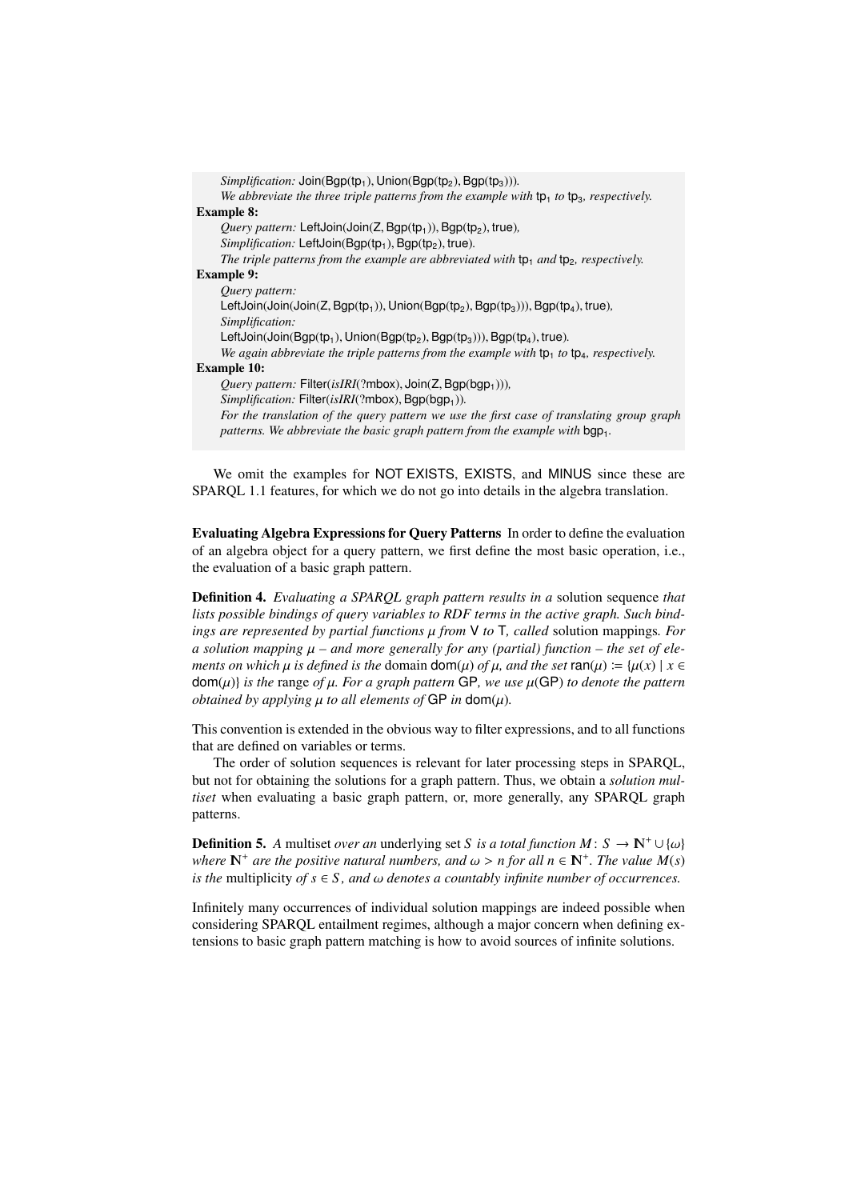*Simplification:* Join(Bgp($\mathsf{tp}_1$), Union(Bgp($\mathsf{tp}_2$), Bgp($\mathsf{tp}_3$))).
*We abbreviate the three triple patterns from the example with* $\mathsf{tp}_1$ *to* $\mathsf{tp}_3$*, respectively.*

**Example 8:**
*Query pattern:* LeftJoin(Join(Z, Bgp($\mathsf{tp}_1$)), Bgp($\mathsf{tp}_2$), true)*,*
*Simplification:* LeftJoin(Bgp($\mathsf{tp}_1$), Bgp($\mathsf{tp}_2$), true).
*The triple patterns from the example are abbreviated with* $\mathsf{tp}_1$ *and* $\mathsf{tp}_2$*, respectively.*

**Example 9:**
*Query pattern:*
LeftJoin(Join(Join(Z, Bgp($\mathsf{tp}_1$)), Union(Bgp($\mathsf{tp}_2$), Bgp($\mathsf{tp}_3$))), Bgp($\mathsf{tp}_4$), true)*,*
*Simplification:*
LeftJoin(Join(Bgp($\mathsf{tp}_1$), Union(Bgp($\mathsf{tp}_2$), Bgp($\mathsf{tp}_3$))), Bgp($\mathsf{tp}_4$), true).
*We again abbreviate the triple patterns from the example with* $\mathsf{tp}_1$ *to* $\mathsf{tp}_4$*, respectively.*

**Example 10:**
*Query pattern:* Filter(*isIRI*(?mbox), Join(Z, Bgp($\mathsf{bgp}_1$)))*,*
*Simplification:* Filter(*isIRI*(?mbox), Bgp($\mathsf{bgp}_1$)).
*For the translation of the query pattern we use the first case of translating group graph patterns. We abbreviate the basic graph pattern from the example with* $\mathsf{bgp}_1$*.*

We omit the examples for NOT EXISTS, EXISTS, and MINUS since these are SPARQL 1.1 features, for which we do not go into details in the algebra translation.

**Evaluating Algebra Expressions for Query Patterns** In order to define the evaluation of an algebra object for a query pattern, we first define the most basic operation, i.e., the evaluation of a basic graph pattern.

**Definition 4.** *Evaluating a SPARQL graph pattern results in a* solution sequence *that lists possible bindings of query variables to RDF terms in the active graph. Such bindings are represented by partial functions* $\mu$ *from* V *to* T*, called* solution mappings*. For a solution mapping* $\mu$ *– and more generally for any (partial) function – the set of elements on which* $\mu$ *is defined is the* domain $\mathsf{dom}(\mu)$ *of* $\mu$*, and the set* $\mathsf{ran}(\mu) \coloneqq \{\mu(x) \mid x \in \mathsf{dom}(\mu)\}$ *is the* range *of* $\mu$*. For a graph pattern* GP*, we use* $\mu(\mathsf{GP})$ *to denote the pattern obtained by applying* $\mu$ *to all elements of* GP *in* $\mathsf{dom}(\mu)$*.*

This convention is extended in the obvious way to filter expressions, and to all functions that are defined on variables or terms.

The order of solution sequences is relevant for later processing steps in SPARQL, but not for obtaining the solutions for a graph pattern. Thus, we obtain a *solution multiset* when evaluating a basic graph pattern, or, more generally, any SPARQL graph patterns.

**Definition 5.** *A* multiset *over an* underlying set $S$ *is a total function* $M\colon S \to \mathbb{N}^+ \cup \{\omega\}$ *where* $\mathbb{N}^+$ *are the positive natural numbers, and* $\omega > n$ *for all* $n \in \mathbb{N}^+$*. The value* $M(s)$ *is the* multiplicity *of* $s \in S$*, and* $\omega$ *denotes a countably infinite number of occurrences.*

Infinitely many occurrences of individual solution mappings are indeed possible when considering SPARQL entailment regimes, although a major concern when defining extensions to basic graph pattern matching is how to avoid sources of infinite solutions.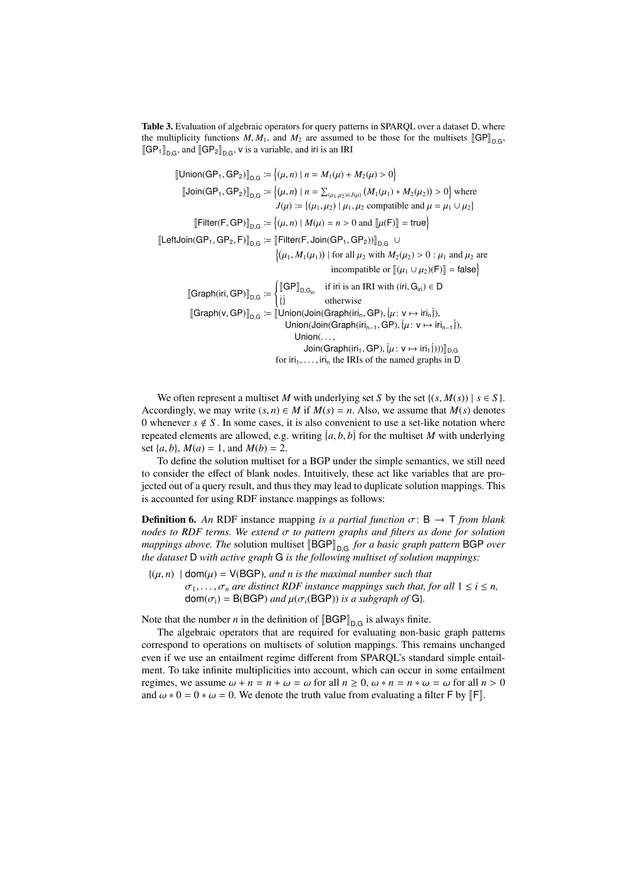**Table 3.** Evaluation of algebraic operators for query patterns in SPARQL over a dataset D, where the multiplicity functions $M, M_1$, and $M_2$ are assumed to be those for the multisets $[\![\mathsf{GP}]\!]_{\mathsf{D,G}}$, $[\![\mathsf{GP_1}]\!]_{\mathsf{D,G}}$, and $[\![\mathsf{GP_2}]\!]_{\mathsf{D,G}}$, v is a variable, and iri is an IRI

$$[\![\mathsf{Union}(\mathsf{GP_1}, \mathsf{GP_2})]\!]_{\mathsf{D,G}} := \left\{(\mu, n) \mid n = M_1(\mu) + M_2(\mu) > 0\right\}$$

$$[\![\mathsf{Join}(\mathsf{GP_1}, \mathsf{GP_2})]\!]_{\mathsf{D,G}} := \left\{(\mu, n) \mid n = \textstyle\sum_{(\mu_1,\mu_2)\in J(\mu)} (M_1(\mu_1) * M_2(\mu_2)) > 0\right\} \text{ where } J(\mu) := \{(\mu_1, \mu_2) \mid \mu_1, \mu_2 \text{ compatible and } \mu = \mu_1 \cup \mu_2\}$$

$$[\![\mathsf{Filter}(\mathsf{F}, \mathsf{GP})]\!]_{\mathsf{D,G}} := \left\{(\mu, n) \mid M(\mu) = n > 0 \text{ and } [\![\mu(\mathsf{F})]\!] = \mathsf{true}\right\}$$

$$[\![\mathsf{LeftJoin}(\mathsf{GP_1}, \mathsf{GP_2}, \mathsf{F})]\!]_{\mathsf{D,G}} := [\![\mathsf{Filter}(\mathsf{F}, \mathsf{Join}(\mathsf{GP_1}, \mathsf{GP_2}))]\!]_{\mathsf{D,G}} \cup \left\{(\mu_1, M_1(\mu_1)) \mid \text{for all } \mu_2 \text{ with } M_2(\mu_2) > 0 : \mu_1 \text{ and } \mu_2 \text{ are incompatible or } [\![(\mu_1 \cup \mu_2)(\mathsf{F})]\!] = \mathsf{false}\right\}$$

$$[\![\mathsf{Graph}(\mathsf{iri}, \mathsf{GP})]\!]_{\mathsf{D,G}} := \begin{cases} [\![\mathsf{GP}]\!]_{\mathsf{D,G_{iri}}} & \text{if iri is an IRI with } (\mathsf{iri}, \mathsf{G_{iri}}) \in \mathsf{D} \\ \{\!\} & \text{otherwise} \end{cases}$$

$$[\![\mathsf{Graph}(\mathsf{v}, \mathsf{GP})]\!]_{\mathsf{D,G}} := [\![\mathsf{Union}(\mathsf{Join}(\mathsf{Graph}(\mathsf{iri_n}, \mathsf{GP}), \{\!\mu\colon \mathsf{v} \mapsto \mathsf{iri_n}\!\}), \mathsf{Union}(\mathsf{Join}(\mathsf{Graph}(\mathsf{iri_{n-1}}, \mathsf{GP}), \{\!\mu\colon \mathsf{v} \mapsto \mathsf{iri_{n-1}}\!\}), \mathsf{Union}(\ldots, \mathsf{Join}(\mathsf{Graph}(\mathsf{iri_1}, \mathsf{GP}), \{\!\mu\colon \mathsf{v} \mapsto \mathsf{iri_1}\!\}))))]\!]_{\mathsf{D,G}}$$

for $\mathsf{iri_1}, \ldots, \mathsf{iri_n}$ the IRIs of the named graphs in D

We often represent a multiset $M$ with underlying set $S$ by the set $\{(s, M(s)) \mid s \in S\}$. Accordingly, we may write $(s, n) \in M$ if $M(s) = n$. Also, we assume that $M(s)$ denotes 0 whenever $s \notin S$. In some cases, it is also convenient to use a set-like notation where repeated elements are allowed, e.g. writing $\{\!a, b, b\!\}$ for the multiset $M$ with underlying set $\{a, b\}$, $M(a) = 1$, and $M(b) = 2$.

To define the solution multiset for a BGP under the simple semantics, we still need to consider the effect of blank nodes. Intuitively, these act like variables that are projected out of a query result, and thus they may lead to duplicate solution mappings. This is accounted for using RDF instance mappings as follows:

**Definition 6.** *An* RDF instance mapping *is a partial function $\sigma\colon \mathsf{B} \to \mathsf{T}$ from blank nodes to RDF terms. We extend $\sigma$ to pattern graphs and filters as done for solution mappings above. The* solution multiset $[\![\mathsf{BGP}]\!]_{\mathsf{D,G}}$ *for a basic graph pattern* BGP *over the dataset* D *with active graph* G *is the following multiset of solution mappings:*

$\{(\mu, n) \mid \mathsf{dom}(\mu) = \mathsf{V}(\mathsf{BGP})$*, and n is the maximal number such that $\sigma_1, \ldots, \sigma_n$ are distinct RDF instance mappings such that, for all $1 \leq i \leq n$, $\mathsf{dom}(\sigma_i) = \mathsf{B}(\mathsf{BGP})$ and $\mu(\sigma_i(\mathsf{BGP}))$ is a subgraph of* G$\}$.

Note that the number $n$ in the definition of $[\![\mathsf{BGP}]\!]_{\mathsf{D,G}}$ is always finite.

The algebraic operators that are required for evaluating non-basic graph patterns correspond to operations on multisets of solution mappings. This remains unchanged even if we use an entailment regime different from SPARQL's standard simple entailment. To take infinite multiplicities into account, which can occur in some entailment regimes, we assume $\omega + n = n + \omega = \omega$ for all $n \geq 0$, $\omega * n = n * \omega = \omega$ for all $n > 0$ and $\omega * 0 = 0 * \omega = 0$. We denote the truth value from evaluating a filter F by $[\![\mathsf{F}]\!]$.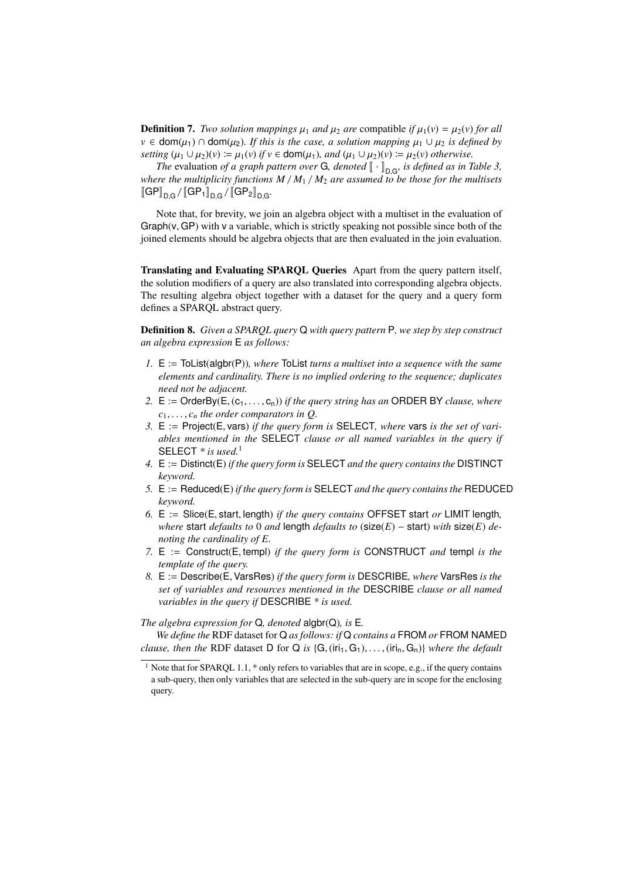**Definition 7.** *Two solution mappings $\mu_1$ and $\mu_2$ are* compatible *if $\mu_1(v) = \mu_2(v)$ for all $v \in \mathsf{dom}(\mu_1) \cap \mathsf{dom}(\mu_2)$. If this is the case, a solution mapping $\mu_1 \cup \mu_2$ is defined by setting $(\mu_1 \cup \mu_2)(v) := \mu_1(v)$ if $v \in \mathsf{dom}(\mu_1)$, and $(\mu_1 \cup \mu_2)(v) := \mu_2(v)$ otherwise.*

*The* evaluation *of a graph pattern over* G*, denoted $[\![\cdot]\!]_{\mathsf{D,G}}$, is defined as in Table 3, where the multiplicity functions $M$ / $M_1$ / $M_2$ are assumed to be those for the multisets $[\![\mathsf{GP}]\!]_{\mathsf{D,G}}$ / $[\![\mathsf{GP_1}]\!]_{\mathsf{D,G}}$ / $[\![\mathsf{GP_2}]\!]_{\mathsf{D,G}}$.*

Note that, for brevity, we join an algebra object with a multiset in the evaluation of Graph(v, GP) with v a variable, which is strictly speaking not possible since both of the joined elements should be algebra objects that are then evaluated in the join evaluation.

**Translating and Evaluating SPARQL Queries** Apart from the query pattern itself, the solution modifiers of a query are also translated into corresponding algebra objects. The resulting algebra object together with a dataset for the query and a query form defines a SPARQL abstract query.

**Definition 8.** *Given a SPARQL query* Q *with query pattern* P*, we step by step construct an algebra expression* E *as follows:*

1. E := ToList(algbr(P)), *where* ToList *turns a multiset into a sequence with the same elements and cardinality. There is no implied ordering to the sequence; duplicates need not be adjacent.*
2. E := OrderBy(E, (c$_1$, ..., c$_n$)) *if the query string has an* ORDER BY *clause, where $c_1, \ldots, c_n$ the order comparators in Q.*
3. E := Project(E, vars) *if the query form is* SELECT*, where* vars *is the set of variables mentioned in the* SELECT *clause or all named variables in the query if* SELECT * *is used.*[1]
4. E := Distinct(E) *if the query form is* SELECT *and the query contains the* DISTINCT *keyword.*
5. E := Reduced(E) *if the query form is* SELECT *and the query contains the* REDUCED *keyword.*
6. E := Slice(E, start, length) *if the query contains* OFFSET start *or* LIMIT length*, where* start *defaults to* 0 *and* length *defaults to* (size($E$) − start) *with* size($E$) *denoting the cardinality of $E$.*
7. E := Construct(E, templ) *if the query form is* CONSTRUCT *and* templ *is the template of the query.*
8. E := Describe(E, VarsRes) *if the query form is* DESCRIBE*, where* VarsRes *is the set of variables and resources mentioned in the* DESCRIBE *clause or all named variables in the query if* DESCRIBE * *is used.*

*The algebra expression for* Q*, denoted* algbr(Q)*, is* E.

*We define the* RDF dataset *for* Q *as follows: if* Q *contains a* FROM *or* FROM NAMED *clause, then the* RDF dataset D for Q *is* {G, (iri$_1$, G$_1$), ..., (iri$_n$, G$_n$)} *where the default*

[1] Note that for SPARQL 1.1, * only refers to variables that are in scope, e.g., if the query contains a sub-query, then only variables that are selected in the sub-query are in scope for the enclosing query.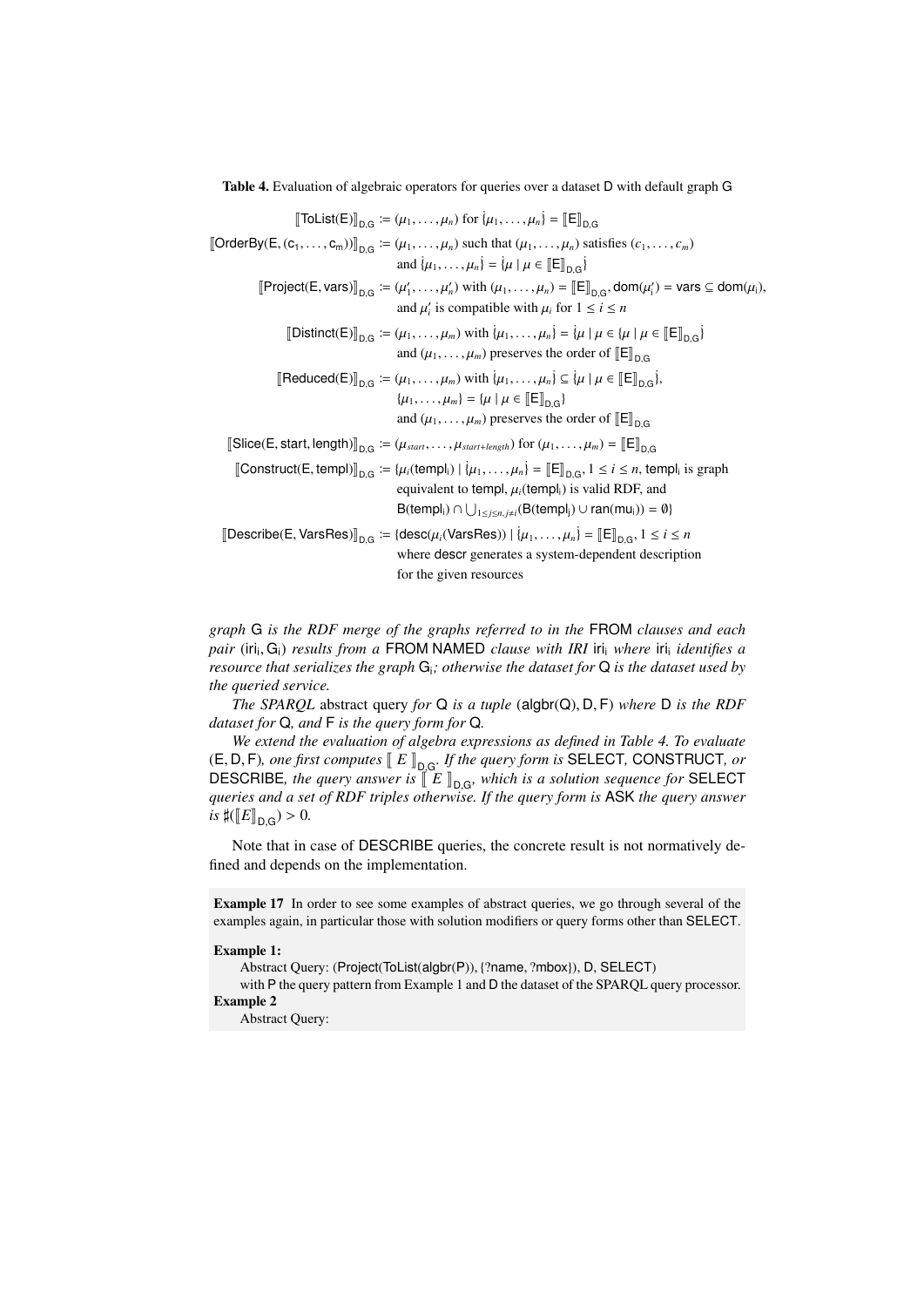**Table 4.** Evaluation of algebraic operators for queries over a dataset D with default graph G

$$
\begin{aligned}
[\![\mathsf{ToList(E)}]\!]_{\mathsf{D,G}} &:= (\mu_1, \ldots, \mu_n) \text{ for } \{\!\!\{\mu_1, \ldots, \mu_n\}\!\!\} = [\![\mathsf{E}]\!]_{\mathsf{D,G}} \\
[\![\mathsf{OrderBy(E, (c_1, \ldots, c_m))}]\!]_{\mathsf{D,G}} &:= (\mu_1, \ldots, \mu_n) \text{ such that } (\mu_1, \ldots, \mu_n) \text{ satisfies } (c_1, \ldots, c_m) \\
&\quad \text{and } \{\!\!\{\mu_1, \ldots, \mu_n\}\!\!\} = \{\!\!\{\mu \mid \mu \in [\![\mathsf{E}]\!]_{\mathsf{D,G}}\}\!\!\} \\
[\![\mathsf{Project(E, vars)}]\!]_{\mathsf{D,G}} &:= (\mu'_1, \ldots, \mu'_n) \text{ with } (\mu_1, \ldots, \mu_n) = [\![\mathsf{E}]\!]_{\mathsf{D,G}}, \mathsf{dom}(\mu'_i) = \mathsf{vars} \subseteq \mathsf{dom}(\mu_i), \\
&\quad \text{and } \mu'_i \text{ is compatible with } \mu_i \text{ for } 1 \leq i \leq n \\
[\![\mathsf{Distinct(E)}]\!]_{\mathsf{D,G}} &:= (\mu_1, \ldots, \mu_m) \text{ with } \{\!\!\{\mu_1, \ldots, \mu_n\}\!\!\} = \{\!\!\{\mu \mid \mu \in \{\mu \mid \mu \in [\![\mathsf{E}]\!]_{\mathsf{D,G}}\}\!\!\} \\
&\quad \text{and } (\mu_1, \ldots, \mu_m) \text{ preserves the order of } [\![\mathsf{E}]\!]_{\mathsf{D,G}} \\
[\![\mathsf{Reduced(E)}]\!]_{\mathsf{D,G}} &:= (\mu_1, \ldots, \mu_m) \text{ with } \{\!\!\{\mu_1, \ldots, \mu_n\}\!\!\} \subseteq \{\!\!\{\mu \mid \mu \in [\![\mathsf{E}]\!]_{\mathsf{D,G}}\}\!\!\}, \\
&\quad \{\mu_1, \ldots, \mu_m\} = \{\mu \mid \mu \in [\![\mathsf{E}]\!]_{\mathsf{D,G}}\} \\
&\quad \text{and } (\mu_1, \ldots, \mu_m) \text{ preserves the order of } [\![\mathsf{E}]\!]_{\mathsf{D,G}} \\
[\![\mathsf{Slice(E, start, length)}]\!]_{\mathsf{D,G}} &:= (\mu_{start}, \ldots, \mu_{start+length}) \text{ for } (\mu_1, \ldots, \mu_m) = [\![\mathsf{E}]\!]_{\mathsf{D,G}} \\
[\![\mathsf{Construct(E, templ)}]\!]_{\mathsf{D,G}} &:= \{\mu_i(\mathsf{templ_i}) \mid \{\!\!\{\mu_1, \ldots, \mu_n\}\!\!\} = [\![\mathsf{E}]\!]_{\mathsf{D,G}}, 1 \leq i \leq n, \mathsf{templ_i} \text{ is graph} \\
&\quad \text{equivalent to } \mathsf{templ}, \mu_i(\mathsf{templ_i}) \text{ is valid RDF, and} \\
&\quad \mathsf{B(templ_i)} \cap \textstyle\bigcup_{1 \leq j \leq n, j \neq i} (\mathsf{B(templ_j)} \cup \mathsf{ran(mu_i)}) = \emptyset\} \\
[\![\mathsf{Describe(E, VarsRes)}]\!]_{\mathsf{D,G}} &:= \{\mathsf{desc}(\mu_i(\mathsf{VarsRes})) \mid \{\!\!\{\mu_1, \ldots, \mu_n\}\!\!\} = [\![\mathsf{E}]\!]_{\mathsf{D,G}}, 1 \leq i \leq n \\
&\quad \text{where } \mathsf{descr} \text{ generates a system-dependent description} \\
&\quad \text{for the given resources}
\end{aligned}
$$

*graph* G *is the RDF merge of the graphs referred to in the* FROM *clauses and each pair* $(\mathsf{iri_i}, \mathsf{G_i})$ *results from a* FROM NAMED *clause with IRI* $\mathsf{iri_i}$ *where* $\mathsf{iri_i}$ *identifies a resource that serializes the graph* $\mathsf{G_i}$*; otherwise the dataset for* Q *is the dataset used by the queried service.*

*The SPARQL* abstract query *for* Q *is a tuple* $(\mathsf{algbr(Q)}, \mathsf{D}, \mathsf{F})$ *where* D *is the RDF dataset for* Q*, and* F *is the query form for* Q*.*

*We extend the evaluation of algebra expressions as defined in Table 4. To evaluate* $(\mathsf{E}, \mathsf{D}, \mathsf{F})$*, one first computes* $[\![ E ]\!]_{\mathsf{D,G}}$*. If the query form is* SELECT*,* CONSTRUCT*, or* DESCRIBE*, the query answer is* $[\![ E ]\!]_{\mathsf{D,G}}$*, which is a solution sequence for* SELECT *queries and a set of RDF triples otherwise. If the query form is* ASK *the query answer is* $\sharp([\![E]\!]_{\mathsf{D,G}}) > 0$*.*

Note that in case of DESCRIBE queries, the concrete result is not normatively defined and depends on the implementation.

**Example 17** In order to see some examples of abstract queries, we go through several of the examples again, in particular those with solution modifiers or query forms other than SELECT.

**Example 1:**
Abstract Query: (Project(ToList(algbr(P)), {?name, ?mbox}), D, SELECT)
with P the query pattern from Example 1 and D the dataset of the SPARQL query processor.

**Example 2**
Abstract Query: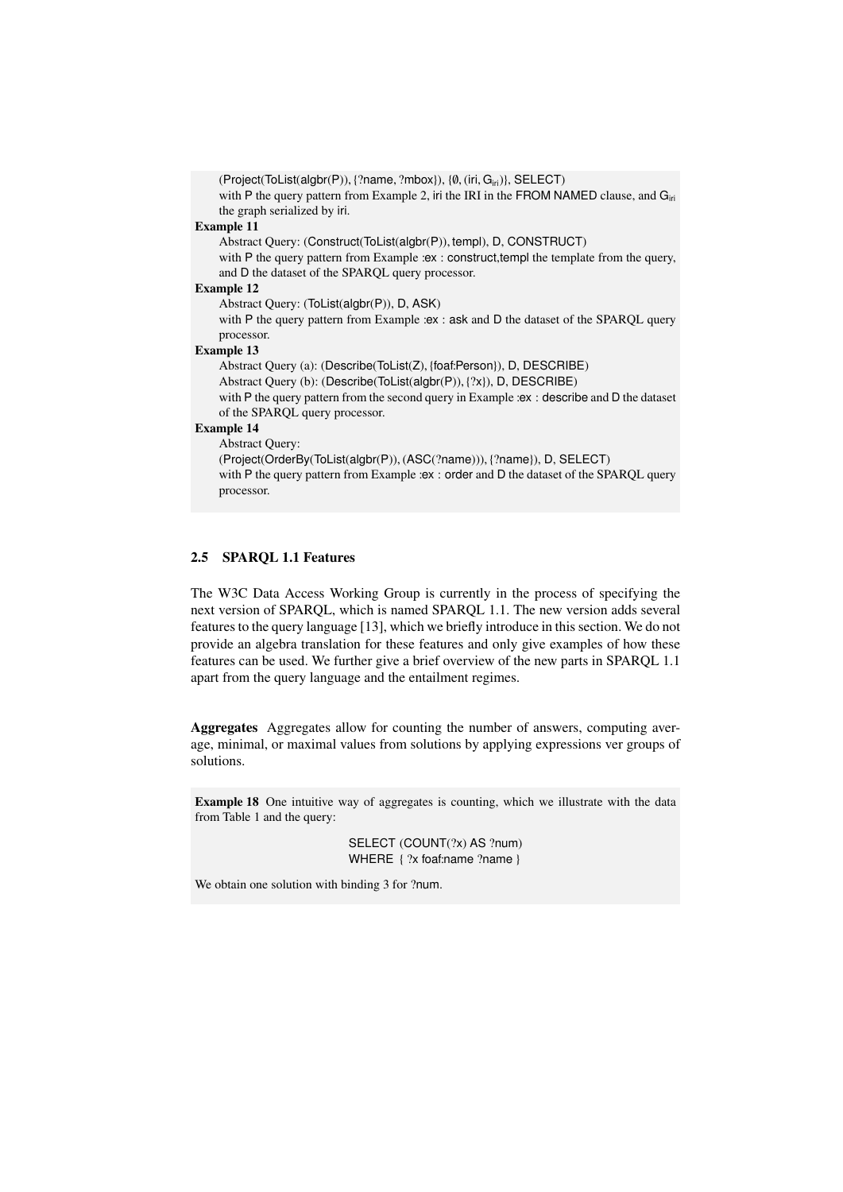(Project(ToList(algbr(P)), {?name, ?mbox}), {∅, (iri, $G_{iri}$)}, SELECT)
with P the query pattern from Example 2, iri the IRI in the FROM NAMED clause, and $G_{iri}$ the graph serialized by iri.

**Example 11**
Abstract Query: (Construct(ToList(algbr(P)), templ), D, CONSTRUCT)
with P the query pattern from Example :ex : construct,templ the template from the query, and D the dataset of the SPARQL query processor.

**Example 12**
Abstract Query: (ToList(algbr(P)), D, ASK)
with P the query pattern from Example :ex : ask and D the dataset of the SPARQL query processor.

**Example 13**
Abstract Query (a): (Describe(ToList(Z), {foaf:Person}), D, DESCRIBE)
Abstract Query (b): (Describe(ToList(algbr(P)), {?x}), D, DESCRIBE)
with P the query pattern from the second query in Example :ex : describe and D the dataset of the SPARQL query processor.

**Example 14**
Abstract Query:
(Project(OrderBy(ToList(algbr(P)), (ASC(?name))), {?name}), D, SELECT)
with P the query pattern from Example :ex : order and D the dataset of the SPARQL query processor.

### 2.5 SPARQL 1.1 Features

The W3C Data Access Working Group is currently in the process of specifying the next version of SPARQL, which is named SPARQL 1.1. The new version adds several features to the query language [13], which we briefly introduce in this section. We do not provide an algebra translation for these features and only give examples of how these features can be used. We further give a brief overview of the new parts in SPARQL 1.1 apart from the query language and the entailment regimes.

**Aggregates** Aggregates allow for counting the number of answers, computing average, minimal, or maximal values from solutions by applying expressions ver groups of solutions.

**Example 18** One intuitive way of aggregates is counting, which we illustrate with the data from Table 1 and the query:

```
SELECT (COUNT(?x) AS ?num)
WHERE { ?x foaf:name ?name }
```

We obtain one solution with binding 3 for ?num.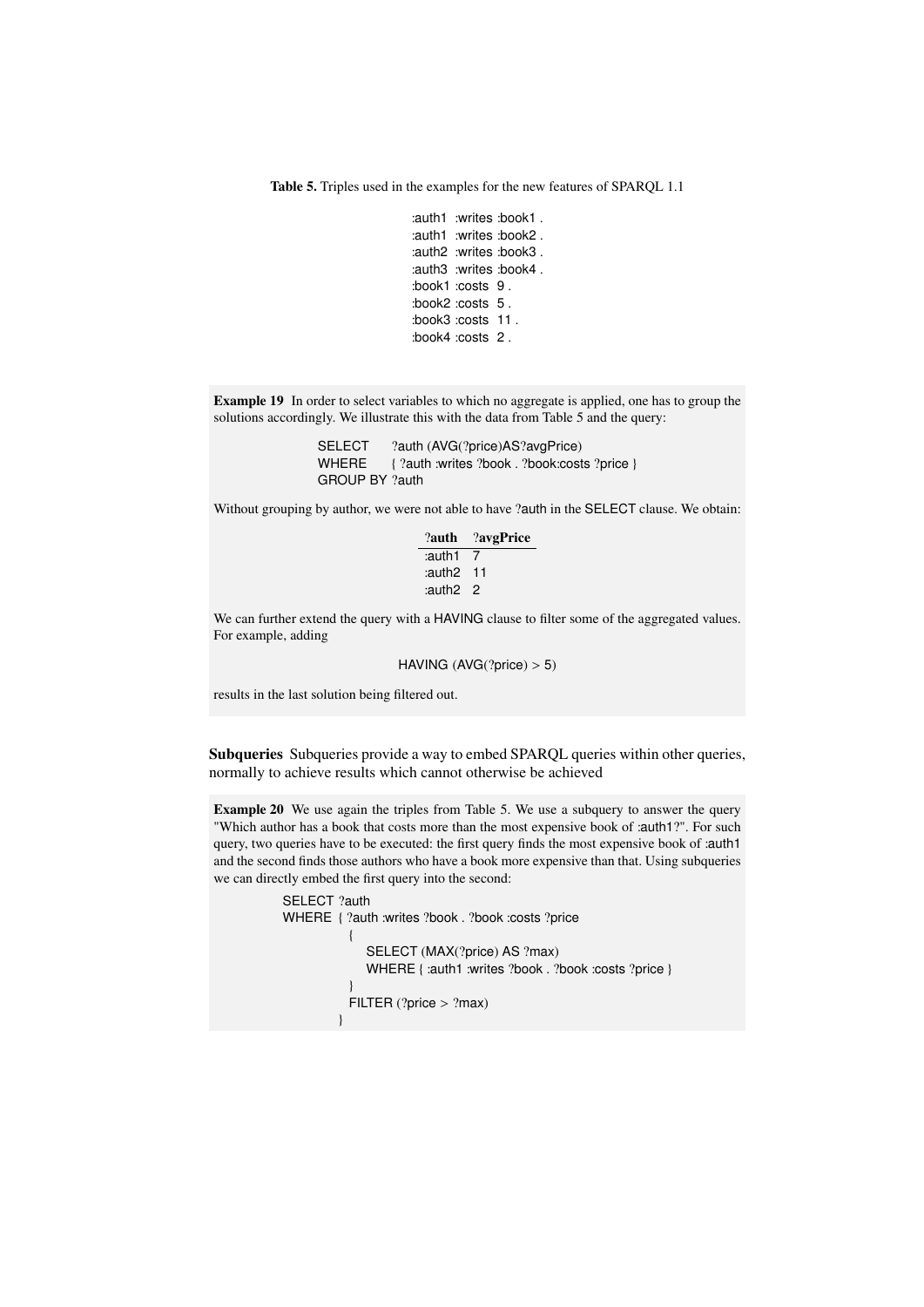**Table 5.** Triples used in the examples for the new features of SPARQL 1.1

```
:auth1  :writes :book1 .
:auth1  :writes :book2 .
:auth2  :writes :book3 .
:auth3  :writes :book4 .
:book1 :costs  9 .
:book2 :costs  5 .
:book3 :costs  11 .
:book4 :costs  2 .
```

**Example 19** In order to select variables to which no aggregate is applied, one has to group the solutions accordingly. We illustrate this with the data from Table 5 and the query:

```
SELECT     ?auth (AVG(?price)AS?avgPrice)
WHERE      { ?auth :writes ?book . ?book:costs ?price }
GROUP BY ?auth
```

Without grouping by author, we were not able to have ?auth in the SELECT clause. We obtain:

| ?auth | ?avgPrice |
|---|---|
| :auth1 | 7 |
| :auth2 | 11 |
| :auth2 | 2 |

We can further extend the query with a HAVING clause to filter some of the aggregated values. For example, adding

```
HAVING (AVG(?price) > 5)
```

results in the last solution being filtered out.

**Subqueries** Subqueries provide a way to embed SPARQL queries within other queries, normally to achieve results which cannot otherwise be achieved

**Example 20** We use again the triples from Table 5. We use a subquery to answer the query "Which author has a book that costs more than the most expensive book of :auth1?". For such query, two queries have to be executed: the first query finds the most expensive book of :auth1 and the second finds those authors who have a book more expensive than that. Using subqueries we can directly embed the first query into the second:

```
SELECT ?auth
WHERE { ?auth :writes ?book . ?book :costs ?price
          {
            SELECT (MAX(?price) AS ?max)
            WHERE { :auth1 :writes ?book . ?book :costs ?price }
          }
          FILTER (?price > ?max)
        }
```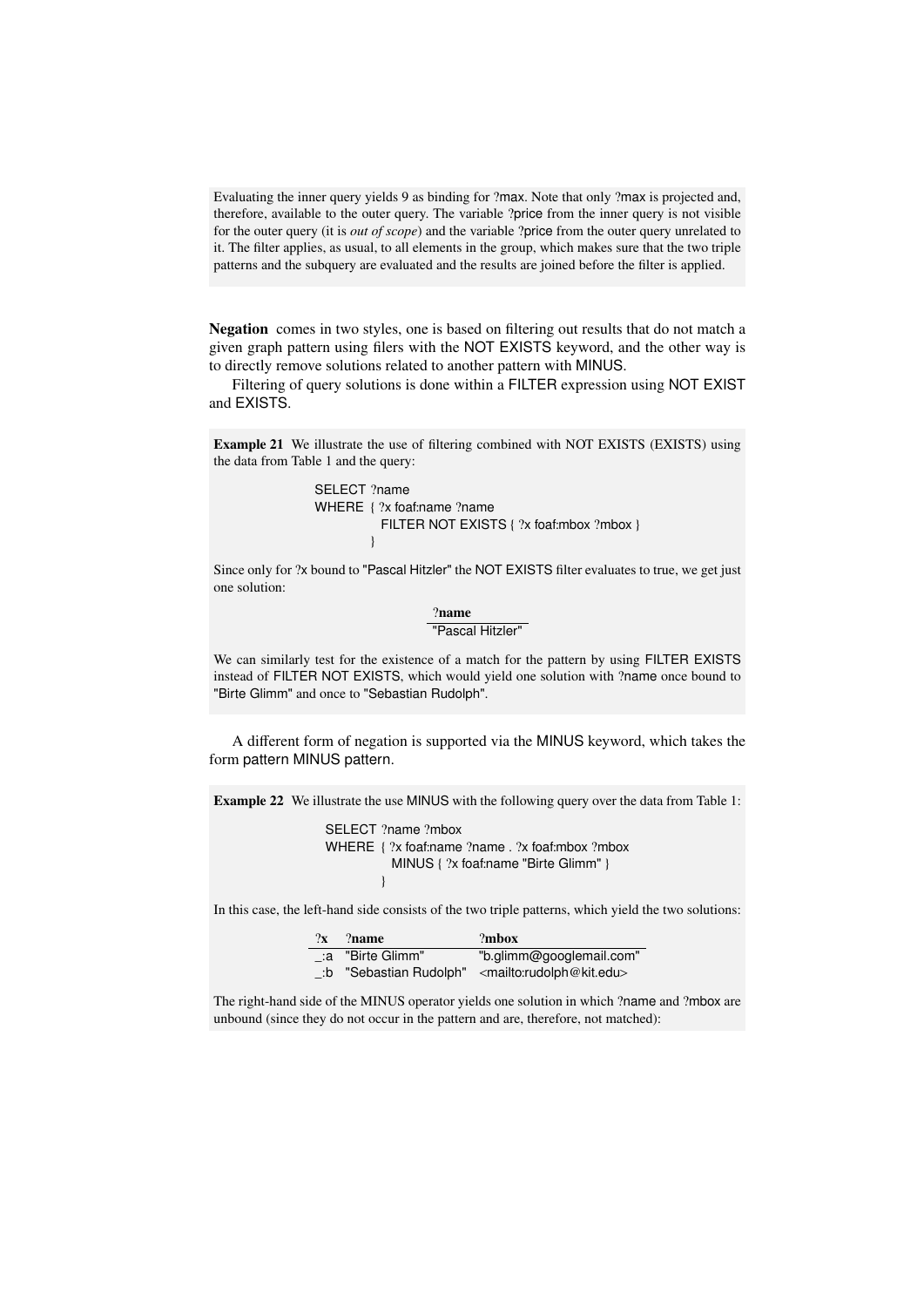Evaluating the inner query yields 9 as binding for ?max. Note that only ?max is projected and, therefore, available to the outer query. The variable ?price from the inner query is not visible for the outer query (it is *out of scope*) and the variable ?price from the outer query unrelated to it. The filter applies, as usual, to all elements in the group, which makes sure that the two triple patterns and the subquery are evaluated and the results are joined before the filter is applied.

**Negation** comes in two styles, one is based on filtering out results that do not match a given graph pattern using filers with the NOT EXISTS keyword, and the other way is to directly remove solutions related to another pattern with MINUS.

Filtering of query solutions is done within a FILTER expression using NOT EXIST and EXISTS.

**Example 21** We illustrate the use of filtering combined with NOT EXISTS (EXISTS) using the data from Table 1 and the query:

```
SELECT ?name
WHERE { ?x foaf:name ?name
          FILTER NOT EXISTS { ?x foaf:mbox ?mbox }
        }
```

Since only for ?x bound to "Pascal Hitzler" the NOT EXISTS filter evaluates to true, we get just one solution:

| ?name |
|---|
| "Pascal Hitzler" |

We can similarly test for the existence of a match for the pattern by using FILTER EXISTS instead of FILTER NOT EXISTS, which would yield one solution with ?name once bound to "Birte Glimm" and once to "Sebastian Rudolph".

A different form of negation is supported via the MINUS keyword, which takes the form pattern MINUS pattern.

**Example 22** We illustrate the use MINUS with the following query over the data from Table 1:

```
SELECT ?name ?mbox
WHERE { ?x foaf:name ?name . ?x foaf:mbox ?mbox
          MINUS { ?x foaf:name "Birte Glimm" }
        }
```

In this case, the left-hand side consists of the two triple patterns, which yield the two solutions:

| ?x | ?name | ?mbox |
|---|---|---|
| _:a | "Birte Glimm" | "b.glimm@googlemail.com" |
| _:b | "Sebastian Rudolph" | <mailto:rudolph@kit.edu> |

The right-hand side of the MINUS operator yields one solution in which ?name and ?mbox are unbound (since they do not occur in the pattern and are, therefore, not matched):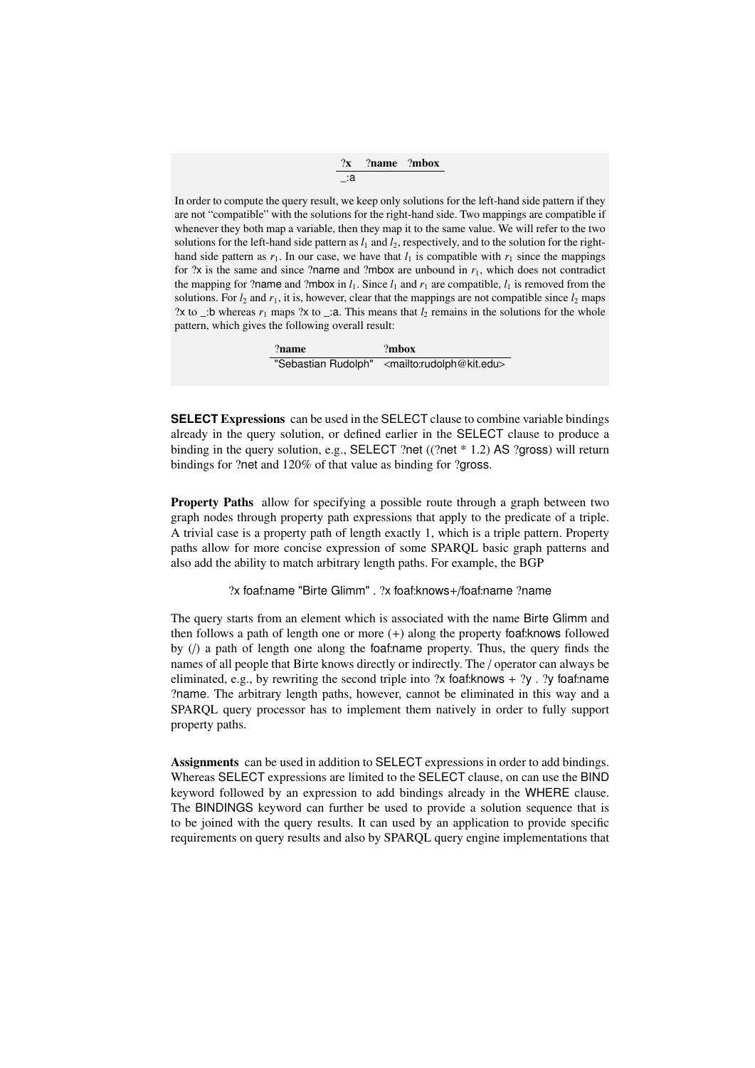| ?x | ?name | ?mbox |
|---|---|---|
| _:a | | |

In order to compute the query result, we keep only solutions for the left-hand side pattern if they are not "compatible" with the solutions for the right-hand side. Two mappings are compatible if whenever they both map a variable, then they map it to the same value. We will refer to the two solutions for the left-hand side pattern as $l_1$ and $l_2$, respectively, and to the solution for the right-hand side pattern as $r_1$. In our case, we have that $l_1$ is compatible with $r_1$ since the mappings for ?x is the same and since ?name and ?mbox are unbound in $r_1$, which does not contradict the mapping for ?name and ?mbox in $l_1$. Since $l_1$ and $r_1$ are compatible, $l_1$ is removed from the solutions. For $l_2$ and $r_1$, it is, however, clear that the mappings are not compatible since $l_2$ maps ?x to _:b whereas $r_1$ maps ?x to _:a. This means that $l_2$ remains in the solutions for the whole pattern, which gives the following overall result:

| ?name | ?mbox |
|---|---|
| "Sebastian Rudolph" | <mailto:rudolph@kit.edu> |

**SELECT Expressions** can be used in the SELECT clause to combine variable bindings already in the query solution, or defined earlier in the SELECT clause to produce a binding in the query solution, e.g., SELECT ?net ((?net * 1.2) AS ?gross) will return bindings for ?net and 120% of that value as binding for ?gross.

**Property Paths** allow for specifying a possible route through a graph between two graph nodes through property path expressions that apply to the predicate of a triple. A trivial case is a property path of length exactly 1, which is a triple pattern. Property paths allow for more concise expression of some SPARQL basic graph patterns and also add the ability to match arbitrary length paths. For example, the BGP

?x foaf:name "Birte Glimm" . ?x foaf:knows+/foaf:name ?name

The query starts from an element which is associated with the name Birte Glimm and then follows a path of length one or more (+) along the property foaf:knows followed by (/) a path of length one along the foaf:name property. Thus, the query finds the names of all people that Birte knows directly or indirectly. The / operator can always be eliminated, e.g., by rewriting the second triple into ?x foaf:knows + ?y . ?y foaf:name ?name. The arbitrary length paths, however, cannot be eliminated in this way and a SPARQL query processor has to implement them natively in order to fully support property paths.

**Assignments** can be used in addition to SELECT expressions in order to add bindings. Whereas SELECT expressions are limited to the SELECT clause, on can use the BIND keyword followed by an expression to add bindings already in the WHERE clause. The BINDINGS keyword can further be used to provide a solution sequence that is to be joined with the query results. It can used by an application to provide specific requirements on query results and also by SPARQL query engine implementations that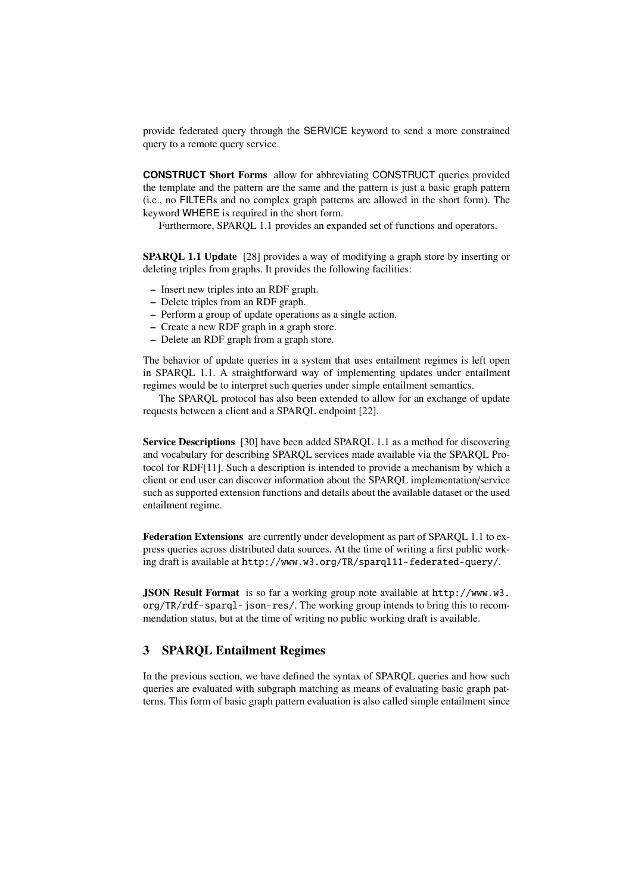provide federated query through the SERVICE keyword to send a more constrained query to a remote query service.

**CONSTRUCT Short Forms** allow for abbreviating CONSTRUCT queries provided the template and the pattern are the same and the pattern is just a basic graph pattern (i.e., no FILTERs and no complex graph patterns are allowed in the short form). The keyword WHERE is required in the short form.

Furthermore, SPARQL 1.1 provides an expanded set of functions and operators.

**SPARQL 1.1 Update** [28] provides a way of modifying a graph store by inserting or deleting triples from graphs. It provides the following facilities:

- Insert new triples into an RDF graph.
- Delete triples from an RDF graph.
- Perform a group of update operations as a single action.
- Create a new RDF graph in a graph store.
- Delete an RDF graph from a graph store.

The behavior of update queries in a system that uses entailment regimes is left open in SPARQL 1.1. A straightforward way of implementing updates under entailment regimes would be to interpret such queries under simple entailment semantics.

The SPARQL protocol has also been extended to allow for an exchange of update requests between a client and a SPARQL endpoint [22].

**Service Descriptions** [30] have been added SPARQL 1.1 as a method for discovering and vocabulary for describing SPARQL services made available via the SPARQL Protocol for RDF[11]. Such a description is intended to provide a mechanism by which a client or end user can discover information about the SPARQL implementation/service such as supported extension functions and details about the available dataset or the used entailment regime.

**Federation Extensions** are currently under development as part of SPARQL 1.1 to express queries across distributed data sources. At the time of writing a first public working draft is available at `http://www.w3.org/TR/sparql11-federated-query/`.

**JSON Result Format** is so far a working group note available at `http://www.w3.org/TR/rdf-sparql-json-res/`. The working group intends to bring this to recommendation status, but at the time of writing no public working draft is available.

## 3 SPARQL Entailment Regimes

In the previous section, we have defined the syntax of SPARQL queries and how such queries are evaluated with subgraph matching as means of evaluating basic graph patterns. This form of basic graph pattern evaluation is also called simple entailment since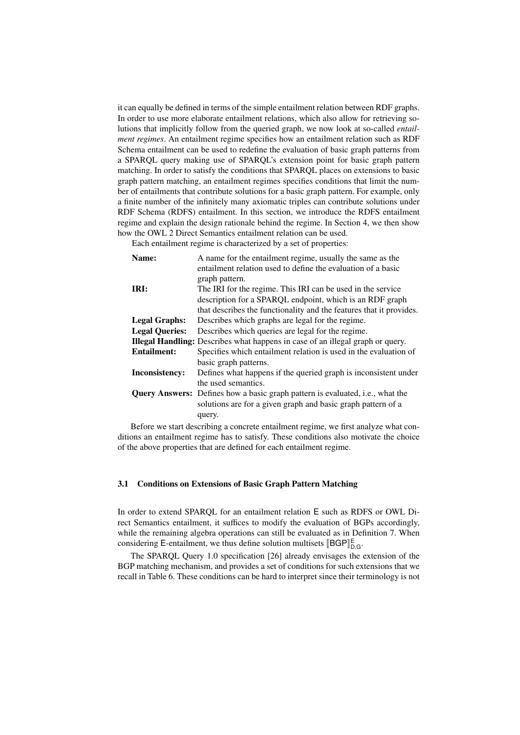it can equally be defined in terms of the simple entailment relation between RDF graphs. In order to use more elaborate entailment relations, which also allow for retrieving solutions that implicitly follow from the queried graph, we now look at so-called *entailment regimes*. An entailment regime specifies how an entailment relation such as RDF Schema entailment can be used to redefine the evaluation of basic graph patterns from a SPARQL query making use of SPARQL's extension point for basic graph pattern matching. In order to satisfy the conditions that SPARQL places on extensions to basic graph pattern matching, an entailment regimes specifies conditions that limit the number of entailments that contribute solutions for a basic graph pattern. For example, only a finite number of the infinitely many axiomatic triples can contribute solutions under RDF Schema (RDFS) entailment. In this section, we introduce the RDFS entailment regime and explain the design rationale behind the regime. In Section 4, we then show how the OWL 2 Direct Semantics entailment relation can be used.

Each entailment regime is characterized by a set of properties:

- **Name:** A name for the entailment regime, usually the same as the entailment relation used to define the evaluation of a basic graph pattern.
- **IRI:** The IRI for the regime. This IRI can be used in the service description for a SPARQL endpoint, which is an RDF graph that describes the functionality and the features that it provides.
- **Legal Graphs:** Describes which graphs are legal for the regime.
- **Legal Queries:** Describes which queries are legal for the regime.
- **Illegal Handling:** Describes what happens in case of an illegal graph or query.
- **Entailment:** Specifies which entailment relation is used in the evaluation of basic graph patterns.
- **Inconsistency:** Defines what happens if the queried graph is inconsistent under the used semantics.
- **Query Answers:** Defines how a basic graph pattern is evaluated, i.e., what the solutions are for a given graph and basic graph pattern of a query.

Before we start describing a concrete entailment regime, we first analyze what conditions an entailment regime has to satisfy. These conditions also motivate the choice of the above properties that are defined for each entailment regime.

### 3.1 Conditions on Extensions of Basic Graph Pattern Matching

In order to extend SPARQL for an entailment relation $\mathsf{E}$ such as RDFS or OWL Direct Semantics entailment, it suffices to modify the evaluation of BGPs accordingly, while the remaining algebra operations can still be evaluated as in Definition 7. When considering $\mathsf{E}$-entailment, we thus define solution multisets $[\![\mathsf{BGP}]\!]^{\mathsf{E}}_{\mathsf{D,G}}$.

The SPARQL Query 1.0 specification [26] already envisages the extension of the BGP matching mechanism, and provides a set of conditions for such extensions that we recall in Table 6. These conditions can be hard to interpret since their terminology is not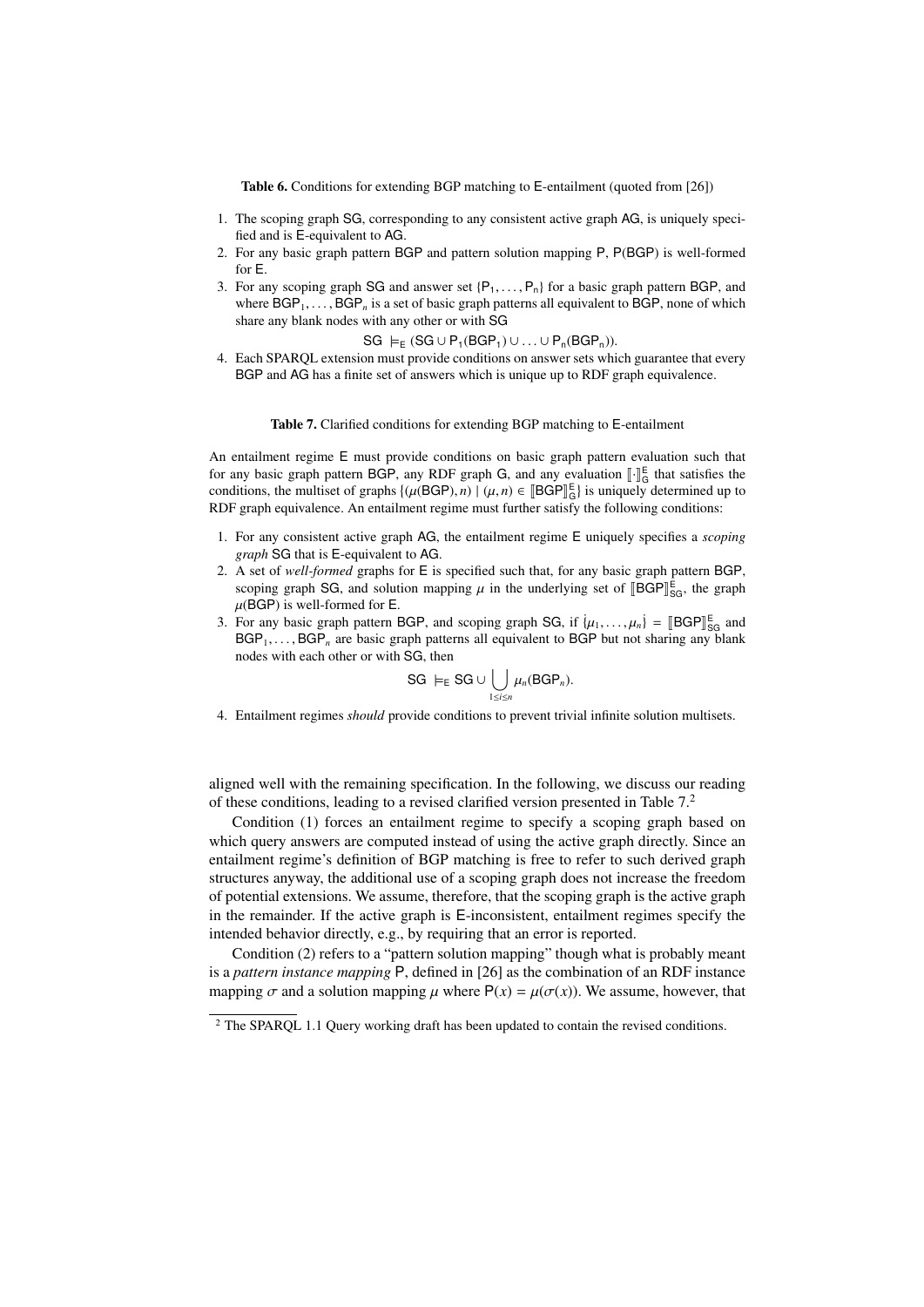**Table 6.** Conditions for extending BGP matching to E-entailment (quoted from [26])

1. The scoping graph SG, corresponding to any consistent active graph AG, is uniquely specified and is E-equivalent to AG.
2. For any basic graph pattern BGP and pattern solution mapping P, P(BGP) is well-formed for E.
3. For any scoping graph SG and answer set $\{P_1, \ldots, P_n\}$ for a basic graph pattern BGP, and where $BGP_1, \ldots, BGP_n$ is a set of basic graph patterns all equivalent to BGP, none of which share any blank nodes with any other or with SG

$$SG \models_E (SG \cup P_1(BGP_1) \cup \ldots \cup P_n(BGP_n)).$$

4. Each SPARQL extension must provide conditions on answer sets which guarantee that every BGP and AG has a finite set of answers which is unique up to RDF graph equivalence.

**Table 7.** Clarified conditions for extending BGP matching to E-entailment

An entailment regime E must provide conditions on basic graph pattern evaluation such that for any basic graph pattern BGP, any RDF graph G, and any evaluation $[\![\cdot]\!]_G^E$ that satisfies the conditions, the multiset of graphs $\{(\mu(BGP), n) \mid (\mu, n) \in [\![BGP]\!]_G^E\}$ is uniquely determined up to RDF graph equivalence. An entailment regime must further satisfy the following conditions:

1. For any consistent active graph AG, the entailment regime E uniquely specifies a *scoping graph* SG that is E-equivalent to AG.
2. A set of *well-formed* graphs for E is specified such that, for any basic graph pattern BGP, scoping graph SG, and solution mapping $\mu$ in the underlying set of $[\![BGP]\!]_{SG}^E$, the graph $\mu(BGP)$ is well-formed for E.
3. For any basic graph pattern BGP, and scoping graph SG, if $\{\mu_1, \ldots, \mu_n\} = [\![BGP]\!]_{SG}^E$ and $BGP_1, \ldots, BGP_n$ are basic graph patterns all equivalent to BGP but not sharing any blank nodes with each other or with SG, then

$$SG \models_E SG \cup \bigcup_{1 \leq i \leq n} \mu_n(BGP_n).$$

4. Entailment regimes *should* provide conditions to prevent trivial infinite solution multisets.

aligned well with the remaining specification. In the following, we discuss our reading of these conditions, leading to a revised clarified version presented in Table 7.[2]

Condition (1) forces an entailment regime to specify a scoping graph based on which query answers are computed instead of using the active graph directly. Since an entailment regime's definition of BGP matching is free to refer to such derived graph structures anyway, the additional use of a scoping graph does not increase the freedom of potential extensions. We assume, therefore, that the scoping graph is the active graph in the remainder. If the active graph is E-inconsistent, entailment regimes specify the intended behavior directly, e.g., by requiring that an error is reported.

Condition (2) refers to a "pattern solution mapping" though what is probably meant is a *pattern instance mapping* P, defined in [26] as the combination of an RDF instance mapping $\sigma$ and a solution mapping $\mu$ where $P(x) = \mu(\sigma(x))$. We assume, however, that

[2] The SPARQL 1.1 Query working draft has been updated to contain the revised conditions.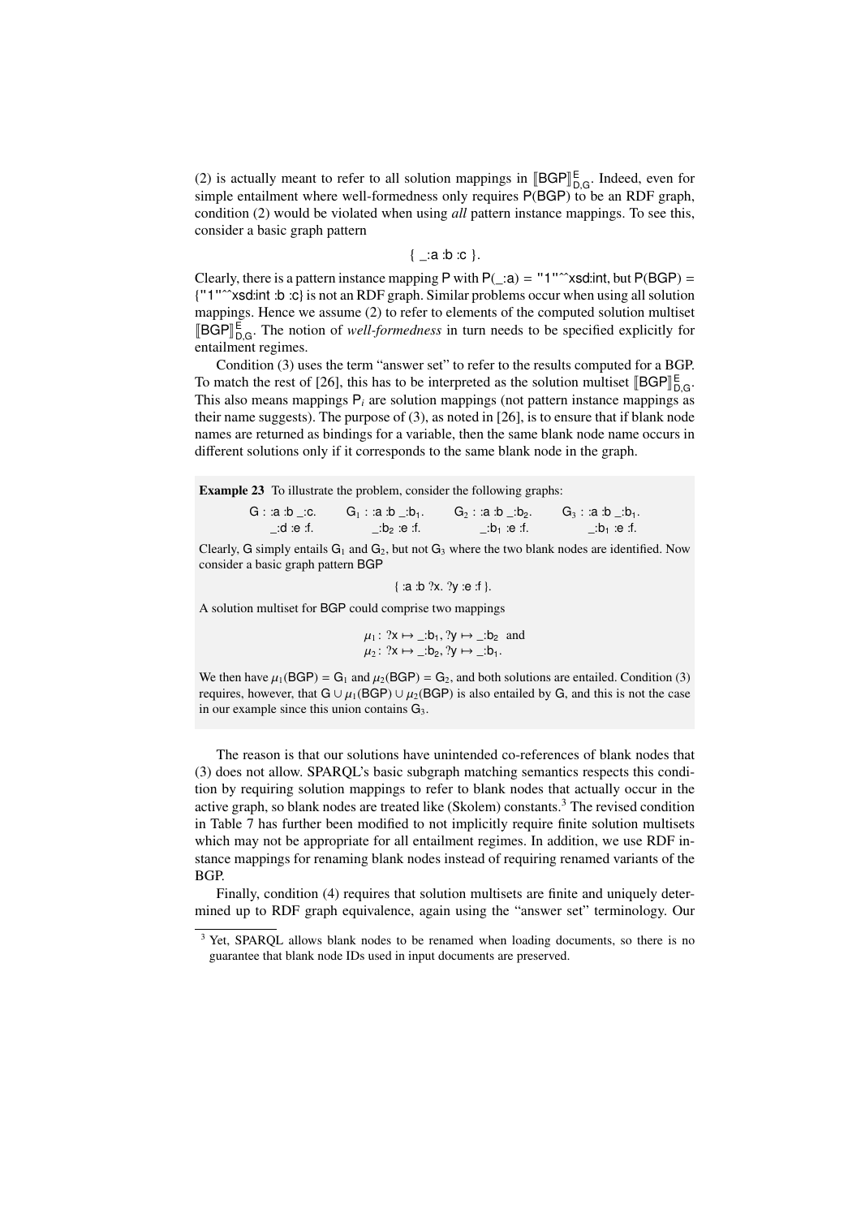(2) is actually meant to refer to all solution mappings in $[\![\mathsf{BGP}]\!]^{\mathsf{E}}_{\mathsf{D,G}}$. Indeed, even for simple entailment where well-formedness only requires P(BGP) to be an RDF graph, condition (2) would be violated when using *all* pattern instance mappings. To see this, consider a basic graph pattern

{ _:a :b :c }.

Clearly, there is a pattern instance mapping P with P(_:a) = "1"^^xsd:int, but P(BGP) = {"1"^^xsd:int :b :c} is not an RDF graph. Similar problems occur when using all solution mappings. Hence we assume (2) to refer to elements of the computed solution multiset $[\![\mathsf{BGP}]\!]^{\mathsf{E}}_{\mathsf{D,G}}$. The notion of *well-formedness* in turn needs to be specified explicitly for entailment regimes.

Condition (3) uses the term "answer set" to refer to the results computed for a BGP. To match the rest of [26], this has to be interpreted as the solution multiset $[\![\mathsf{BGP}]\!]^{\mathsf{E}}_{\mathsf{D,G}}$. This also means mappings $\mathsf{P}_i$ are solution mappings (not pattern instance mappings as their name suggests). The purpose of (3), as noted in [26], is to ensure that if blank node names are returned as bindings for a variable, then the same blank node name occurs in different solutions only if it corresponds to the same blank node in the graph.

**Example 23** To illustrate the problem, consider the following graphs:

| G : | $\mathsf{G}_1$ : | $\mathsf{G}_2$ : | $\mathsf{G}_3$ : |
|---|---|---|---|
| :a :b _:c. | :a :b _:$\mathsf{b}_1$. | :a :b _:$\mathsf{b}_2$. | :a :b _:$\mathsf{b}_1$. |
| _:d :e :f. | _:$\mathsf{b}_2$ :e :f. | _:$\mathsf{b}_1$ :e :f. | _:$\mathsf{b}_1$ :e :f. |

Clearly, G simply entails $\mathsf{G}_1$ and $\mathsf{G}_2$, but not $\mathsf{G}_3$ where the two blank nodes are identified. Now consider a basic graph pattern BGP

{ :a :b ?x. ?y :e :f }.

A solution multiset for BGP could comprise two mappings

$$\mu_1 : \text{?x} \mapsto \text{\_:b}_1, \text{?y} \mapsto \text{\_:b}_2 \text{ and}$$
$$\mu_2 : \text{?x} \mapsto \text{\_:b}_2, \text{?y} \mapsto \text{\_:b}_1.$$

We then have $\mu_1(\mathsf{BGP}) = \mathsf{G}_1$ and $\mu_2(\mathsf{BGP}) = \mathsf{G}_2$, and both solutions are entailed. Condition (3) requires, however, that $\mathsf{G} \cup \mu_1(\mathsf{BGP}) \cup \mu_2(\mathsf{BGP})$ is also entailed by G, and this is not the case in our example since this union contains $\mathsf{G}_3$.

The reason is that our solutions have unintended co-references of blank nodes that (3) does not allow. SPARQL's basic subgraph matching semantics respects this condition by requiring solution mappings to refer to blank nodes that actually occur in the active graph, so blank nodes are treated like (Skolem) constants.[3] The revised condition in Table 7 has further been modified to not implicitly require finite solution multisets which may not be appropriate for all entailment regimes. In addition, we use RDF instance mappings for renaming blank nodes instead of requiring renamed variants of the BGP.

Finally, condition (4) requires that solution multisets are finite and uniquely determined up to RDF graph equivalence, again using the "answer set" terminology. Our

[3] Yet, SPARQL allows blank nodes to be renamed when loading documents, so there is no guarantee that blank node IDs used in input documents are preserved.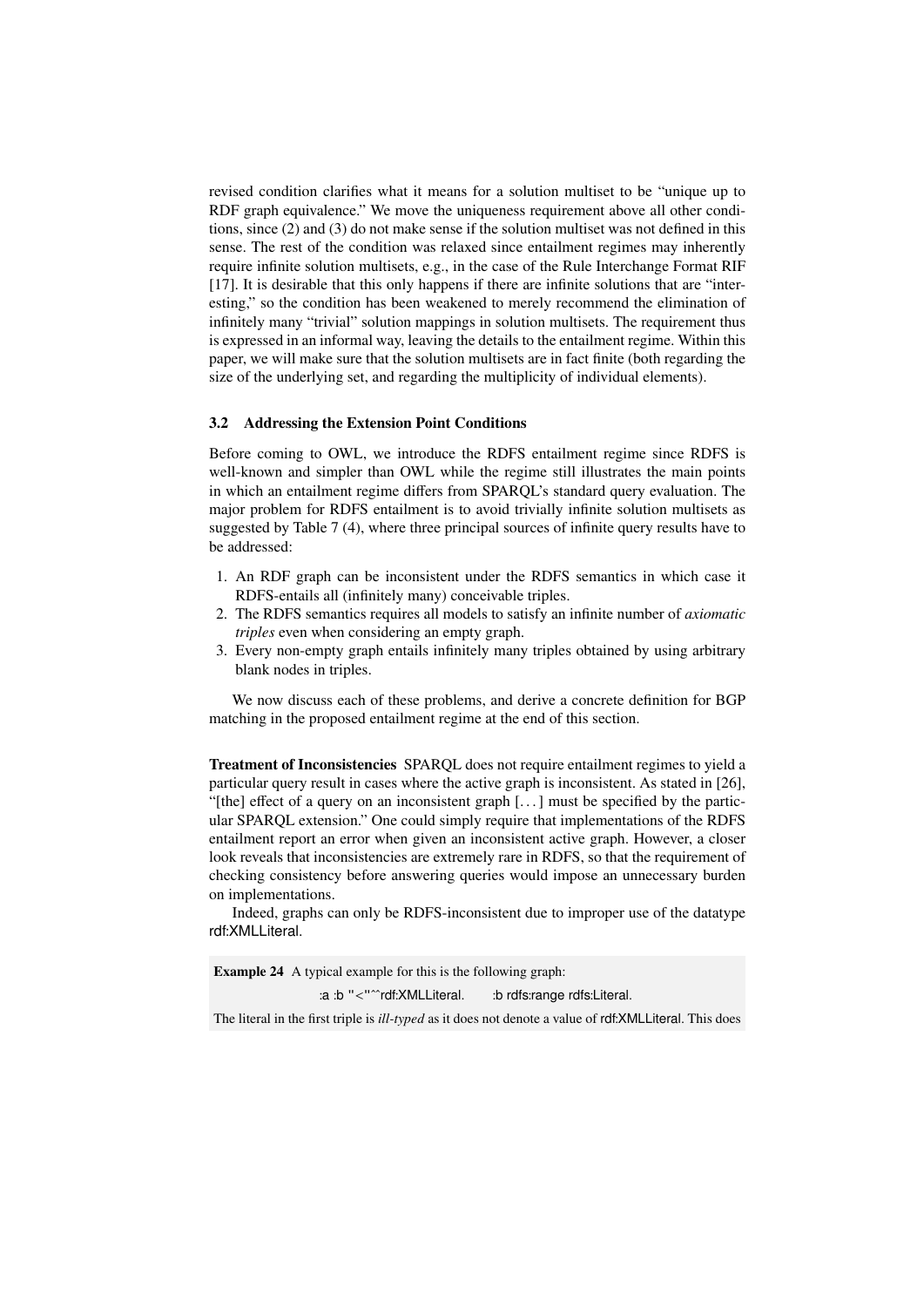revised condition clarifies what it means for a solution multiset to be "unique up to RDF graph equivalence." We move the uniqueness requirement above all other conditions, since (2) and (3) do not make sense if the solution multiset was not defined in this sense. The rest of the condition was relaxed since entailment regimes may inherently require infinite solution multisets, e.g., in the case of the Rule Interchange Format RIF [17]. It is desirable that this only happens if there are infinite solutions that are "interesting," so the condition has been weakened to merely recommend the elimination of infinitely many "trivial" solution mappings in solution multisets. The requirement thus is expressed in an informal way, leaving the details to the entailment regime. Within this paper, we will make sure that the solution multisets are in fact finite (both regarding the size of the underlying set, and regarding the multiplicity of individual elements).

### 3.2 Addressing the Extension Point Conditions

Before coming to OWL, we introduce the RDFS entailment regime since RDFS is well-known and simpler than OWL while the regime still illustrates the main points in which an entailment regime differs from SPARQL's standard query evaluation. The major problem for RDFS entailment is to avoid trivially infinite solution multisets as suggested by Table 7 (4), where three principal sources of infinite query results have to be addressed:

1. An RDF graph can be inconsistent under the RDFS semantics in which case it RDFS-entails all (infinitely many) conceivable triples.
2. The RDFS semantics requires all models to satisfy an infinite number of *axiomatic triples* even when considering an empty graph.
3. Every non-empty graph entails infinitely many triples obtained by using arbitrary blank nodes in triples.

We now discuss each of these problems, and derive a concrete definition for BGP matching in the proposed entailment regime at the end of this section.

**Treatment of Inconsistencies** SPARQL does not require entailment regimes to yield a particular query result in cases where the active graph is inconsistent. As stated in [26], "[the] effect of a query on an inconsistent graph [...] must be specified by the particular SPARQL extension." One could simply require that implementations of the RDFS entailment report an error when given an inconsistent active graph. However, a closer look reveals that inconsistencies are extremely rare in RDFS, so that the requirement of checking consistency before answering queries would impose an unnecessary burden on implementations.

Indeed, graphs can only be RDFS-inconsistent due to improper use of the datatype rdf:XMLLiteral.

**Example 24** A typical example for this is the following graph:

```
:a :b "<"^^rdf:XMLLiteral.     :b rdfs:range rdfs:Literal.
```

The literal in the first triple is *ill-typed* as it does not denote a value of rdf:XMLLiteral. This does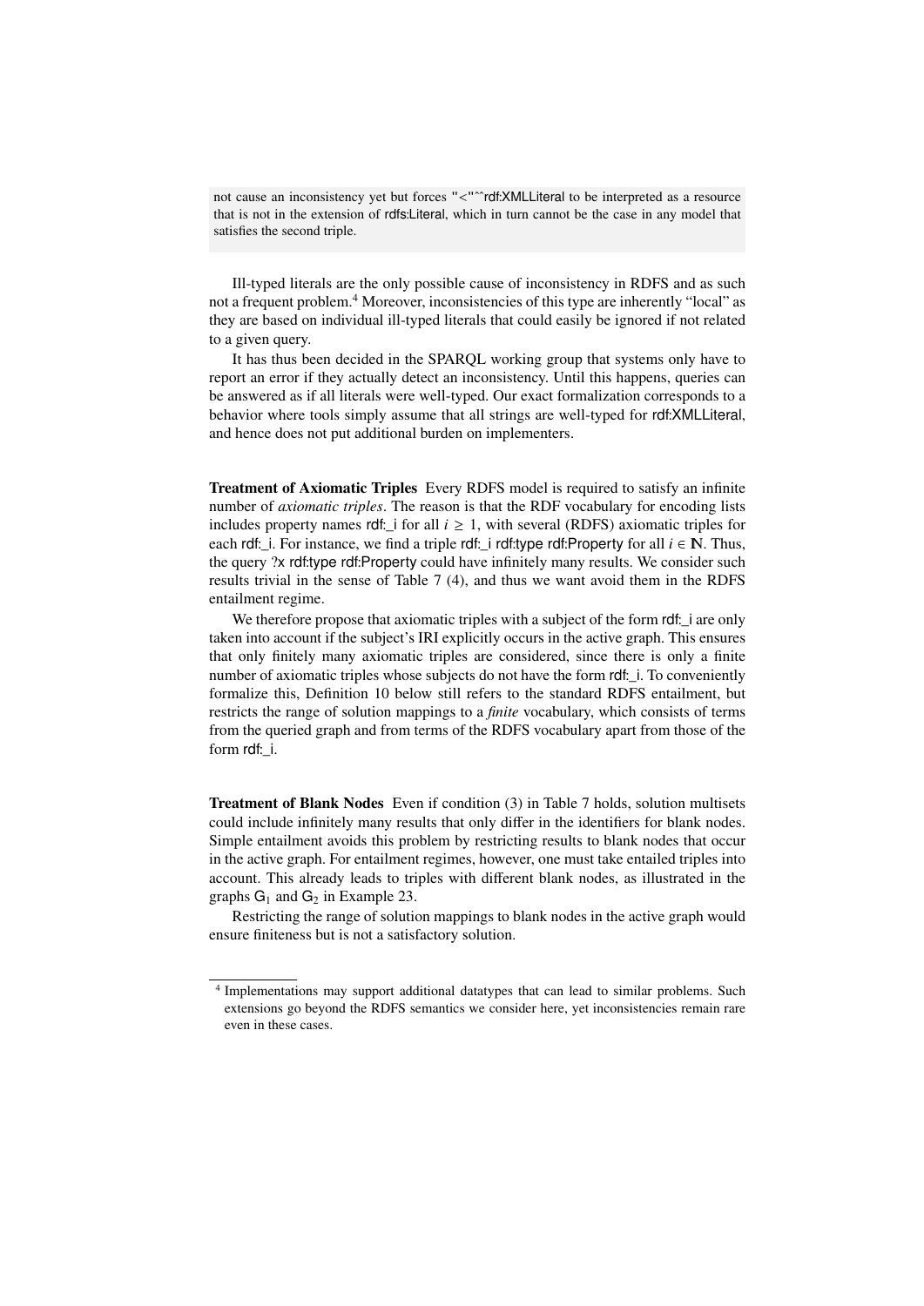not cause an inconsistency yet but forces "<"^^rdf:XMLLiteral to be interpreted as a resource that is not in the extension of rdfs:Literal, which in turn cannot be the case in any model that satisfies the second triple.

Ill-typed literals are the only possible cause of inconsistency in RDFS and as such not a frequent problem.[4] Moreover, inconsistencies of this type are inherently "local" as they are based on individual ill-typed literals that could easily be ignored if not related to a given query.

It has thus been decided in the SPARQL working group that systems only have to report an error if they actually detect an inconsistency. Until this happens, queries can be answered as if all literals were well-typed. Our exact formalization corresponds to a behavior where tools simply assume that all strings are well-typed for rdf:XMLLiteral, and hence does not put additional burden on implementers.

**Treatment of Axiomatic Triples** Every RDFS model is required to satisfy an infinite number of *axiomatic triples*. The reason is that the RDF vocabulary for encoding lists includes property names rdf:_i for all $i \geq 1$, with several (RDFS) axiomatic triples for each rdf:_i. For instance, we find a triple rdf:_i rdf:type rdf:Property for all $i \in \mathbb{N}$. Thus, the query ?x rdf:type rdf:Property could have infinitely many results. We consider such results trivial in the sense of Table 7 (4), and thus we want avoid them in the RDFS entailment regime.

We therefore propose that axiomatic triples with a subject of the form rdf:_i are only taken into account if the subject's IRI explicitly occurs in the active graph. This ensures that only finitely many axiomatic triples are considered, since there is only a finite number of axiomatic triples whose subjects do not have the form rdf:_i. To conveniently formalize this, Definition 10 below still refers to the standard RDFS entailment, but restricts the range of solution mappings to a *finite* vocabulary, which consists of terms from the queried graph and from terms of the RDFS vocabulary apart from those of the form rdf:_i.

**Treatment of Blank Nodes** Even if condition (3) in Table 7 holds, solution multisets could include infinitely many results that only differ in the identifiers for blank nodes. Simple entailment avoids this problem by restricting results to blank nodes that occur in the active graph. For entailment regimes, however, one must take entailed triples into account. This already leads to triples with different blank nodes, as illustrated in the graphs $G_1$ and $G_2$ in Example 23.

Restricting the range of solution mappings to blank nodes in the active graph would ensure finiteness but is not a satisfactory solution.

[4] Implementations may support additional datatypes that can lead to similar problems. Such extensions go beyond the RDFS semantics we consider here, yet inconsistencies remain rare even in these cases.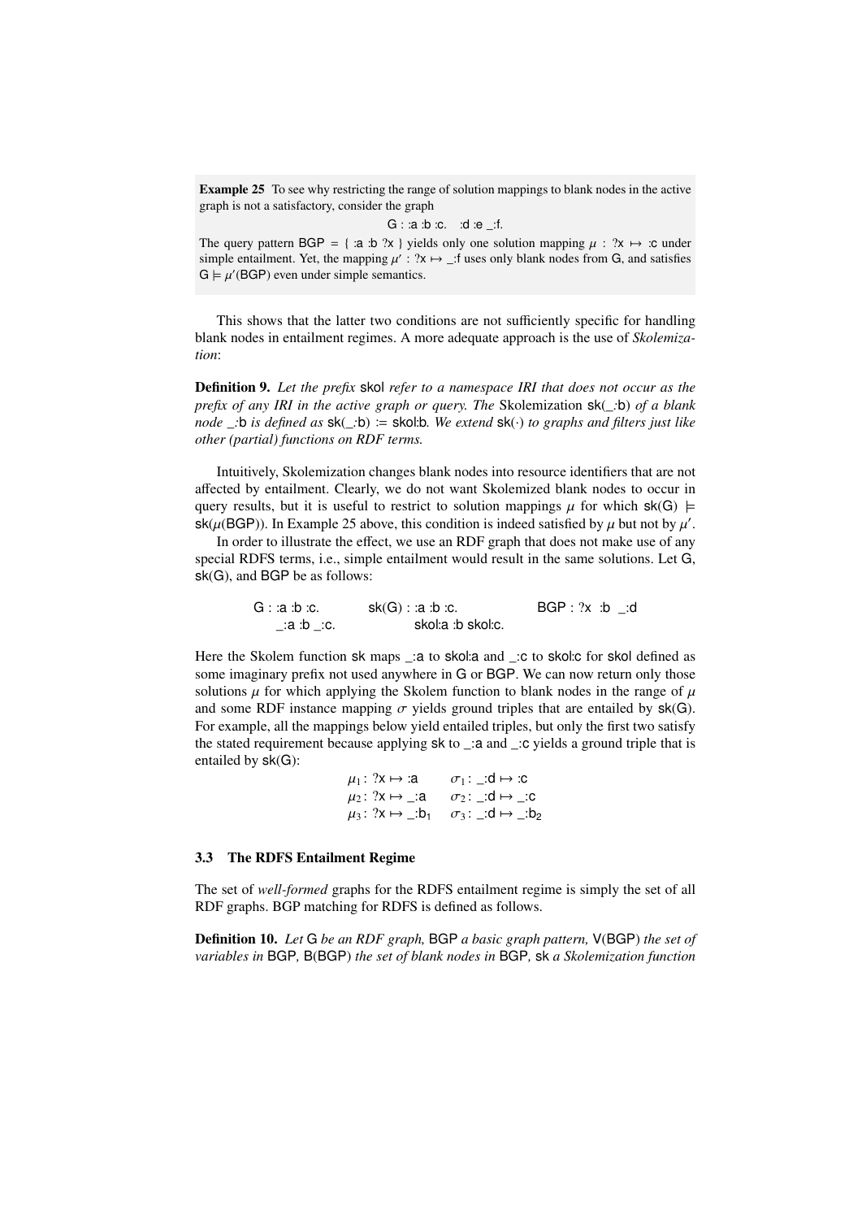**Example 25** To see why restricting the range of solution mappings to blank nodes in the active graph is not a satisfactory, consider the graph

G : :a :b :c.   :d :e _:f.

The query pattern BGP = { :a :b ?x } yields only one solution mapping $\mu$ : ?x $\mapsto$ :c under simple entailment. Yet, the mapping $\mu'$ : ?x $\mapsto$ _:f uses only blank nodes from G, and satisfies G $\models$ $\mu'$(BGP) even under simple semantics.

This shows that the latter two conditions are not sufficiently specific for handling blank nodes in entailment regimes. A more adequate approach is the use of *Skolemization*:

**Definition 9.** *Let the prefix* skol *refer to a namespace IRI that does not occur as the prefix of any IRI in the active graph or query. The* Skolemization sk(_:b) *of a blank node* _:b *is defined as* sk(_:b) := skol:b*. We extend* sk(·) *to graphs and filters just like other (partial) functions on RDF terms.*

Intuitively, Skolemization changes blank nodes into resource identifiers that are not affected by entailment. Clearly, we do not want Skolemized blank nodes to occur in query results, but it is useful to restrict to solution mappings $\mu$ for which sk(G) $\models$ sk($\mu$(BGP)). In Example 25 above, this condition is indeed satisfied by $\mu$ but not by $\mu'$.

In order to illustrate the effect, we use an RDF graph that does not make use of any special RDFS terms, i.e., simple entailment would result in the same solutions. Let G, sk(G), and BGP be as follows:

```
G : :a :b :c.        sk(G) : :a :b :c.            BGP : ?x  :b  _:d
    _:a :b _:c.              skol:a :b skol:c.
```

Here the Skolem function sk maps _:a to skol:a and _:c to skol:c for skol defined as some imaginary prefix not used anywhere in G or BGP. We can now return only those solutions $\mu$ for which applying the Skolem function to blank nodes in the range of $\mu$ and some RDF instance mapping $\sigma$ yields ground triples that are entailed by sk(G). For example, all the mappings below yield entailed triples, but only the first two satisfy the stated requirement because applying sk to _:a and _:c yields a ground triple that is entailed by sk(G):

$\mu_1$ : ?x $\mapsto$ :a     $\sigma_1$ : _:d $\mapsto$ :c
$\mu_2$ : ?x $\mapsto$ _:a     $\sigma_2$ : _:d $\mapsto$ _:c
$\mu_3$ : ?x $\mapsto$ _:$b_1$     $\sigma_3$ : _:d $\mapsto$ _:$b_2$

### 3.3 The RDFS Entailment Regime

The set of *well-formed* graphs for the RDFS entailment regime is simply the set of all RDF graphs. BGP matching for RDFS is defined as follows.

**Definition 10.** *Let* G *be an RDF graph,* BGP *a basic graph pattern,* V(BGP) *the set of variables in* BGP*,* B(BGP) *the set of blank nodes in* BGP*,* sk *a Skolemization function*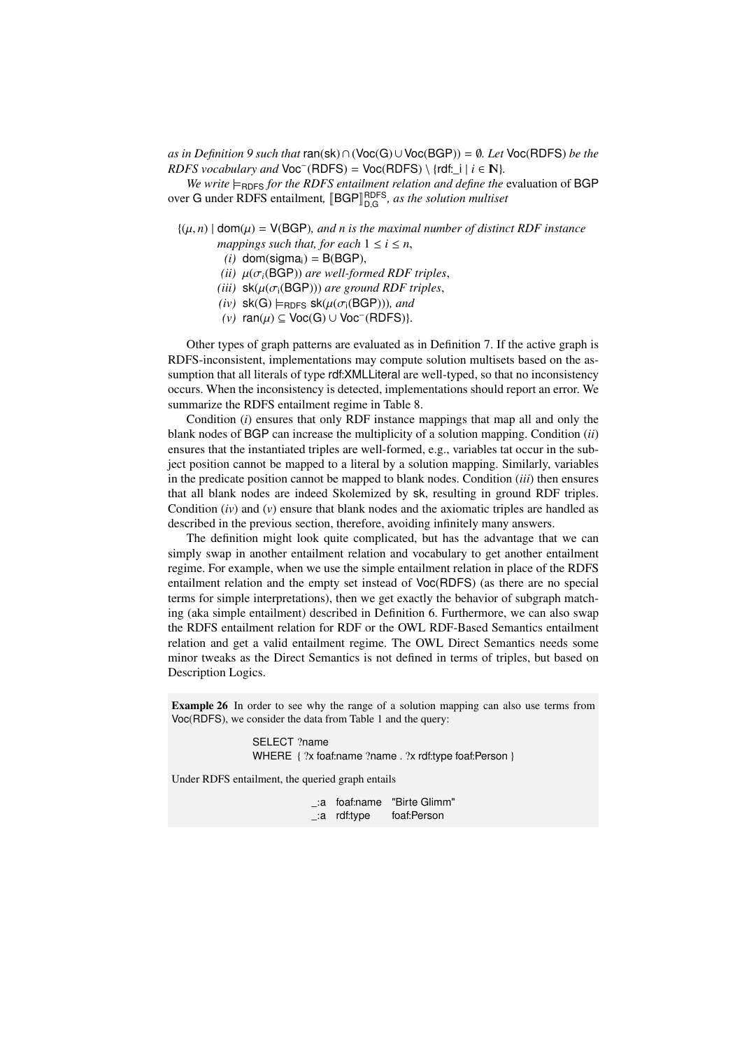*as in Definition 9 such that* $\mathsf{ran}(\mathsf{sk}) \cap (\mathsf{Voc}(\mathsf{G}) \cup \mathsf{Voc}(\mathsf{BGP})) = \emptyset$. *Let* $\mathsf{Voc}(\mathsf{RDFS})$ *be the RDFS vocabulary and* $\mathsf{Voc}^{-}(\mathsf{RDFS}) = \mathsf{Voc}(\mathsf{RDFS}) \setminus \{\mathsf{rdf{:}\_i} \mid i \in \mathbb{N}\}$.

*We write* $\models_{\mathsf{RDFS}}$ *for the RDFS entailment relation and define the* evaluation of $\mathsf{BGP}$ over $\mathsf{G}$ under RDFS entailment, $[\![\mathsf{BGP}]\!]^{\mathsf{RDFS}}_{\mathsf{D,G}}$, *as the solution multiset*

$\{(\mu, n) \mid \mathsf{dom}(\mu) = \mathsf{V}(\mathsf{BGP})$*, and n is the maximal number of distinct RDF instance mappings such that, for each* $1 \le i \le n$,

- *(i)* $\mathsf{dom}(\mathsf{sigma_i}) = \mathsf{B}(\mathsf{BGP})$,
- *(ii)* $\mu(\sigma_i(\mathsf{BGP}))$ *are well-formed RDF triples*,
- *(iii)* $\mathsf{sk}(\mu(\sigma_i(\mathsf{BGP})))$ *are ground RDF triples*,
- *(iv)* $\mathsf{sk}(\mathsf{G}) \models_{\mathsf{RDFS}} \mathsf{sk}(\mu(\sigma_i(\mathsf{BGP})))$*, and*
- *(v)* $\mathsf{ran}(\mu) \subseteq \mathsf{Voc}(\mathsf{G}) \cup \mathsf{Voc}^{-}(\mathsf{RDFS})\}$.

Other types of graph patterns are evaluated as in Definition 7. If the active graph is RDFS-inconsistent, implementations may compute solution multisets based on the assumption that all literals of type rdf:XMLLiteral are well-typed, so that no inconsistency occurs. When the inconsistency is detected, implementations should report an error. We summarize the RDFS entailment regime in Table 8.

Condition (*i*) ensures that only RDF instance mappings that map all and only the blank nodes of BGP can increase the multiplicity of a solution mapping. Condition (*ii*) ensures that the instantiated triples are well-formed, e.g., variables tat occur in the subject position cannot be mapped to a literal by a solution mapping. Similarly, variables in the predicate position cannot be mapped to blank nodes. Condition (*iii*) then ensures that all blank nodes are indeed Skolemized by sk, resulting in ground RDF triples. Condition (*iv*) and (*v*) ensure that blank nodes and the axiomatic triples are handled as described in the previous section, therefore, avoiding infinitely many answers.

The definition might look quite complicated, but has the advantage that we can simply swap in another entailment relation and vocabulary to get another entailment regime. For example, when we use the simple entailment relation in place of the RDFS entailment relation and the empty set instead of Voc(RDFS) (as there are no special terms for simple interpretations), then we get exactly the behavior of subgraph matching (aka simple entailment) described in Definition 6. Furthermore, we can also swap the RDFS entailment relation for RDF or the OWL RDF-Based Semantics entailment relation and get a valid entailment regime. The OWL Direct Semantics needs some minor tweaks as the Direct Semantics is not defined in terms of triples, but based on Description Logics.

**Example 26** In order to see why the range of a solution mapping can also use terms from Voc(RDFS), we consider the data from Table 1 and the query:

```
SELECT ?name
WHERE { ?x foaf:name ?name . ?x rdf:type foaf:Person }
```

Under RDFS entailment, the queried graph entails

```
_:a  foaf:name  "Birte Glimm"
_:a  rdf:type   foaf:Person
```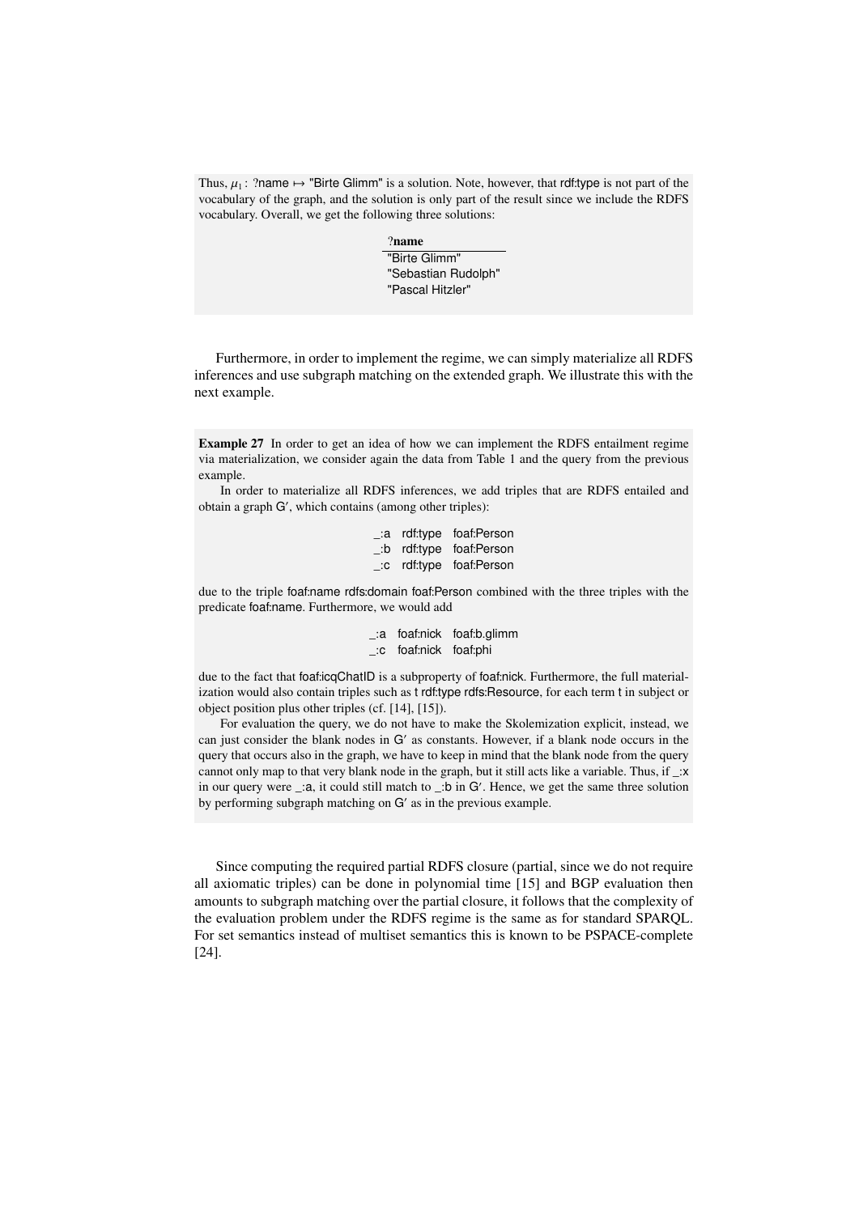Thus, $\mu_1$ : ?name $\mapsto$ "Birte Glimm" is a solution. Note, however, that rdf:type is not part of the vocabulary of the graph, and the solution is only part of the result since we include the RDFS vocabulary. Overall, we get the following three solutions:

| ?name |
|---|
| "Birte Glimm" |
| "Sebastian Rudolph" |
| "Pascal Hitzler" |

Furthermore, in order to implement the regime, we can simply materialize all RDFS inferences and use subgraph matching on the extended graph. We illustrate this with the next example.

**Example 27** In order to get an idea of how we can implement the RDFS entailment regime via materialization, we consider again the data from Table 1 and the query from the previous example.

In order to materialize all RDFS inferences, we add triples that are RDFS entailed and obtain a graph G′, which contains (among other triples):

```
_:a  rdf:type  foaf:Person
_:b  rdf:type  foaf:Person
_:c  rdf:type  foaf:Person
```

due to the triple foaf:name rdfs:domain foaf:Person combined with the three triples with the predicate foaf:name. Furthermore, we would add

```
_:a  foaf:nick  foaf:b.glimm
_:c  foaf:nick  foaf:phi
```

due to the fact that foaf:icqChatID is a subproperty of foaf:nick. Furthermore, the full materialization would also contain triples such as t rdf:type rdfs:Resource, for each term t in subject or object position plus other triples (cf. [14], [15]).

For evaluation the query, we do not have to make the Skolemization explicit, instead, we can just consider the blank nodes in G′ as constants. However, if a blank node occurs in the query that occurs also in the graph, we have to keep in mind that the blank node from the query cannot only map to that very blank node in the graph, but it still acts like a variable. Thus, if _:x in our query were _:a, it could still match to _:b in G′. Hence, we get the same three solution by performing subgraph matching on G′ as in the previous example.

Since computing the required partial RDFS closure (partial, since we do not require all axiomatic triples) can be done in polynomial time [15] and BGP evaluation then amounts to subgraph matching over the partial closure, it follows that the complexity of the evaluation problem under the RDFS regime is the same as for standard SPARQL. For set semantics instead of multiset semantics this is known to be PSPACE-complete [24].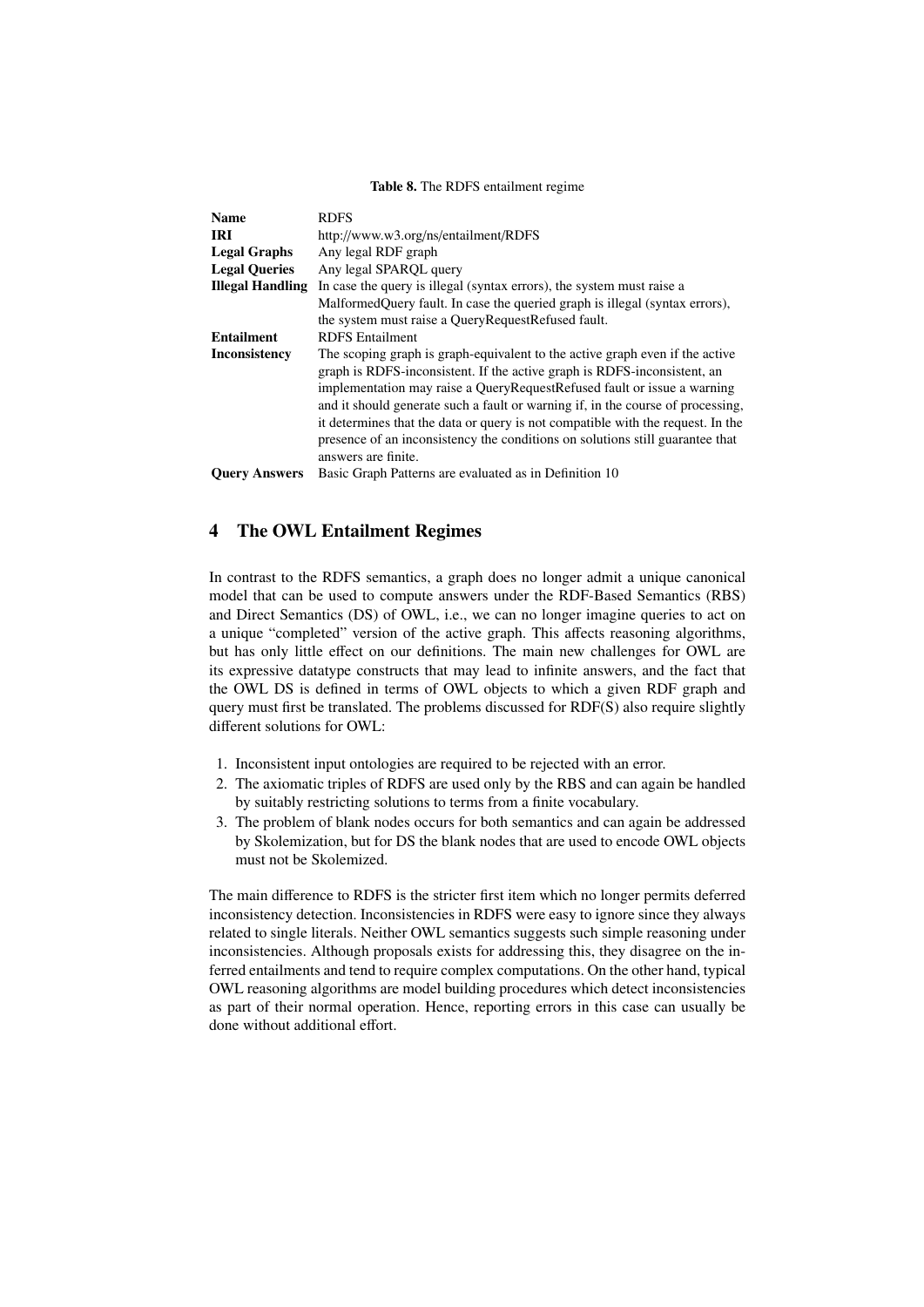**Table 8.** The RDFS entailment regime

| | |
|---|---|
| **Name** | RDFS |
| **IRI** | http://www.w3.org/ns/entailment/RDFS |
| **Legal Graphs** | Any legal RDF graph |
| **Legal Queries** | Any legal SPARQL query |
| **Illegal Handling** | In case the query is illegal (syntax errors), the system must raise a MalformedQuery fault. In case the queried graph is illegal (syntax errors), the system must raise a QueryRequestRefused fault. |
| **Entailment** | RDFS Entailment |
| **Inconsistency** | The scoping graph is graph-equivalent to the active graph even if the active graph is RDFS-inconsistent. If the active graph is RDFS-inconsistent, an implementation may raise a QueryRequestRefused fault or issue a warning and it should generate such a fault or warning if, in the course of processing, it determines that the data or query is not compatible with the request. In the presence of an inconsistency the conditions on solutions still guarantee that answers are finite. |
| **Query Answers** | Basic Graph Patterns are evaluated as in Definition 10 |

## 4 The OWL Entailment Regimes

In contrast to the RDFS semantics, a graph does no longer admit a unique canonical model that can be used to compute answers under the RDF-Based Semantics (RBS) and Direct Semantics (DS) of OWL, i.e., we can no longer imagine queries to act on a unique "completed" version of the active graph. This affects reasoning algorithms, but has only little effect on our definitions. The main new challenges for OWL are its expressive datatype constructs that may lead to infinite answers, and the fact that the OWL DS is defined in terms of OWL objects to which a given RDF graph and query must first be translated. The problems discussed for RDF(S) also require slightly different solutions for OWL:

1. Inconsistent input ontologies are required to be rejected with an error.
2. The axiomatic triples of RDFS are used only by the RBS and can again be handled by suitably restricting solutions to terms from a finite vocabulary.
3. The problem of blank nodes occurs for both semantics and can again be addressed by Skolemization, but for DS the blank nodes that are used to encode OWL objects must not be Skolemized.

The main difference to RDFS is the stricter first item which no longer permits deferred inconsistency detection. Inconsistencies in RDFS were easy to ignore since they always related to single literals. Neither OWL semantics suggests such simple reasoning under inconsistencies. Although proposals exists for addressing this, they disagree on the inferred entailments and tend to require complex computations. On the other hand, typical OWL reasoning algorithms are model building procedures which detect inconsistencies as part of their normal operation. Hence, reporting errors in this case can usually be done without additional effort.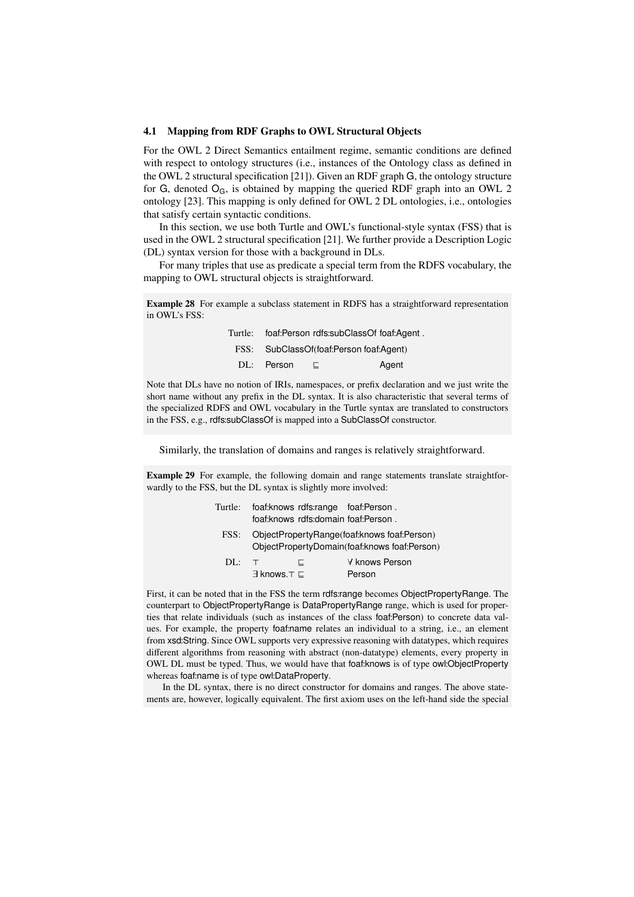### 4.1 Mapping from RDF Graphs to OWL Structural Objects

For the OWL 2 Direct Semantics entailment regime, semantic conditions are defined with respect to ontology structures (i.e., instances of the Ontology class as defined in the OWL 2 structural specification [21]). Given an RDF graph G, the ontology structure for G, denoted $O_G$, is obtained by mapping the queried RDF graph into an OWL 2 ontology [23]. This mapping is only defined for OWL 2 DL ontologies, i.e., ontologies that satisfy certain syntactic conditions.

In this section, we use both Turtle and OWL's functional-style syntax (FSS) that is used in the OWL 2 structural specification [21]. We further provide a Description Logic (DL) syntax version for those with a background in DLs.

For many triples that use as predicate a special term from the RDFS vocabulary, the mapping to OWL structural objects is straightforward.

**Example 28** For example a subclass statement in RDFS has a straightforward representation in OWL's FSS:

```
Turtle:  foaf:Person rdfs:subClassOf foaf:Agent .
   FSS:  SubClassOf(foaf:Person foaf:Agent)
    DL:  Person    ⊑           Agent
```

Note that DLs have no notion of IRIs, namespaces, or prefix declaration and we just write the short name without any prefix in the DL syntax. It is also characteristic that several terms of the specialized RDFS and OWL vocabulary in the Turtle syntax are translated to constructors in the FSS, e.g., rdfs:subClassOf is mapped into a SubClassOf constructor.

Similarly, the translation of domains and ranges is relatively straightforward.

**Example 29** For example, the following domain and range statements translate straightforwardly to the FSS, but the DL syntax is slightly more involved:

```
Turtle:  foaf:knows rdfs:range   foaf:Person .
         foaf:knows rdfs:domain foaf:Person .
   FSS:  ObjectPropertyRange(foaf:knows foaf:Person)
         ObjectPropertyDomain(foaf:knows foaf:Person)
    DL:  ⊤           ⊑          ∀ knows Person
         ∃ knows.⊤  ⊑          Person
```

First, it can be noted that in the FSS the term rdfs:range becomes ObjectPropertyRange. The counterpart to ObjectPropertyRange is DataPropertyRange range, which is used for properties that relate individuals (such as instances of the class foaf:Person) to concrete data values. For example, the property foaf:name relates an individual to a string, i.e., an element from xsd:String. Since OWL supports very expressive reasoning with datatypes, which requires different algorithms from reasoning with abstract (non-datatype) elements, every property in OWL DL must be typed. Thus, we would have that foaf:knows is of type owl:ObjectProperty whereas foaf:name is of type owl:DataProperty.

In the DL syntax, there is no direct constructor for domains and ranges. The above statements are, however, logically equivalent. The first axiom uses on the left-hand side the special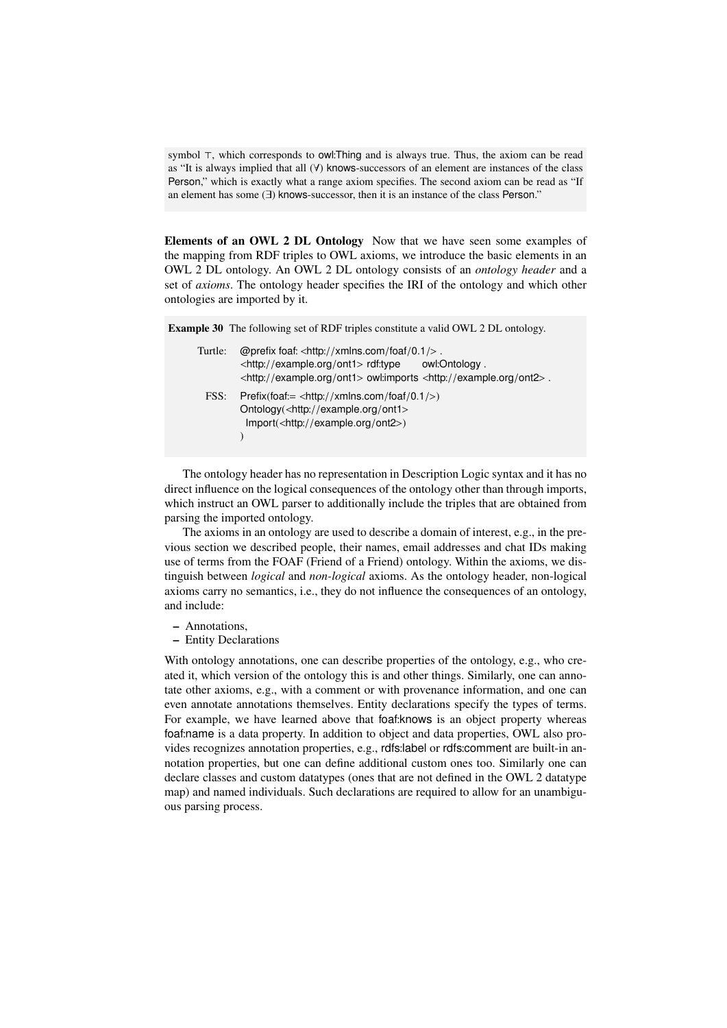symbol $\top$, which corresponds to owl:Thing and is always true. Thus, the axiom can be read as "It is always implied that all ($\forall$) knows-successors of an element are instances of the class Person," which is exactly what a range axiom specifies. The second axiom can be read as "If an element has some ($\exists$) knows-successor, then it is an instance of the class Person."

**Elements of an OWL 2 DL Ontology** Now that we have seen some examples of the mapping from RDF triples to OWL axioms, we introduce the basic elements in an OWL 2 DL ontology. An OWL 2 DL ontology consists of an *ontology header* and a set of *axioms*. The ontology header specifies the IRI of the ontology and which other ontologies are imported by it.

**Example 30** The following set of RDF triples constitute a valid OWL 2 DL ontology.

Turtle:
```
@prefix foaf: <http://xmlns.com/foaf/0.1/> .
<http://example.org/ont1> rdf:type      owl:Ontology .
<http://example.org/ont1> owl:imports <http://example.org/ont2> .
```

FSS:
```
Prefix(foaf:= <http://xmlns.com/foaf/0.1/>)
Ontology(<http://example.org/ont1>
  Import(<http://example.org/ont2>)
)
```

The ontology header has no representation in Description Logic syntax and it has no direct influence on the logical consequences of the ontology other than through imports, which instruct an OWL parser to additionally include the triples that are obtained from parsing the imported ontology.

The axioms in an ontology are used to describe a domain of interest, e.g., in the previous section we described people, their names, email addresses and chat IDs making use of terms from the FOAF (Friend of a Friend) ontology. Within the axioms, we distinguish between *logical* and *non-logical* axioms. As the ontology header, non-logical axioms carry no semantics, i.e., they do not influence the consequences of an ontology, and include:

– Annotations,
– Entity Declarations

With ontology annotations, one can describe properties of the ontology, e.g., who created it, which version of the ontology this is and other things. Similarly, one can annotate other axioms, e.g., with a comment or with provenance information, and one can even annotate annotations themselves. Entity declarations specify the types of terms. For example, we have learned above that foaf:knows is an object property whereas foaf:name is a data property. In addition to object and data properties, OWL also provides recognizes annotation properties, e.g., rdfs:label or rdfs:comment are built-in annotation properties, but one can define additional custom ones too. Similarly one can declare classes and custom datatypes (ones that are not defined in the OWL 2 datatype map) and named individuals. Such declarations are required to allow for an unambiguous parsing process.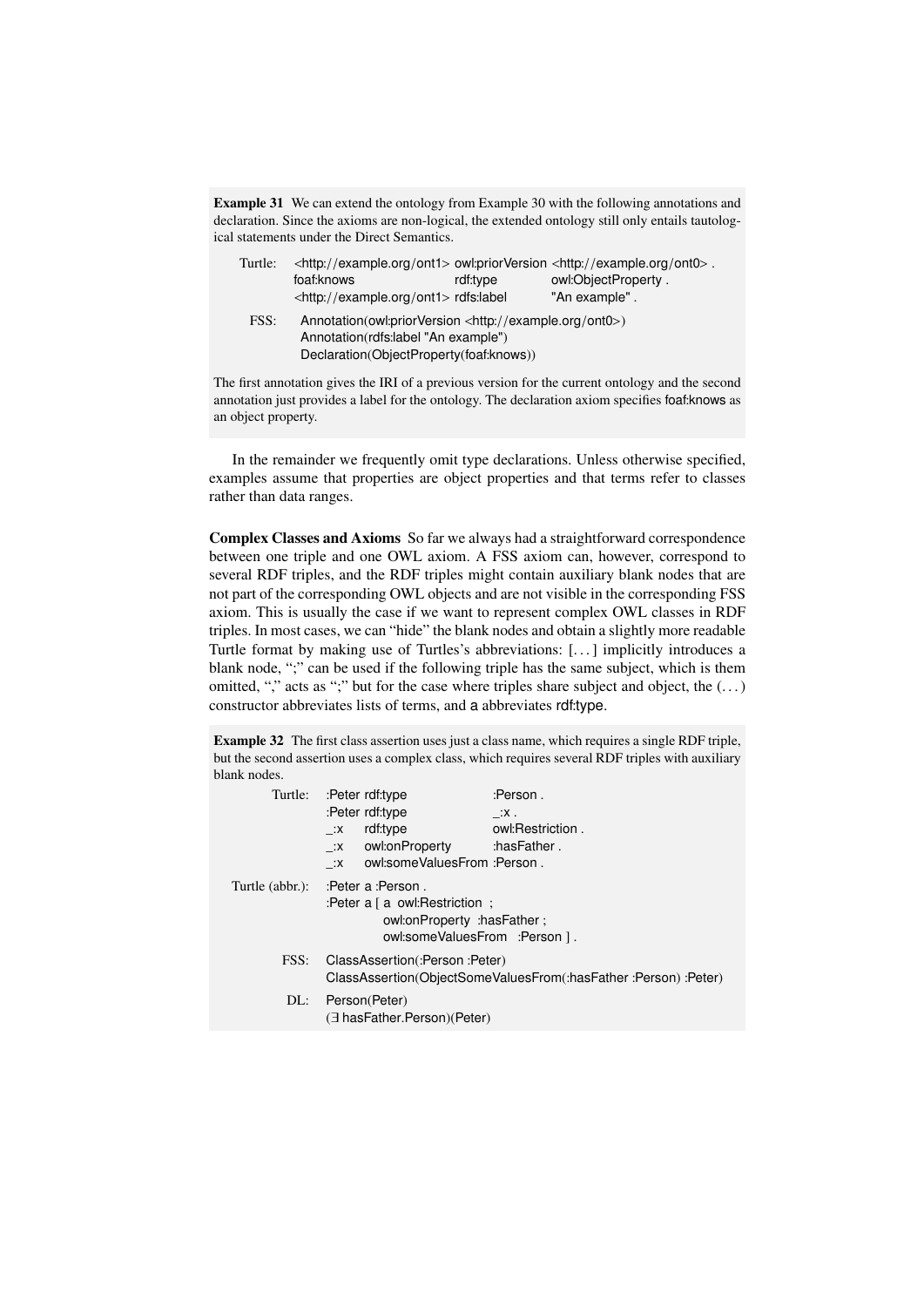**Example 31** We can extend the ontology from Example 30 with the following annotations and declaration. Since the axioms are non-logical, the extended ontology still only entails tautological statements under the Direct Semantics.

Turtle:
```
<http://example.org/ont1> owl:priorVersion <http://example.org/ont0> .
foaf:knows                rdf:type         owl:ObjectProperty .
<http://example.org/ont1> rdfs:label       "An example" .
```

FSS:
```
Annotation(owl:priorVersion <http://example.org/ont0>)
Annotation(rdfs:label "An example")
Declaration(ObjectProperty(foaf:knows))
```

The first annotation gives the IRI of a previous version for the current ontology and the second annotation just provides a label for the ontology. The declaration axiom specifies foaf:knows as an object property.

In the remainder we frequently omit type declarations. Unless otherwise specified, examples assume that properties are object properties and that terms refer to classes rather than data ranges.

**Complex Classes and Axioms** So far we always had a straightforward correspondence between one triple and one OWL axiom. A FSS axiom can, however, correspond to several RDF triples, and the RDF triples might contain auxiliary blank nodes that are not part of the corresponding OWL objects and are not visible in the corresponding FSS axiom. This is usually the case if we want to represent complex OWL classes in RDF triples. In most cases, we can "hide" the blank nodes and obtain a slightly more readable Turtle format by making use of Turtles's abbreviations: [...] implicitly introduces a blank node, ";" can be used if the following triple has the same subject, which is them omitted, "," acts as ";" but for the case where triples share subject and object, the (...) constructor abbreviates lists of terms, and a abbreviates rdf:type.

**Example 32** The first class assertion uses just a class name, which requires a single RDF triple, but the second assertion uses a complex class, which requires several RDF triples with auxiliary blank nodes.

Turtle:
```
:Peter rdf:type              :Person .
:Peter rdf:type              _:x .
_:x    rdf:type              owl:Restriction .
_:x    owl:onProperty        :hasFather .
_:x    owl:someValuesFrom    :Person .
```

Turtle (abbr.):
```
:Peter a :Person .
:Peter a [ a owl:Restriction ;
           owl:onProperty :hasFather ;
           owl:someValuesFrom :Person ] .
```

FSS:
```
ClassAssertion(:Person :Peter)
ClassAssertion(ObjectSomeValuesFrom(:hasFather :Person) :Peter)
```

DL:

$\mathsf{Person}(\mathsf{Peter})$

$(\exists\, \mathsf{hasFather}.\mathsf{Person})(\mathsf{Peter})$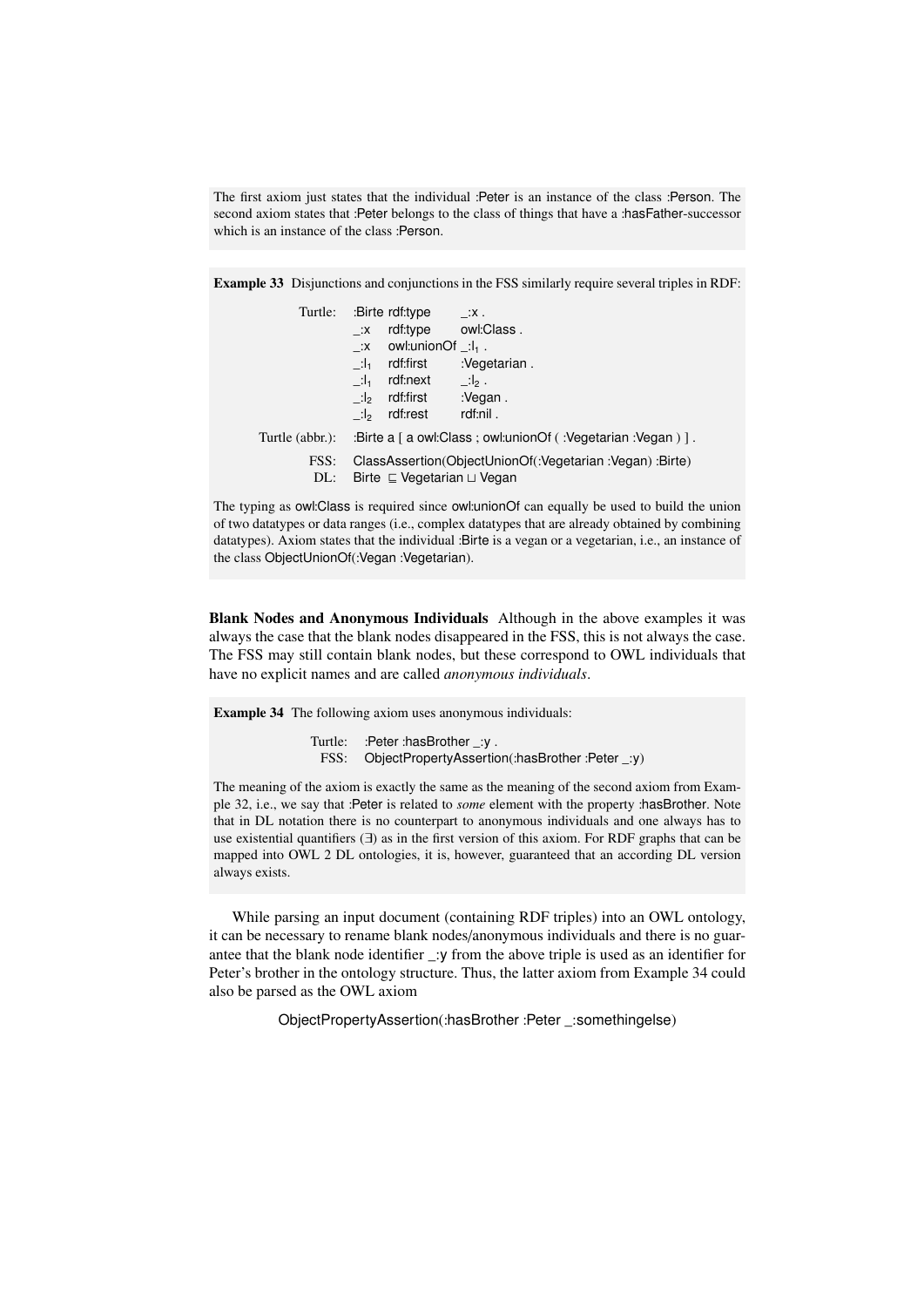The first axiom just states that the individual :Peter is an instance of the class :Person. The second axiom states that :Peter belongs to the class of things that have a :hasFather-successor which is an instance of the class :Person.

**Example 33** Disjunctions and conjunctions in the FSS similarly require several triples in RDF:

```
Turtle:          :Birte  rdf:type     _:x .
                 _:x     rdf:type     owl:Class .
                 _:x     owl:unionOf  _:l1 .
                 _:l1    rdf:first    :Vegetarian .
                 _:l1    rdf:next     _:l2 .
                 _:l2    rdf:first    :Vegan .
                 _:l2    rdf:rest     rdf:nil .
Turtle (abbr.):  :Birte a [ a owl:Class ; owl:unionOf ( :Vegetarian :Vegan ) ] .
FSS:             ClassAssertion(ObjectUnionOf(:Vegetarian :Vegan) :Birte)
```

DL: $\text{Birte} \sqsubseteq \text{Vegetarian} \sqcup \text{Vegan}$

The typing as owl:Class is required since owl:unionOf can equally be used to build the union of two datatypes or data ranges (i.e., complex datatypes that are already obtained by combining datatypes). Axiom states that the individual :Birte is a vegan or a vegetarian, i.e., an instance of the class ObjectUnionOf(:Vegan :Vegetarian).

**Blank Nodes and Anonymous Individuals** Although in the above examples it was always the case that the blank nodes disappeared in the FSS, this is not always the case. The FSS may still contain blank nodes, but these correspond to OWL individuals that have no explicit names and are called *anonymous individuals*.

**Example 34** The following axiom uses anonymous individuals:

```
Turtle:  :Peter :hasBrother _:y .
FSS:     ObjectPropertyAssertion(:hasBrother :Peter _:y)
```

The meaning of the axiom is exactly the same as the meaning of the second axiom from Example 32, i.e., we say that :Peter is related to *some* element with the property :hasBrother. Note that in DL notation there is no counterpart to anonymous individuals and one always has to use existential quantifiers ($\exists$) as in the first version of this axiom. For RDF graphs that can be mapped into OWL 2 DL ontologies, it is, however, guaranteed that an according DL version always exists.

While parsing an input document (containing RDF triples) into an OWL ontology, it can be necessary to rename blank nodes/anonymous individuals and there is no guarantee that the blank node identifier _:y from the above triple is used as an identifier for Peter's brother in the ontology structure. Thus, the latter axiom from Example 34 could also be parsed as the OWL axiom

ObjectPropertyAssertion(:hasBrother :Peter _:somethingelse)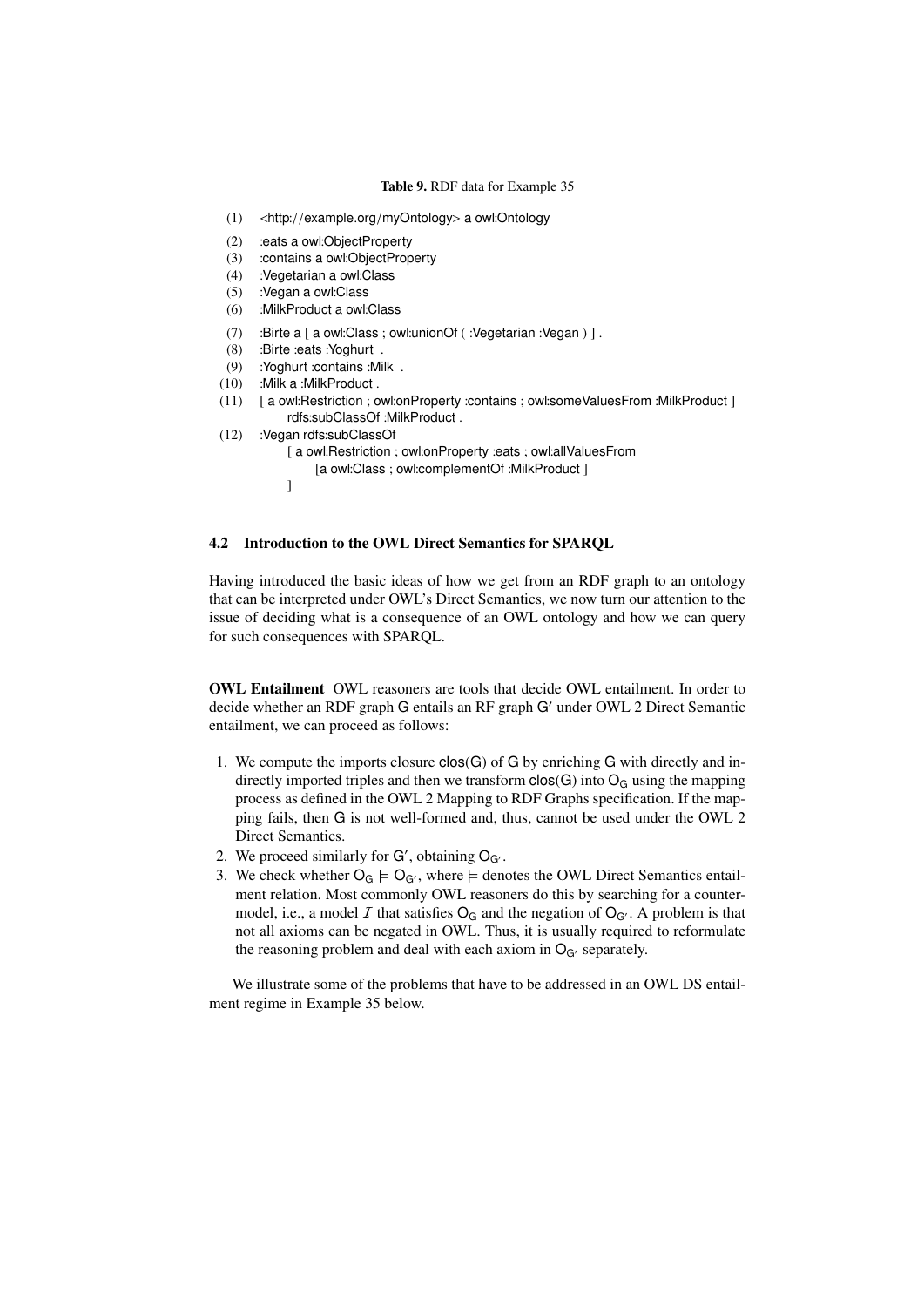**Table 9.** RDF data for Example 35

```
(1)  <http://example.org/myOntology> a owl:Ontology
(2)  :eats a owl:ObjectProperty
(3)  :contains a owl:ObjectProperty
(4)  :Vegetarian a owl:Class
(5)  :Vegan a owl:Class
(6)  :MilkProduct a owl:Class
(7)  :Birte a [ a owl:Class ; owl:unionOf ( :Vegetarian :Vegan ) ] .
(8)  :Birte :eats :Yoghurt .
(9)  :Yoghurt :contains :Milk .
(10) :Milk a :MilkProduct .
(11) [ a owl:Restriction ; owl:onProperty :contains ; owl:someValuesFrom :MilkProduct ]
         rdfs:subClassOf :MilkProduct .
(12) :Vegan rdfs:subClassOf
         [ a owl:Restriction ; owl:onProperty :eats ; owl:allValuesFrom
             [a owl:Class ; owl:complementOf :MilkProduct ]
         ]
```

### 4.2 Introduction to the OWL Direct Semantics for SPARQL

Having introduced the basic ideas of how we get from an RDF graph to an ontology that can be interpreted under OWL's Direct Semantics, we now turn our attention to the issue of deciding what is a consequence of an OWL ontology and how we can query for such consequences with SPARQL.

**OWL Entailment** OWL reasoners are tools that decide OWL entailment. In order to decide whether an RDF graph G entails an RF graph G′ under OWL 2 Direct Semantic entailment, we can proceed as follows:

1. We compute the imports closure clos(G) of G by enriching G with directly and indirectly imported triples and then we transform clos(G) into $O_G$ using the mapping process as defined in the OWL 2 Mapping to RDF Graphs specification. If the mapping fails, then G is not well-formed and, thus, cannot be used under the OWL 2 Direct Semantics.
2. We proceed similarly for G′, obtaining $O_{G'}$.
3. We check whether $O_G \models O_{G'}$, where $\models$ denotes the OWL Direct Semantics entailment relation. Most commonly OWL reasoners do this by searching for a counter-model, i.e., a model $\mathcal{I}$ that satisfies $O_G$ and the negation of $O_{G'}$. A problem is that not all axioms can be negated in OWL. Thus, it is usually required to reformulate the reasoning problem and deal with each axiom in $O_{G'}$ separately.

We illustrate some of the problems that have to be addressed in an OWL DS entailment regime in Example 35 below.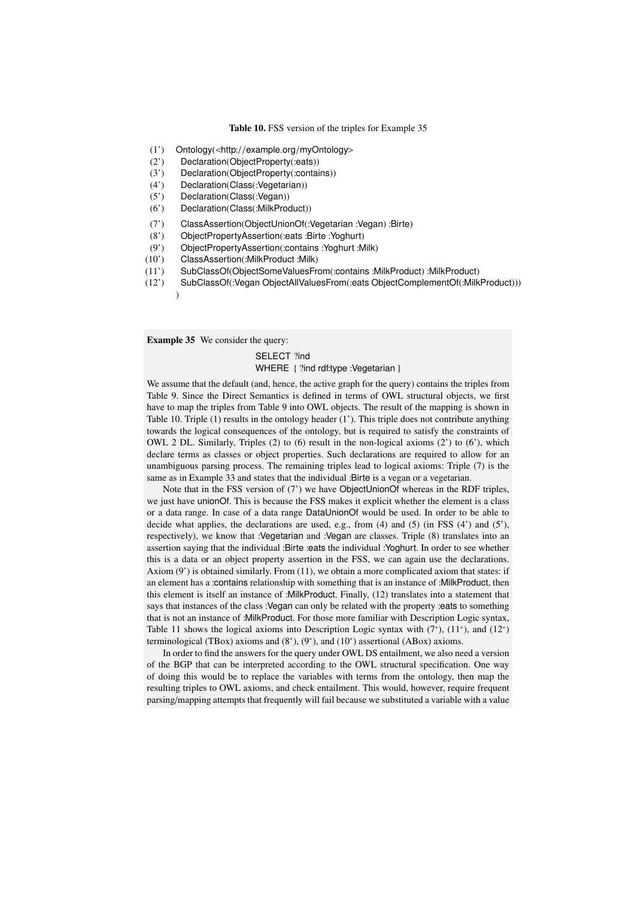**Table 10.** FSS version of the triples for Example 35

```
(1')   Ontology(<http://example.org/myOntology>
(2')     Declaration(ObjectProperty(:eats))
(3')     Declaration(ObjectProperty(:contains))
(4')     Declaration(Class(:Vegetarian))
(5')     Declaration(Class(:Vegan))
(6')     Declaration(Class(:MilkProduct))
(7')     ClassAssertion(ObjectUnionOf(:Vegetarian :Vegan) :Birte)
(8')     ObjectPropertyAssertion(:eats :Birte :Yoghurt)
(9')     ObjectPropertyAssertion(:contains :Yoghurt :Milk)
(10')    ClassAssertion(:MilkProduct :Milk)
(11')    SubClassOf(ObjectSomeValuesFrom(:contains :MilkProduct) :MilkProduct)
(12')    SubClassOf(:Vegan ObjectAllValuesFrom(:eats ObjectComplementOf(:MilkProduct)))
       )
```

**Example 35** We consider the query:

```
SELECT ?ind
WHERE { ?ind rdf:type :Vegetarian }
```

We assume that the default (and, hence, the active graph for the query) contains the triples from Table 9. Since the Direct Semantics is defined in terms of OWL structural objects, we first have to map the triples from Table 9 into OWL objects. The result of the mapping is shown in Table 10. Triple (1) results in the ontology header (1'). This triple does not contribute anything towards the logical consequences of the ontology, but is required to satisfy the constraints of OWL 2 DL. Similarly, Triples (2) to (6) result in the non-logical axioms (2') to (6'), which declare terms as classes or object properties. Such declarations are required to allow for an unambiguous parsing process. The remaining triples lead to logical axioms: Triple (7) is the same as in Example 33 and states that the individual :Birte is a vegan or a vegetarian.

Note that in the FSS version of (7') we have ObjectUnionOf whereas in the RDF triples, we just have unionOf. This is because the FSS makes it explicit whether the element is a class or a data range. In case of a data range DataUnionOf would be used. In order to be able to decide what applies, the declarations are used, e.g., from (4) and (5) (in FSS (4') and (5'), respectively), we know that :Vegetarian and :Vegan are classes. Triple (8) translates into an assertion saying that the individual :Birte :eats the individual :Yoghurt. In order to see whether this is a data or an object property assertion in the FSS, we can again use the declarations. Axiom (9') is obtained similarly. From (11), we obtain a more complicated axiom that states: if an element has a :contains relationship with something that is an instance of :MilkProduct, then this element is itself an instance of :MilkProduct. Finally, (12) translates into a statement that says that instances of the class :Vegan can only be related with the property :eats to something that is not an instance of :MilkProduct. For those more familiar with Description Logic syntax, Table 11 shows the logical axioms into Description Logic syntax with (7\*), (11\*), and (12\*) terminological (TBox) axioms and (8\*), (9\*), and (10\*) assertional (ABox) axioms.

In order to find the answers for the query under OWL DS entailment, we also need a version of the BGP that can be interpreted according to the OWL structural specification. One way of doing this would be to replace the variables with terms from the ontology, then map the resulting triples to OWL axioms, and check entailment. This would, however, require frequent parsing/mapping attempts that frequently will fail because we substituted a variable with a value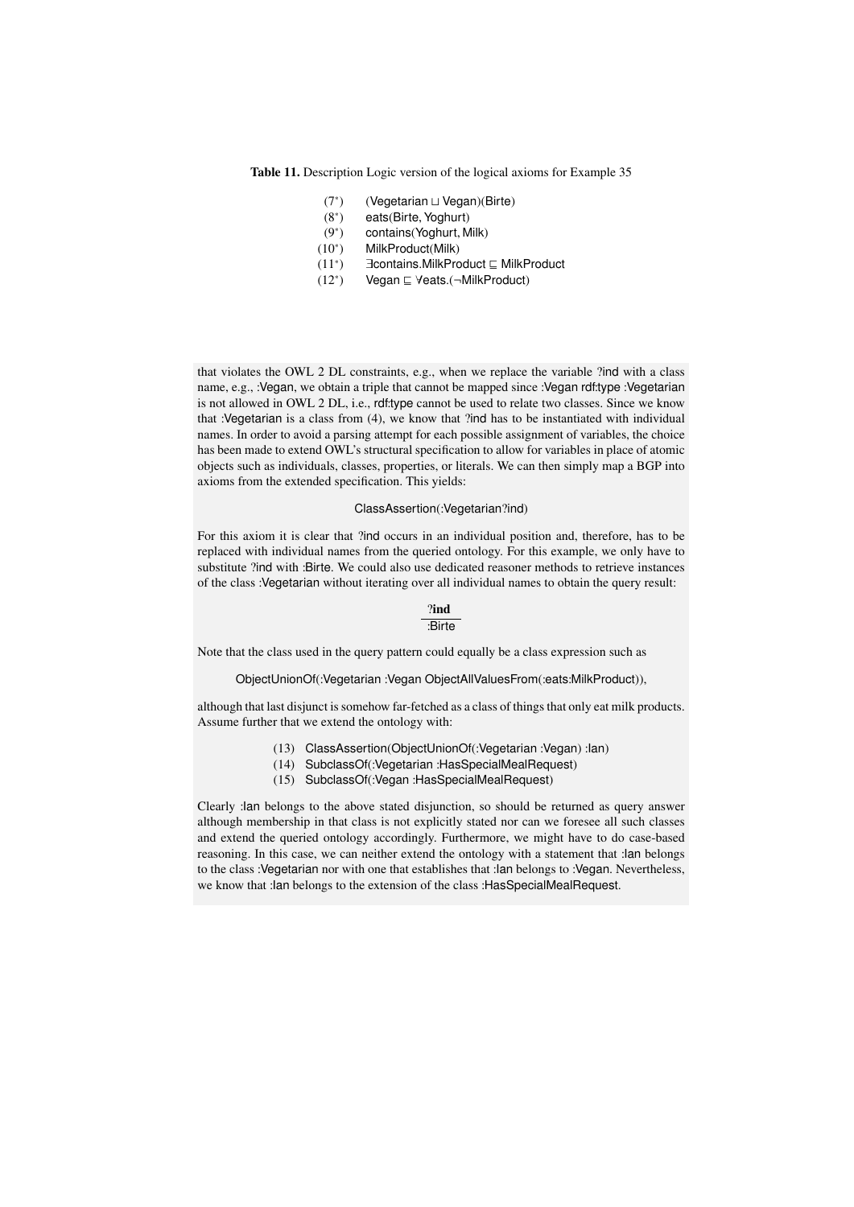**Table 11.** Description Logic version of the logical axioms for Example 35

| | |
|---|---|
| (7*) | $(\mathsf{Vegetarian} \sqcup \mathsf{Vegan})(\mathsf{Birte})$ |
| (8*) | $\mathsf{eats}(\mathsf{Birte}, \mathsf{Yoghurt})$ |
| (9*) | $\mathsf{contains}(\mathsf{Yoghurt}, \mathsf{Milk})$ |
| (10*) | $\mathsf{MilkProduct}(\mathsf{Milk})$ |
| (11*) | $\exists \mathsf{contains}.\mathsf{MilkProduct} \sqsubseteq \mathsf{MilkProduct}$ |
| (12*) | $\mathsf{Vegan} \sqsubseteq \forall \mathsf{eats}.(\neg \mathsf{MilkProduct})$ |

that violates the OWL 2 DL constraints, e.g., when we replace the variable ?ind with a class name, e.g., :Vegan, we obtain a triple that cannot be mapped since :Vegan rdf:type :Vegetarian is not allowed in OWL 2 DL, i.e., rdf:type cannot be used to relate two classes. Since we know that :Vegetarian is a class from (4), we know that ?ind has to be instantiated with individual names. In order to avoid a parsing attempt for each possible assignment of variables, the choice has been made to extend OWL's structural specification to allow for variables in place of atomic objects such as individuals, classes, properties, or literals. We can then simply map a BGP into axioms from the extended specification. This yields:

ClassAssertion(:Vegetarian?ind)

For this axiom it is clear that ?ind occurs in an individual position and, therefore, has to be replaced with individual names from the queried ontology. For this example, we only have to substitute ?ind with :Birte. We could also use dedicated reasoner methods to retrieve instances of the class :Vegetarian without iterating over all individual names to obtain the query result:

| ?ind |
|---|
| :Birte |

Note that the class used in the query pattern could equally be a class expression such as

ObjectUnionOf(:Vegetarian :Vegan ObjectAllValuesFrom(:eats:MilkProduct)),

although that last disjunct is somehow far-fetched as a class of things that only eat milk products. Assume further that we extend the ontology with:

(13) ClassAssertion(ObjectUnionOf(:Vegetarian :Vegan) :Ian)
(14) SubclassOf(:Vegetarian :HasSpecialMealRequest)
(15) SubclassOf(:Vegan :HasSpecialMealRequest)

Clearly :Ian belongs to the above stated disjunction, so should be returned as query answer although membership in that class is not explicitly stated nor can we foresee all such classes and extend the queried ontology accordingly. Furthermore, we might have to do case-based reasoning. In this case, we can neither extend the ontology with a statement that :Ian belongs to the class :Vegetarian nor with one that establishes that :Ian belongs to :Vegan. Nevertheless, we know that :Ian belongs to the extension of the class :HasSpecialMealRequest.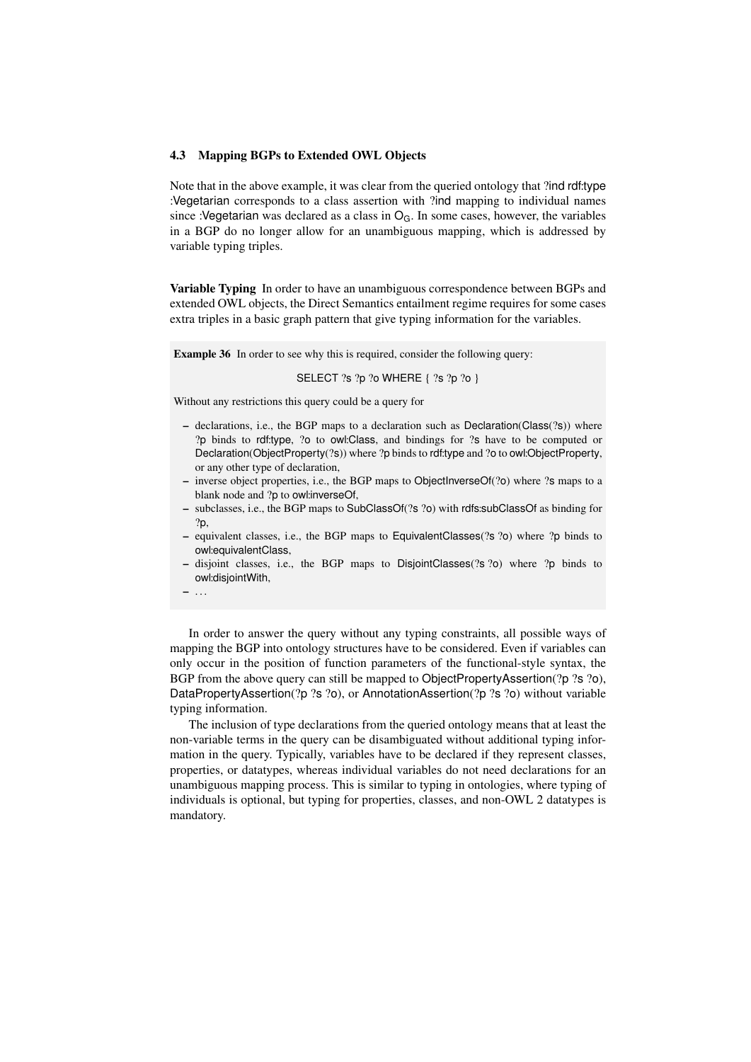### 4.3 Mapping BGPs to Extended OWL Objects

Note that in the above example, it was clear from the queried ontology that ?ind rdf:type :Vegetarian corresponds to a class assertion with ?ind mapping to individual names since :Vegetarian was declared as a class in $O_G$. In some cases, however, the variables in a BGP do no longer allow for an unambiguous mapping, which is addressed by variable typing triples.

**Variable Typing** In order to have an unambiguous correspondence between BGPs and extended OWL objects, the Direct Semantics entailment regime requires for some cases extra triples in a basic graph pattern that give typing information for the variables.

**Example 36** In order to see why this is required, consider the following query:

SELECT ?s ?p ?o WHERE { ?s ?p ?o }

Without any restrictions this query could be a query for

- declarations, i.e., the BGP maps to a declaration such as Declaration(Class(?s)) where ?p binds to rdf:type, ?o to owl:Class, and bindings for ?s have to be computed or Declaration(ObjectProperty(?s)) where ?p binds to rdf:type and ?o to owl:ObjectProperty, or any other type of declaration,
- inverse object properties, i.e., the BGP maps to ObjectInverseOf(?o) where ?s maps to a blank node and ?p to owl:inverseOf,
- subclasses, i.e., the BGP maps to SubClassOf(?s ?o) with rdfs:subClassOf as binding for ?p,
- equivalent classes, i.e., the BGP maps to EquivalentClasses(?s ?o) where ?p binds to owl:equivalentClass,
- disjoint classes, i.e., the BGP maps to DisjointClasses(?s ?o) where ?p binds to owl:disjointWith,
- ...

In order to answer the query without any typing constraints, all possible ways of mapping the BGP into ontology structures have to be considered. Even if variables can only occur in the position of function parameters of the functional-style syntax, the BGP from the above query can still be mapped to ObjectPropertyAssertion(?p ?s ?o), DataPropertyAssertion(?p ?s ?o), or AnnotationAssertion(?p ?s ?o) without variable typing information.

The inclusion of type declarations from the queried ontology means that at least the non-variable terms in the query can be disambiguated without additional typing information in the query. Typically, variables have to be declared if they represent classes, properties, or datatypes, whereas individual variables do not need declarations for an unambiguous mapping process. This is similar to typing in ontologies, where typing of individuals is optional, but typing for properties, classes, and non-OWL 2 datatypes is mandatory.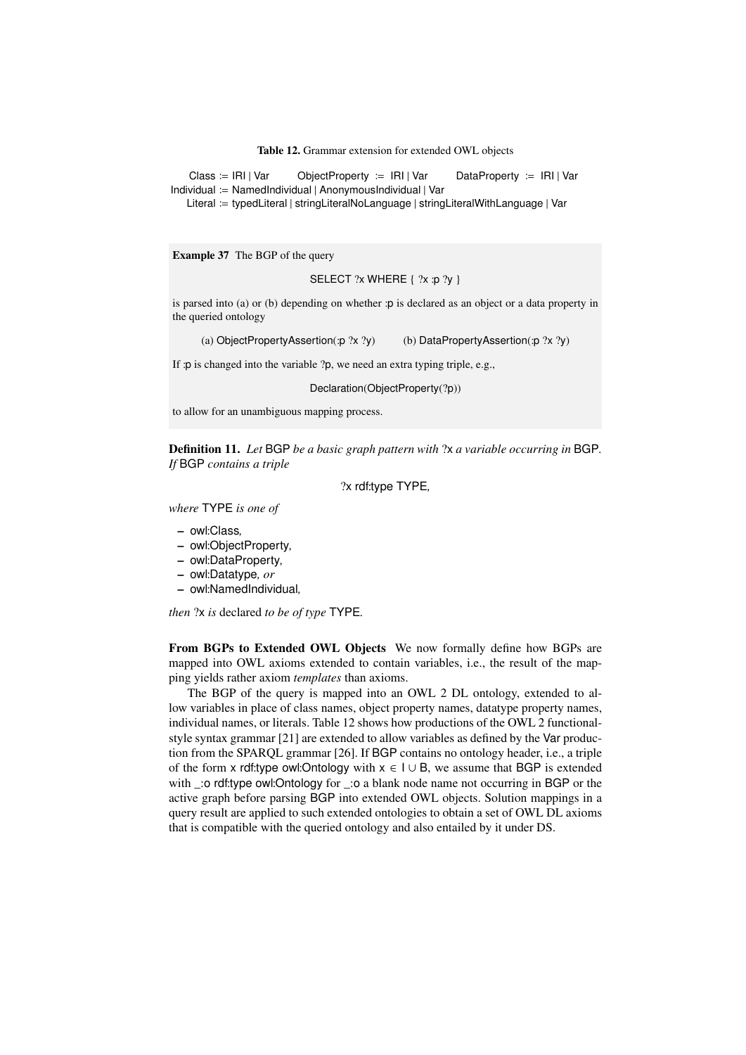**Table 12.** Grammar extension for extended OWL objects

```
Class := IRI | Var        ObjectProperty := IRI | Var        DataProperty := IRI | Var
Individual := NamedIndividual | AnonymousIndividual | Var
Literal := typedLiteral | stringLiteralNoLanguage | stringLiteralWithLanguage | Var
```

**Example 37** The BGP of the query

SELECT ?x WHERE { ?x :p ?y }

is parsed into (a) or (b) depending on whether :p is declared as an object or a data property in the queried ontology

(a) ObjectPropertyAssertion(:p ?x ?y)  (b) DataPropertyAssertion(:p ?x ?y)

If :p is changed into the variable ?p, we need an extra typing triple, e.g.,

Declaration(ObjectProperty(?p))

to allow for an unambiguous mapping process.

**Definition 11.** *Let* BGP *be a basic graph pattern with* ?x *a variable occurring in* BGP*. If* BGP *contains a triple*

?x rdf:type TYPE,

*where* TYPE *is one of*

- owl:Class,
- owl:ObjectProperty,
- owl:DataProperty,
- owl:Datatype, *or*
- owl:NamedIndividual,

*then* ?x *is* declared *to be of type* TYPE.

**From BGPs to Extended OWL Objects** We now formally define how BGPs are mapped into OWL axioms extended to contain variables, i.e., the result of the mapping yields rather axiom *templates* than axioms.

The BGP of the query is mapped into an OWL 2 DL ontology, extended to allow variables in place of class names, object property names, datatype property names, individual names, or literals. Table 12 shows how productions of the OWL 2 functional-style syntax grammar [21] are extended to allow variables as defined by the Var production from the SPARQL grammar [26]. If BGP contains no ontology header, i.e., a triple of the form x rdf:type owl:Ontology with $x \in I \cup B$, we assume that BGP is extended with _:o rdf:type owl:Ontology for _:o a blank node name not occurring in BGP or the active graph before parsing BGP into extended OWL objects. Solution mappings in a query result are applied to such extended ontologies to obtain a set of OWL DL axioms that is compatible with the queried ontology and also entailed by it under DS.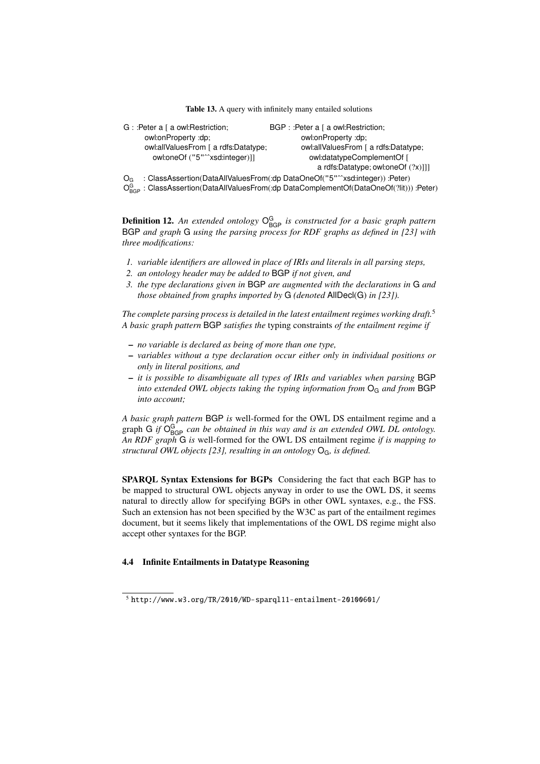**Table 13.** A query with infinitely many entailed solutions

```
G : :Peter a [ a owl:Restriction;                BGP : :Peter a [ a owl:Restriction;
      owl:onProperty :dp;                                 owl:onProperty :dp;
      owl:allValuesFrom [ a rdfs:Datatype;                owl:allValuesFrom [ a rdfs:Datatype;
        owl:oneOf ("5"^^xsd:integer)]]                      owl:datatypeComplementOf [
                                                              a rdfs:Datatype; owl:oneOf (?x)]]]
```

$O_G$ : ClassAssertion(DataAllValuesFrom(:dp DataOneOf("5"^^xsd:integer)) :Peter)
$O^G_{BGP}$ : ClassAssertion(DataAllValuesFrom(:dp DataComplementOf(DataOneOf(?lit))) :Peter)

**Definition 12.** *An extended ontology* $O^G_{BGP}$ *is constructed for a basic graph pattern* BGP *and graph* G *using the parsing process for RDF graphs as defined in [23] with three modifications:*

1. *variable identifiers are allowed in place of IRIs and literals in all parsing steps,*
2. *an ontology header may be added to* BGP *if not given, and*
3. *the type declarations given in* BGP *are augmented with the declarations in* G *and those obtained from graphs imported by* G *(denoted* AllDecl(G) *in [23]).*

*The complete parsing process is detailed in the latest entailment regimes working draft.*[5]
*A basic graph pattern* BGP *satisfies the* typing constraints *of the entailment regime if*

- *no variable is declared as being of more than one type,*
- *variables without a type declaration occur either only in individual positions or only in literal positions, and*
- *it is possible to disambiguate all types of IRIs and variables when parsing* BGP *into extended OWL objects taking the typing information from* $O_G$ *and from* BGP *into account;*

*A basic graph pattern* BGP *is* well-formed for the OWL DS entailment regime and a graph G *if* $O^G_{BGP}$ *can be obtained in this way and is an extended OWL DL ontology. An RDF graph* G *is* well-formed for the OWL DS entailment regime *if is mapping to structural OWL objects [23], resulting in an ontology* $O_G$*, is defined.*

**SPARQL Syntax Extensions for BGPs** Considering the fact that each BGP has to be mapped to structural OWL objects anyway in order to use the OWL DS, it seems natural to directly allow for specifying BGPs in other OWL syntaxes, e.g., the FSS. Such an extension has not been specified by the W3C as part of the entailment regimes document, but it seems likely that implementations of the OWL DS regime might also accept other syntaxes for the BGP.

### 4.4 Infinite Entailments in Datatype Reasoning

[5] http://www.w3.org/TR/2010/WD-sparql11-entailment-20100601/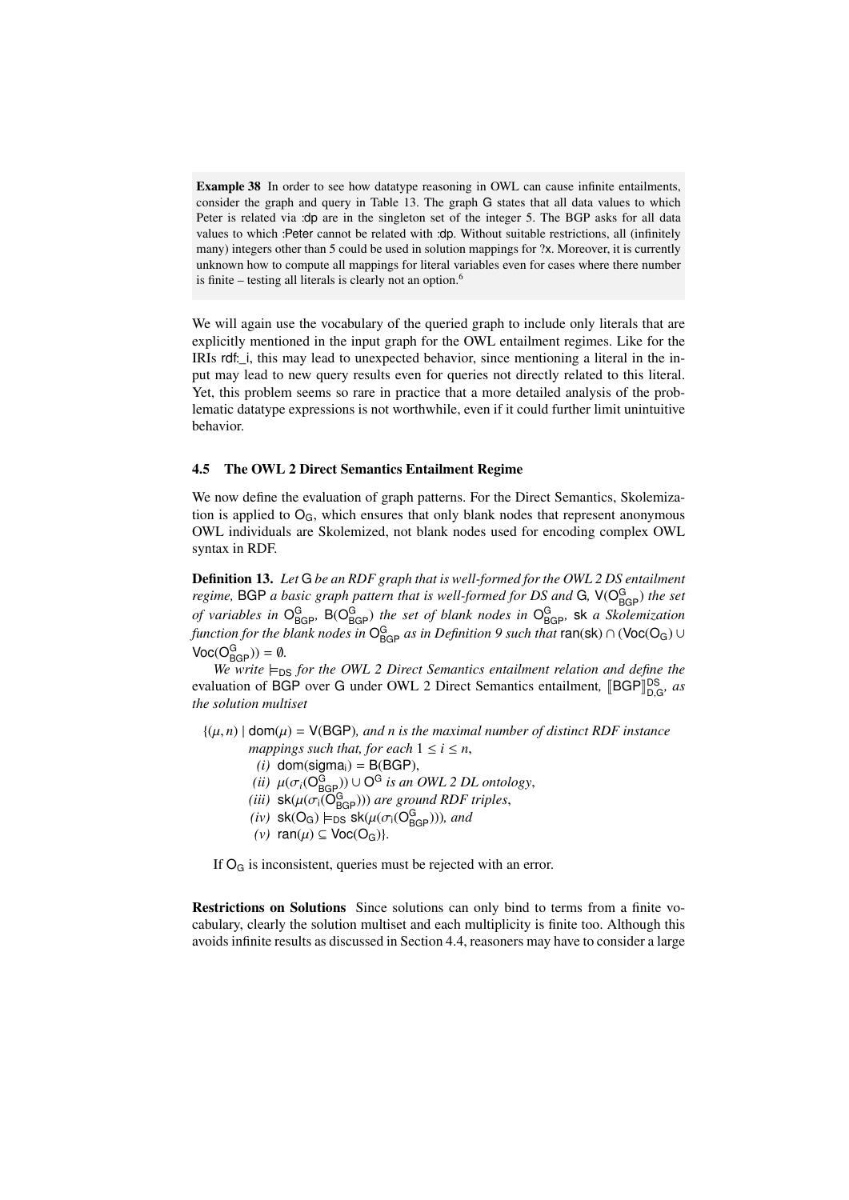**Example 38** In order to see how datatype reasoning in OWL can cause infinite entailments, consider the graph and query in Table 13. The graph G states that all data values to which Peter is related via :dp are in the singleton set of the integer 5. The BGP asks for all data values to which :Peter cannot be related with :dp. Without suitable restrictions, all (infinitely many) integers other than 5 could be used in solution mappings for ?x. Moreover, it is currently unknown how to compute all mappings for literal variables even for cases where there number is finite – testing all literals is clearly not an option.[6]

We will again use the vocabulary of the queried graph to include only literals that are explicitly mentioned in the input graph for the OWL entailment regimes. Like for the IRIs rdf:_i, this may lead to unexpected behavior, since mentioning a literal in the input may lead to new query results even for queries not directly related to this literal. Yet, this problem seems so rare in practice that a more detailed analysis of the problematic datatype expressions is not worthwhile, even if it could further limit unintuitive behavior.

### 4.5 The OWL 2 Direct Semantics Entailment Regime

We now define the evaluation of graph patterns. For the Direct Semantics, Skolemization is applied to $\mathsf{O_G}$, which ensures that only blank nodes that represent anonymous OWL individuals are Skolemized, not blank nodes used for encoding complex OWL syntax in RDF.

**Definition 13.** *Let* G *be an RDF graph that is well-formed for the OWL 2 DS entailment regime,* BGP *a basic graph pattern that is well-formed for DS and* G*,* $\mathsf{V}(\mathsf{O}^{\mathsf{G}}_{\mathsf{BGP}})$ *the set of variables in* $\mathsf{O}^{\mathsf{G}}_{\mathsf{BGP}}$*,* $\mathsf{B}(\mathsf{O}^{\mathsf{G}}_{\mathsf{BGP}})$ *the set of blank nodes in* $\mathsf{O}^{\mathsf{G}}_{\mathsf{BGP}}$*,* sk *a Skolemization function for the blank nodes in* $\mathsf{O}^{\mathsf{G}}_{\mathsf{BGP}}$ *as in Definition 9 such that* $\mathsf{ran}(\mathsf{sk}) \cap (\mathsf{Voc}(\mathsf{O_G}) \cup \mathsf{Voc}(\mathsf{O}^{\mathsf{G}}_{\mathsf{BGP}})) = \emptyset$*.*

*We write* $\models_{\mathsf{DS}}$ *for the OWL 2 Direct Semantics entailment relation and define the* evaluation of BGP over G under OWL 2 Direct Semantics entailment*,* $[\![\mathsf{BGP}]\!]^{\mathsf{DS}}_{\mathsf{D,G}}$*, as the solution multiset*

$\{(\mu, n) \mid \mathsf{dom}(\mu) = \mathsf{V}(\mathsf{BGP})$*, and n is the maximal number of distinct RDF instance mappings such that, for each* $1 \leq i \leq n$*,*

- *(i)* $\mathsf{dom}(\mathsf{sigma_i}) = \mathsf{B}(\mathsf{BGP})$,
- *(ii)* $\mu(\sigma_i(\mathsf{O}^{\mathsf{G}}_{\mathsf{BGP}})) \cup \mathsf{O}^{\mathsf{G}}$ *is an OWL 2 DL ontology*,
- *(iii)* $\mathsf{sk}(\mu(\sigma_i(\mathsf{O}^{\mathsf{G}}_{\mathsf{BGP}})))$ *are ground RDF triples*,
- *(iv)* $\mathsf{sk}(\mathsf{O_G}) \models_{\mathsf{DS}} \mathsf{sk}(\mu(\sigma_i(\mathsf{O}^{\mathsf{G}}_{\mathsf{BGP}})))$*, and*
- *(v)* $\mathsf{ran}(\mu) \subseteq \mathsf{Voc}(\mathsf{O_G})\}$.

If $\mathsf{O_G}$ is inconsistent, queries must be rejected with an error.

**Restrictions on Solutions** Since solutions can only bind to terms from a finite vocabulary, clearly the solution multiset and each multiplicity is finite too. Although this avoids infinite results as discussed in Section 4.4, reasoners may have to consider a large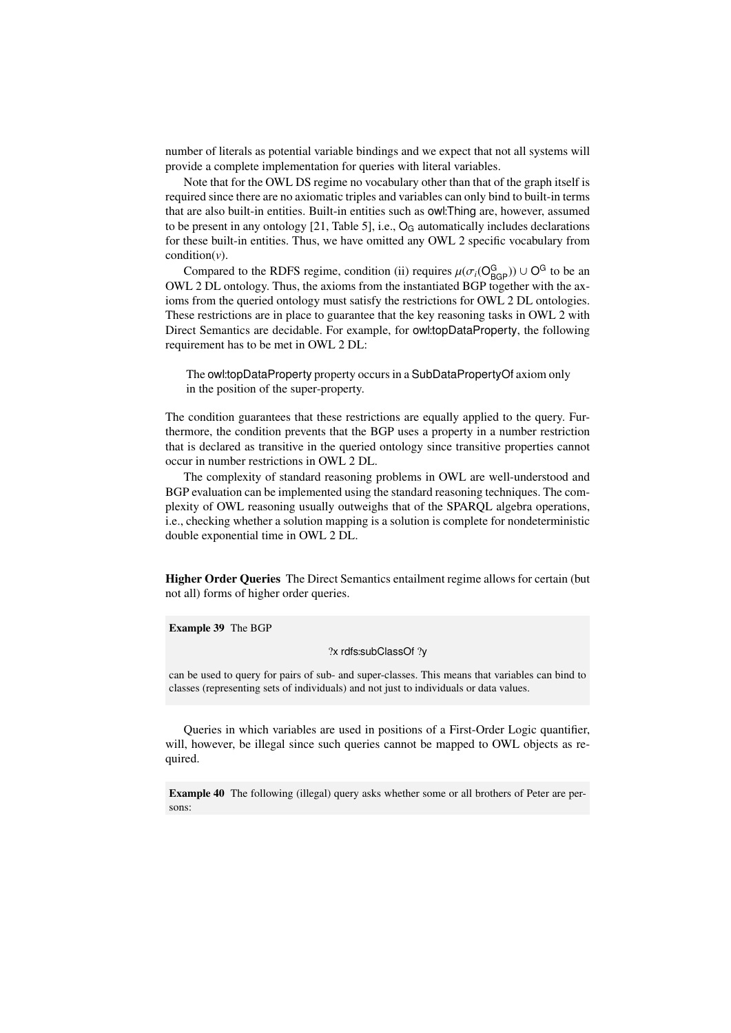number of literals as potential variable bindings and we expect that not all systems will provide a complete implementation for queries with literal variables.

Note that for the OWL DS regime no vocabulary other than that of the graph itself is required since there are no axiomatic triples and variables can only bind to built-in terms that are also built-in entities. Built-in entities such as owl:Thing are, however, assumed to be present in any ontology [21, Table 5], i.e., $\mathsf{O_G}$ automatically includes declarations for these built-in entities. Thus, we have omitted any OWL 2 specific vocabulary from condition($v$).

Compared to the RDFS regime, condition (ii) requires $\mu(\sigma_i(\mathsf{O}^{\mathsf{G}}_{\mathsf{BGP}})) \cup \mathsf{O}^{\mathsf{G}}$ to be an OWL 2 DL ontology. Thus, the axioms from the instantiated BGP together with the axioms from the queried ontology must satisfy the restrictions for OWL 2 DL ontologies. These restrictions are in place to guarantee that the key reasoning tasks in OWL 2 with Direct Semantics are decidable. For example, for owl:topDataProperty, the following requirement has to be met in OWL 2 DL:

> The owl:topDataProperty property occurs in a SubDataPropertyOf axiom only in the position of the super-property.

The condition guarantees that these restrictions are equally applied to the query. Furthermore, the condition prevents that the BGP uses a property in a number restriction that is declared as transitive in the queried ontology since transitive properties cannot occur in number restrictions in OWL 2 DL.

The complexity of standard reasoning problems in OWL are well-understood and BGP evaluation can be implemented using the standard reasoning techniques. The complexity of OWL reasoning usually outweighs that of the SPARQL algebra operations, i.e., checking whether a solution mapping is a solution is complete for nondeterministic double exponential time in OWL 2 DL.

**Higher Order Queries** The Direct Semantics entailment regime allows for certain (but not all) forms of higher order queries.

**Example 39** The BGP

```
?x rdfs:subClassOf ?y
```

can be used to query for pairs of sub- and super-classes. This means that variables can bind to classes (representing sets of individuals) and not just to individuals or data values.

Queries in which variables are used in positions of a First-Order Logic quantifier, will, however, be illegal since such queries cannot be mapped to OWL objects as required.

**Example 40** The following (illegal) query asks whether some or all brothers of Peter are persons: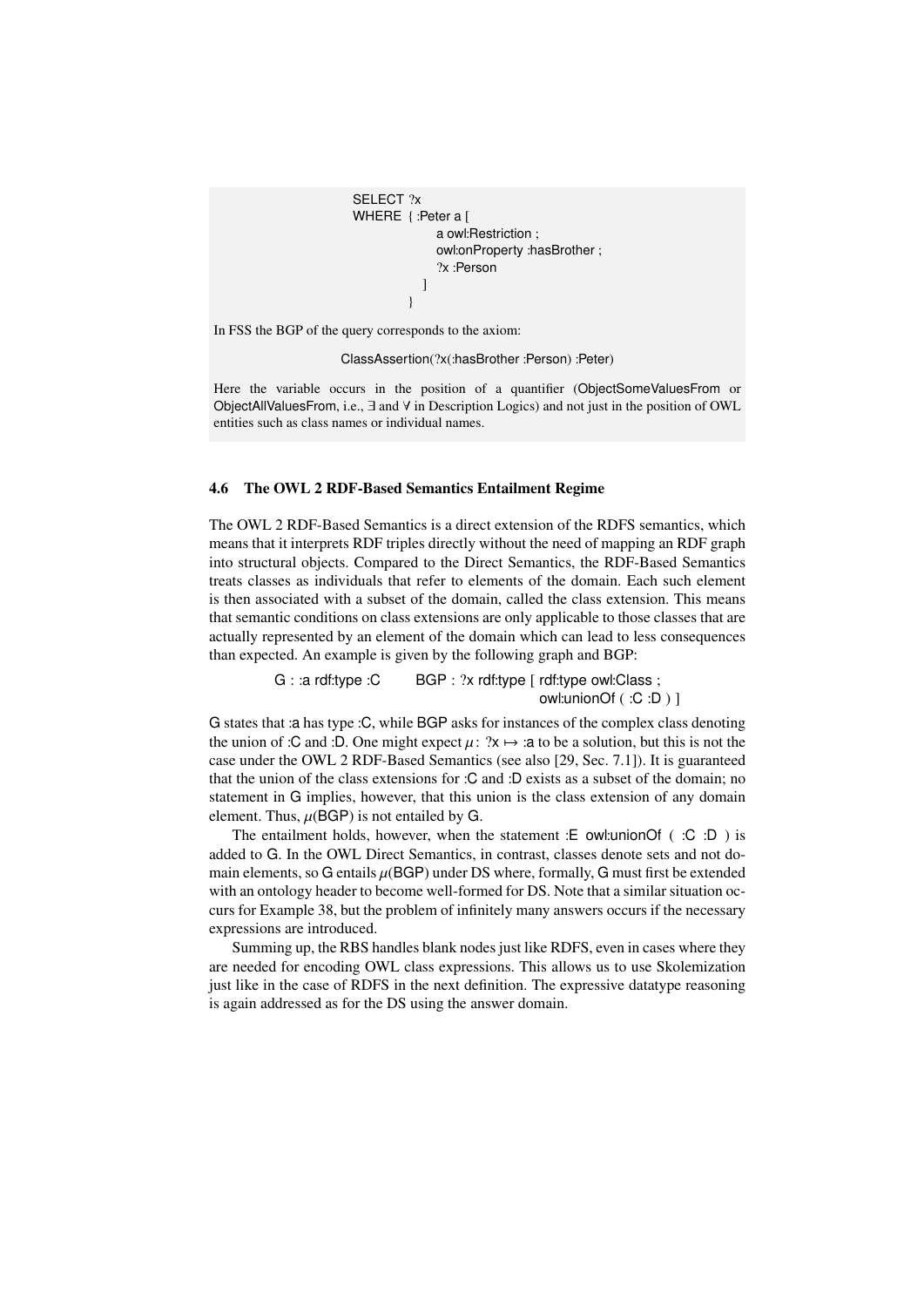```
SELECT ?x
WHERE { :Peter a [
            a owl:Restriction ;
            owl:onProperty :hasBrother ;
            ?x :Person
          ]
      }
```

In FSS the BGP of the query corresponds to the axiom:

ClassAssertion(?x(:hasBrother :Person) :Peter)

Here the variable occurs in the position of a quantifier (ObjectSomeValuesFrom or ObjectAllValuesFrom, i.e., $\exists$ and $\forall$ in Description Logics) and not just in the position of OWL entities such as class names or individual names.

### 4.6 The OWL 2 RDF-Based Semantics Entailment Regime

The OWL 2 RDF-Based Semantics is a direct extension of the RDFS semantics, which means that it interprets RDF triples directly without the need of mapping an RDF graph into structural objects. Compared to the Direct Semantics, the RDF-Based Semantics treats classes as individuals that refer to elements of the domain. Each such element is then associated with a subset of the domain, called the class extension. This means that semantic conditions on class extensions are only applicable to those classes that are actually represented by an element of the domain which can lead to less consequences than expected. An example is given by the following graph and BGP:

```
G : :a rdf:type :C        BGP : ?x rdf:type [ rdf:type owl:Class ;
                                              owl:unionOf ( :C :D ) ]
```

G states that :a has type :C, while BGP asks for instances of the complex class denoting the union of :C and :D. One might expect $\mu\colon$ ?x $\mapsto$ :a to be a solution, but this is not the case under the OWL 2 RDF-Based Semantics (see also [29, Sec. 7.1]). It is guaranteed that the union of the class extensions for :C and :D exists as a subset of the domain; no statement in G implies, however, that this union is the class extension of any domain element. Thus, $\mu$(BGP) is not entailed by G.

The entailment holds, however, when the statement :E owl:unionOf ( :C :D ) is added to G. In the OWL Direct Semantics, in contrast, classes denote sets and not domain elements, so G entails $\mu$(BGP) under DS where, formally, G must first be extended with an ontology header to become well-formed for DS. Note that a similar situation occurs for Example 38, but the problem of infinitely many answers occurs if the necessary expressions are introduced.

Summing up, the RBS handles blank nodes just like RDFS, even in cases where they are needed for encoding OWL class expressions. This allows us to use Skolemization just like in the case of RDFS in the next definition. The expressive datatype reasoning is again addressed as for the DS using the answer domain.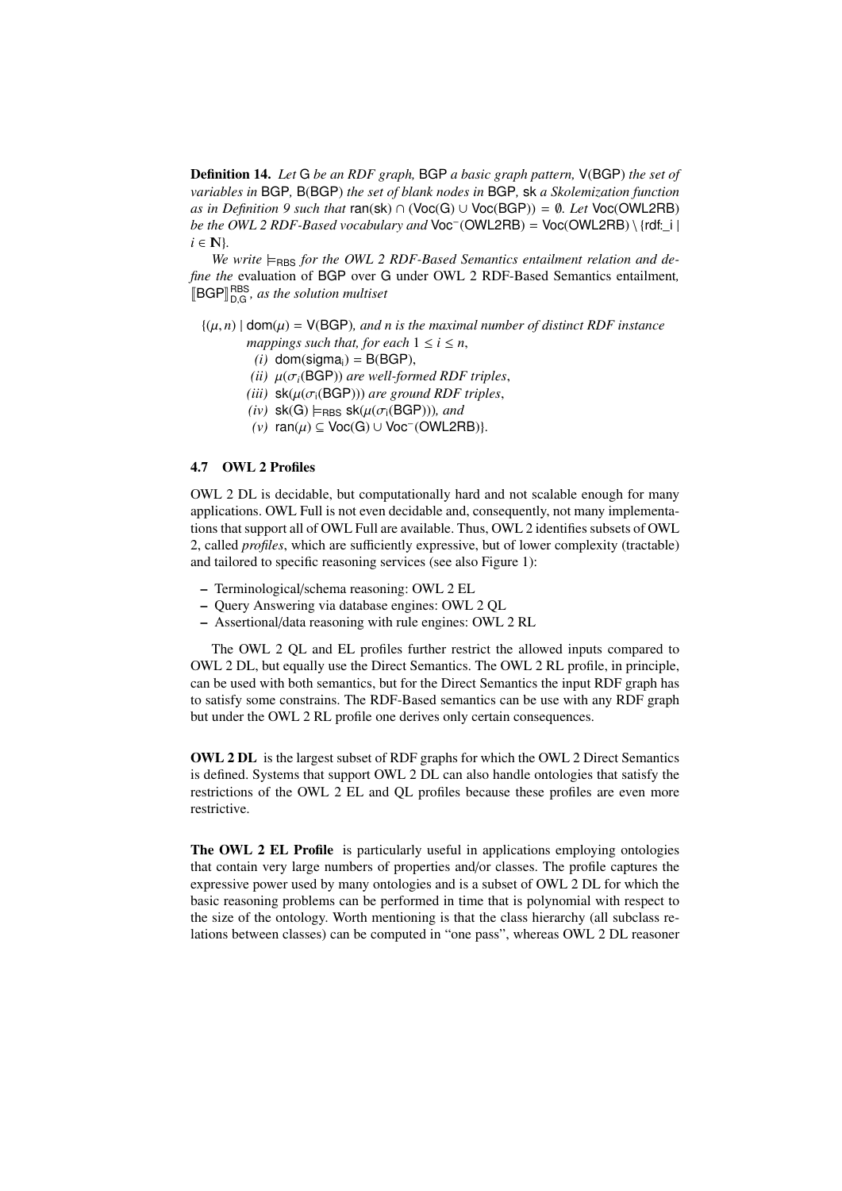**Definition 14.** *Let* G *be an RDF graph,* BGP *a basic graph pattern,* V(BGP) *the set of variables in* BGP*,* B(BGP) *the set of blank nodes in* BGP*,* sk *a Skolemization function as in Definition 9 such that* $\mathsf{ran}(\mathsf{sk}) \cap (\mathsf{Voc}(\mathsf{G}) \cup \mathsf{Voc}(\mathsf{BGP})) = \emptyset$*. Let* Voc(OWL2RB) *be the OWL 2 RDF-Based vocabulary and* $\mathsf{Voc}^{-}(\mathsf{OWL2RB}) = \mathsf{Voc}(\mathsf{OWL2RB}) \setminus \{\text{rdf:\_i} \mid i \in \mathbb{N}\}$.

*We write* $\models_{\mathsf{RBS}}$ *for the OWL 2 RDF-Based Semantics entailment relation and define the* evaluation of BGP over G under OWL 2 RDF-Based Semantics entailment*,* $[\![\mathsf{BGP}]\!]^{\mathsf{RBS}}_{\mathsf{D,G}}$*, as the solution multiset*

$\{(\mu, n) \mid \mathsf{dom}(\mu) = \mathsf{V}(\mathsf{BGP})$*, and n is the maximal number of distinct RDF instance mappings such that, for each* $1 \leq i \leq n$,

- *(i)* $\mathsf{dom}(\mathsf{sigma}_i) = \mathsf{B}(\mathsf{BGP})$,
- *(ii)* $\mu(\sigma_i(\mathsf{BGP}))$ *are well-formed RDF triples*,
- *(iii)* $\mathsf{sk}(\mu(\sigma_i(\mathsf{BGP})))$ *are ground RDF triples*,
- *(iv)* $\mathsf{sk}(\mathsf{G}) \models_{\mathsf{RBS}} \mathsf{sk}(\mu(\sigma_i(\mathsf{BGP})))$*, and*
- *(v)* $\mathsf{ran}(\mu) \subseteq \mathsf{Voc}(\mathsf{G}) \cup \mathsf{Voc}^{-}(\mathsf{OWL2RB})\}$.

### 4.7 OWL 2 Profiles

OWL 2 DL is decidable, but computationally hard and not scalable enough for many applications. OWL Full is not even decidable and, consequently, not many implementations that support all of OWL Full are available. Thus, OWL 2 identifies subsets of OWL 2, called *profiles*, which are sufficiently expressive, but of lower complexity (tractable) and tailored to specific reasoning services (see also Figure 1):

- Terminological/schema reasoning: OWL 2 EL
- Query Answering via database engines: OWL 2 QL
- Assertional/data reasoning with rule engines: OWL 2 RL

The OWL 2 QL and EL profiles further restrict the allowed inputs compared to OWL 2 DL, but equally use the Direct Semantics. The OWL 2 RL profile, in principle, can be used with both semantics, but for the Direct Semantics the input RDF graph has to satisfy some constrains. The RDF-Based semantics can be use with any RDF graph but under the OWL 2 RL profile one derives only certain consequences.

**OWL 2 DL** is the largest subset of RDF graphs for which the OWL 2 Direct Semantics is defined. Systems that support OWL 2 DL can also handle ontologies that satisfy the restrictions of the OWL 2 EL and QL profiles because these profiles are even more restrictive.

**The OWL 2 EL Profile** is particularly useful in applications employing ontologies that contain very large numbers of properties and/or classes. The profile captures the expressive power used by many ontologies and is a subset of OWL 2 DL for which the basic reasoning problems can be performed in time that is polynomial with respect to the size of the ontology. Worth mentioning is that the class hierarchy (all subclass relations between classes) can be computed in "one pass", whereas OWL 2 DL reasoner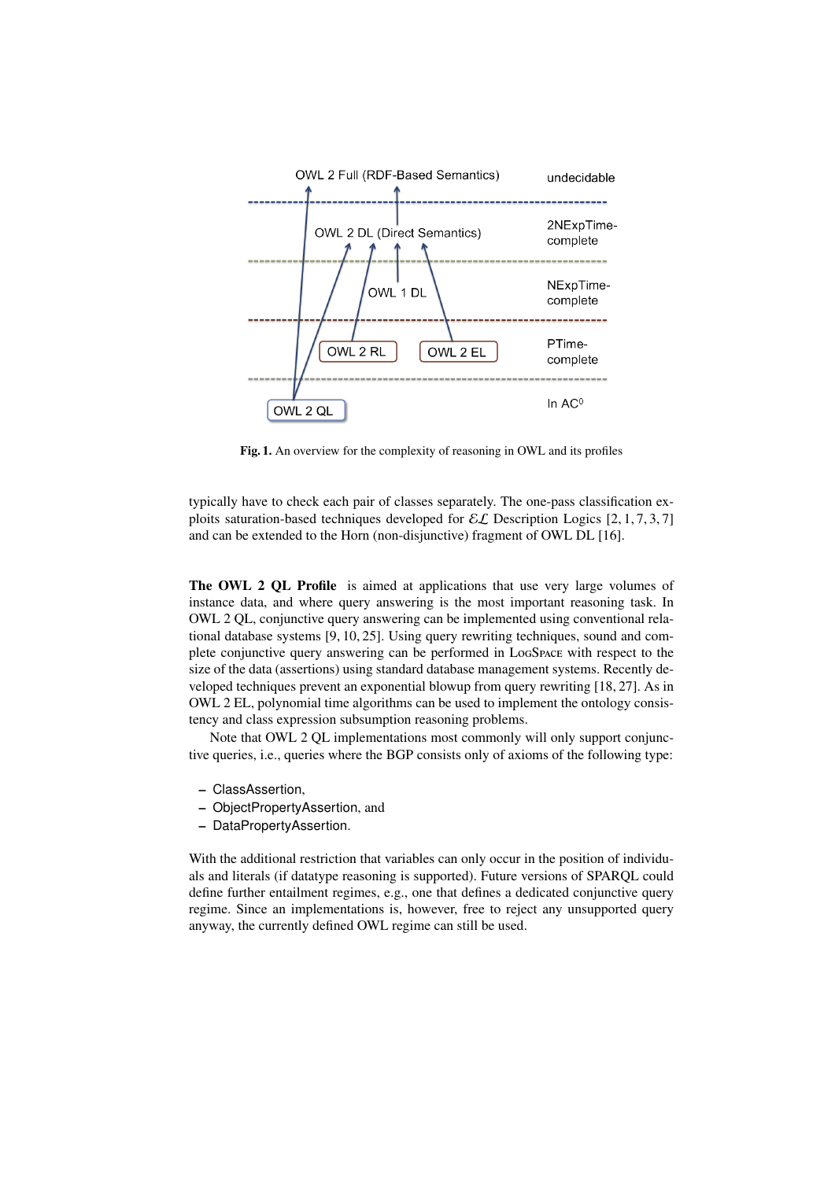**Fig. 1.** An overview for the complexity of reasoning in OWL and its profiles

typically have to check each pair of classes separately. The one-pass classification exploits saturation-based techniques developed for $\mathcal{EL}$ Description Logics [2, 1, 7, 3, 7] and can be extended to the Horn (non-disjunctive) fragment of OWL DL [16].

**The OWL 2 QL Profile** is aimed at applications that use very large volumes of instance data, and where query answering is the most important reasoning task. In OWL 2 QL, conjunctive query answering can be implemented using conventional relational database systems [9, 10, 25]. Using query rewriting techniques, sound and complete conjunctive query answering can be performed in LogSpace with respect to the size of the data (assertions) using standard database management systems. Recently developed techniques prevent an exponential blowup from query rewriting [18, 27]. As in OWL 2 EL, polynomial time algorithms can be used to implement the ontology consistency and class expression subsumption reasoning problems.

Note that OWL 2 QL implementations most commonly will only support conjunctive queries, i.e., queries where the BGP consists only of axioms of the following type:

- ClassAssertion,
- ObjectPropertyAssertion, and
- DataPropertyAssertion.

With the additional restriction that variables can only occur in the position of individuals and literals (if datatype reasoning is supported). Future versions of SPARQL could define further entailment regimes, e.g., one that defines a dedicated conjunctive query regime. Since an implementations is, however, free to reject any unsupported query anyway, the currently defined OWL regime can still be used.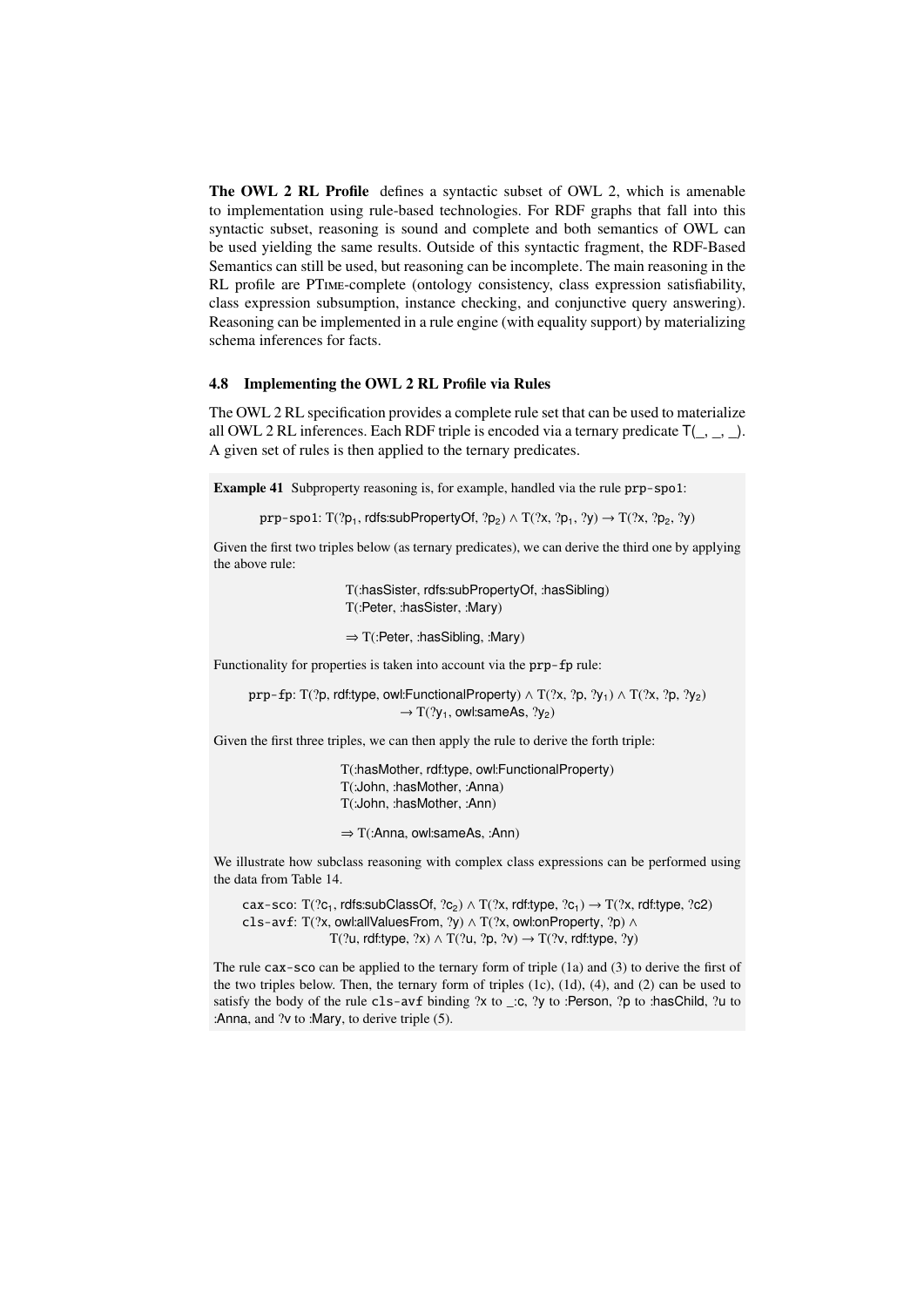**The OWL 2 RL Profile** defines a syntactic subset of OWL 2, which is amenable to implementation using rule-based technologies. For RDF graphs that fall into this syntactic subset, reasoning is sound and complete and both semantics of OWL can be used yielding the same results. Outside of this syntactic fragment, the RDF-Based Semantics can still be used, but reasoning can be incomplete. The main reasoning in the RL profile are PTIME-complete (ontology consistency, class expression satisfiability, class expression subsumption, instance checking, and conjunctive query answering). Reasoning can be implemented in a rule engine (with equality support) by materializing schema inferences for facts.

### 4.8 Implementing the OWL 2 RL Profile via Rules

The OWL 2 RL specification provides a complete rule set that can be used to materialize all OWL 2 RL inferences. Each RDF triple is encoded via a ternary predicate T(_, _, _). A given set of rules is then applied to the ternary predicates.

**Example 41** Subproperty reasoning is, for example, handled via the rule `prp-spo1`:

`prp-spo1`: T(?$p_1$, rdfs:subPropertyOf, ?$p_2$) ∧ T(?x, ?$p_1$, ?y) → T(?x, ?$p_2$, ?y)

Given the first two triples below (as ternary predicates), we can derive the third one by applying the above rule:

T(:hasSister, rdfs:subPropertyOf, :hasSibling)
T(:Peter, :hasSister, :Mary)

⇒ T(:Peter, :hasSibling, :Mary)

Functionality for properties is taken into account via the `prp-fp` rule:

`prp-fp`: T(?p, rdf:type, owl:FunctionalProperty) ∧ T(?x, ?p, ?$y_1$) ∧ T(?x, ?p, ?$y_2$) → T(?$y_1$, owl:sameAs, ?$y_2$)

Given the first three triples, we can then apply the rule to derive the forth triple:

T(:hasMother, rdf:type, owl:FunctionalProperty)
T(:John, :hasMother, :Anna)
T(:John, :hasMother, :Ann)

⇒ T(:Anna, owl:sameAs, :Ann)

We illustrate how subclass reasoning with complex class expressions can be performed using the data from Table 14.

`cax-sco`: T(?$c_1$, rdfs:subClassOf, ?$c_2$) ∧ T(?x, rdf:type, ?$c_1$) → T(?x, rdf:type, ?c2)
`cls-avf`: T(?x, owl:allValuesFrom, ?y) ∧ T(?x, owl:onProperty, ?p) ∧ T(?u, rdf:type, ?x) ∧ T(?u, ?p, ?v) → T(?v, rdf:type, ?y)

The rule `cax-sco` can be applied to the ternary form of triple (1a) and (3) to derive the first of the two triples below. Then, the ternary form of triples (1c), (1d), (4), and (2) can be used to satisfy the body of the rule `cls-avf` binding ?x to _:c, ?y to :Person, ?p to :hasChild, ?u to :Anna, and ?v to :Mary, to derive triple (5).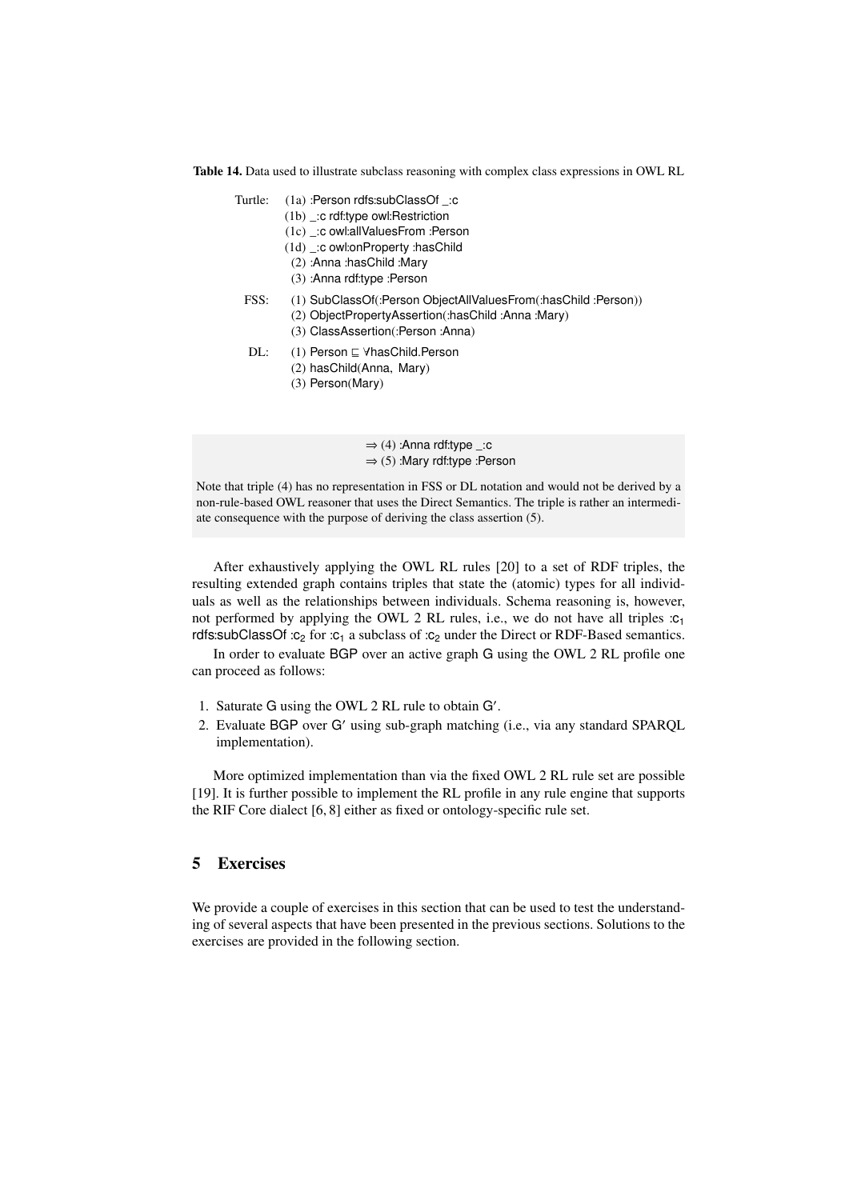**Table 14.** Data used to illustrate subclass reasoning with complex class expressions in OWL RL

| | |
|---|---|
| Turtle: | (1a) :Person rdfs:subClassOf _:c |
| | (1b) _:c rdf:type owl:Restriction |
| | (1c) _:c owl:allValuesFrom :Person |
| | (1d) _:c owl:onProperty :hasChild |
| | (2) :Anna :hasChild :Mary |
| | (3) :Anna rdf:type :Person |
| FSS: | (1) SubClassOf(:Person ObjectAllValuesFrom(:hasChild :Person)) |
| | (2) ObjectPropertyAssertion(:hasChild :Anna :Mary) |
| | (3) ClassAssertion(:Person :Anna) |
| DL: | (1) Person ⊑ ∀hasChild.Person |
| | (2) hasChild(Anna, Mary) |
| | (3) Person(Mary) |

⇒ (4) :Anna rdf:type _:c
⇒ (5) :Mary rdf:type :Person

Note that triple (4) has no representation in FSS or DL notation and would not be derived by a non-rule-based OWL reasoner that uses the Direct Semantics. The triple is rather an intermediate consequence with the purpose of deriving the class assertion (5).

After exhaustively applying the OWL RL rules [20] to a set of RDF triples, the resulting extended graph contains triples that state the (atomic) types for all individuals as well as the relationships between individuals. Schema reasoning is, however, not performed by applying the OWL 2 RL rules, i.e., we do not have all triples $:c_1$ rdfs:subClassOf $:c_2$ for $:c_1$ a subclass of $:c_2$ under the Direct or RDF-Based semantics.

In order to evaluate BGP over an active graph G using the OWL 2 RL profile one can proceed as follows:

1. Saturate G using the OWL 2 RL rule to obtain G′.
2. Evaluate BGP over G′ using sub-graph matching (i.e., via any standard SPARQL implementation).

More optimized implementation than via the fixed OWL 2 RL rule set are possible [19]. It is further possible to implement the RL profile in any rule engine that supports the RIF Core dialect [6, 8] either as fixed or ontology-specific rule set.

## 5 Exercises

We provide a couple of exercises in this section that can be used to test the understanding of several aspects that have been presented in the previous sections. Solutions to the exercises are provided in the following section.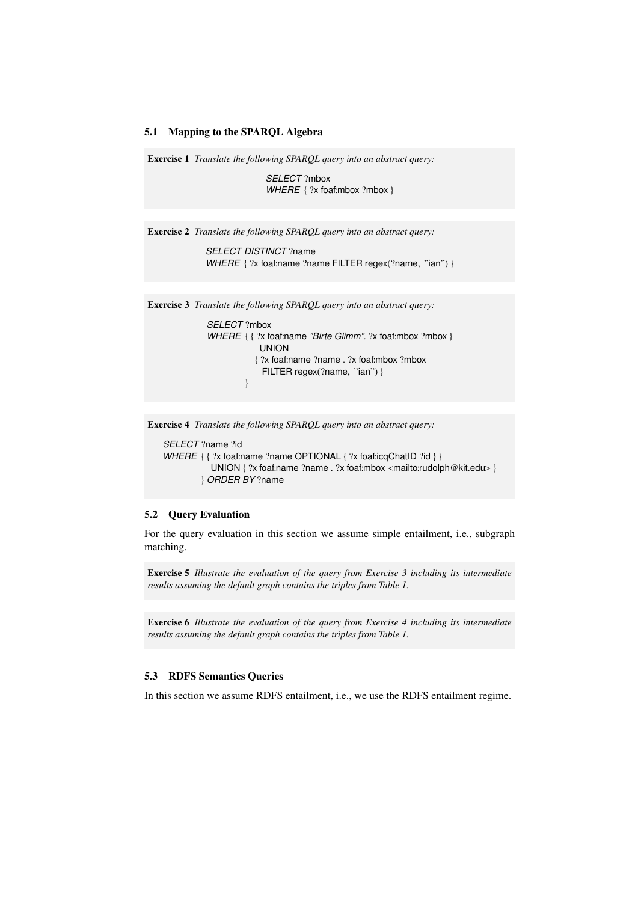### 5.1 Mapping to the SPARQL Algebra

**Exercise 1** *Translate the following SPARQL query into an abstract query:*

```
SELECT ?mbox
WHERE { ?x foaf:mbox ?mbox }
```

**Exercise 2** *Translate the following SPARQL query into an abstract query:*

```
SELECT DISTINCT ?name
WHERE { ?x foaf:name ?name FILTER regex(?name, "ian") }
```

**Exercise 3** *Translate the following SPARQL query into an abstract query:*

```
SELECT ?mbox
WHERE { { ?x foaf:name "Birte Glimm". ?x foaf:mbox ?mbox }
          UNION
        { ?x foaf:name ?name . ?x foaf:mbox ?mbox
          FILTER regex(?name, "ian") }
      }
```

**Exercise 4** *Translate the following SPARQL query into an abstract query:*

```
SELECT ?name ?id
WHERE { { ?x foaf:name ?name OPTIONAL { ?x foaf:icqChatID ?id } }
        UNION { ?x foaf:name ?name . ?x foaf:mbox <mailto:rudolph@kit.edu> }
      } ORDER BY ?name
```

### 5.2 Query Evaluation

For the query evaluation in this section we assume simple entailment, i.e., subgraph matching.

**Exercise 5** *Illustrate the evaluation of the query from Exercise 3 including its intermediate results assuming the default graph contains the triples from Table 1.*

**Exercise 6** *Illustrate the evaluation of the query from Exercise 4 including its intermediate results assuming the default graph contains the triples from Table 1.*

### 5.3 RDFS Semantics Queries

In this section we assume RDFS entailment, i.e., we use the RDFS entailment regime.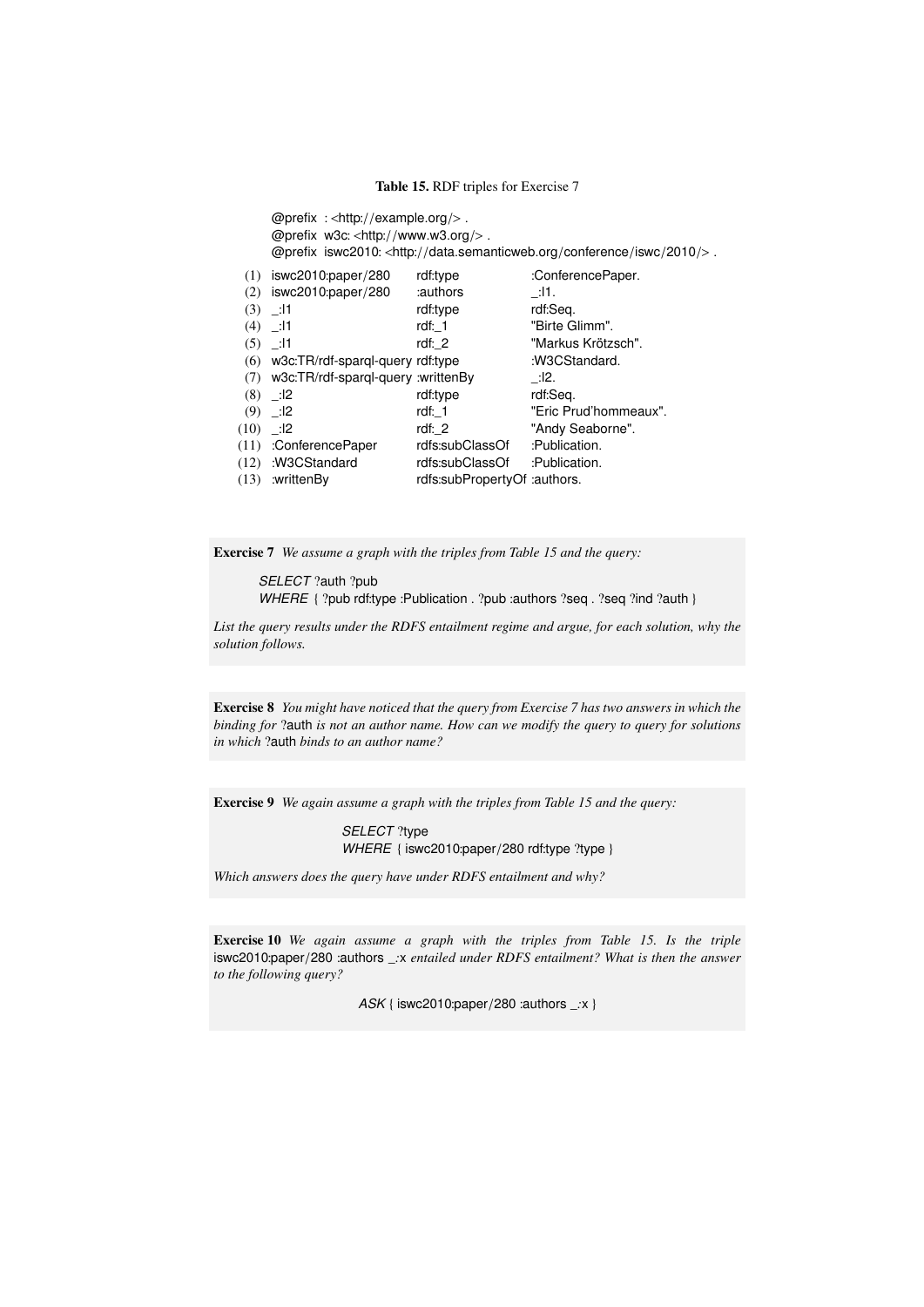**Table 15.** RDF triples for Exercise 7

```
@prefix  : <http://example.org/> .
@prefix  w3c: <http://www.w3.org/> .
@prefix  iswc2010: <http://data.semanticweb.org/conference/iswc/2010/> .
```

| | | | |
|---|---|---|---|
| (1) | iswc2010:paper/280 | rdf:type | :ConferencePaper. |
| (2) | iswc2010:paper/280 | :authors | _:l1. |
| (3) | _:l1 | rdf:type | rdf:Seq. |
| (4) | _:l1 | rdf:_1 | "Birte Glimm". |
| (5) | _:l1 | rdf:_2 | "Markus Krötzsch". |
| (6) | w3c:TR/rdf-sparql-query | rdf:type | :W3CStandard. |
| (7) | w3c:TR/rdf-sparql-query | :writtenBy | _:l2. |
| (8) | _:l2 | rdf:type | rdf:Seq. |
| (9) | _:l2 | rdf:_1 | "Eric Prud'hommeaux". |
| (10) | _:l2 | rdf:_2 | "Andy Seaborne". |
| (11) | :ConferencePaper | rdfs:subClassOf | :Publication. |
| (12) | :W3CStandard | rdfs:subClassOf | :Publication. |
| (13) | :writtenBy | rdfs:subPropertyOf | :authors. |

**Exercise 7** *We assume a graph with the triples from Table 15 and the query:*

```
SELECT ?auth ?pub
WHERE { ?pub rdf:type :Publication . ?pub :authors ?seq . ?seq ?ind ?auth }
```

*List the query results under the RDFS entailment regime and argue, for each solution, why the solution follows.*

**Exercise 8** *You might have noticed that the query from Exercise 7 has two answers in which the binding for* ?auth *is not an author name. How can we modify the query to query for solutions in which* ?auth *binds to an author name?*

**Exercise 9** *We again assume a graph with the triples from Table 15 and the query:*

```
SELECT ?type
WHERE { iswc2010:paper/280 rdf:type ?type }
```

*Which answers does the query have under RDFS entailment and why?*

**Exercise 10** *We again assume a graph with the triples from Table 15. Is the triple* iswc2010:paper/280 :authors _:x *entailed under RDFS entailment? What is then the answer to the following query?*

```
ASK { iswc2010:paper/280 :authors _:x }
```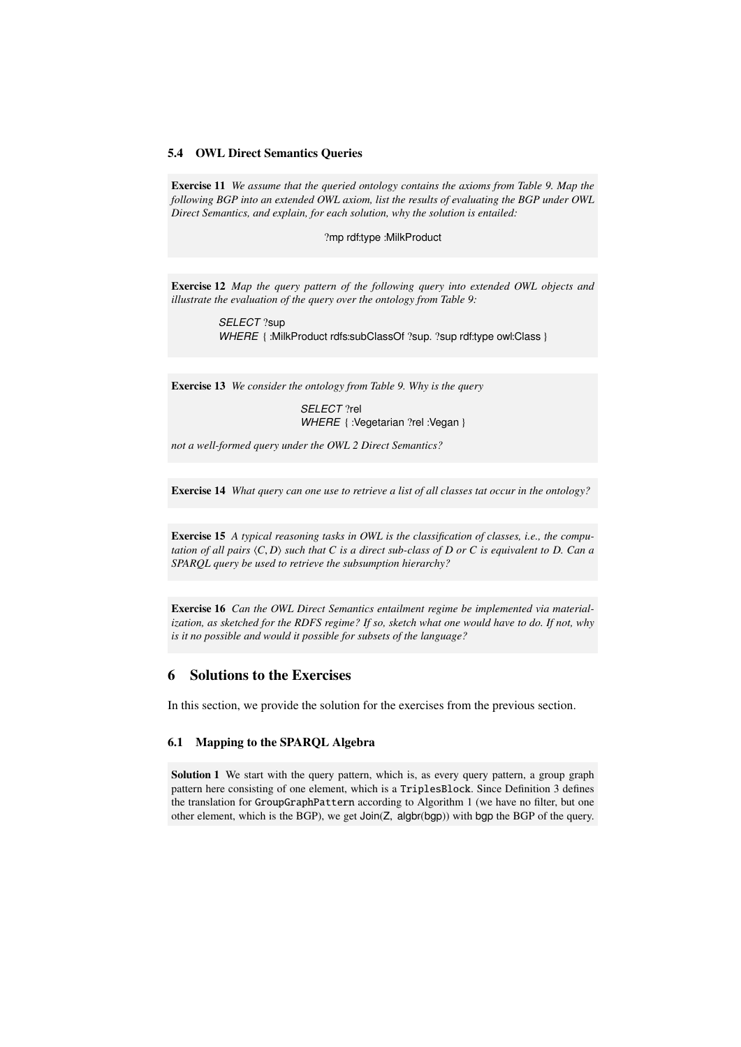### 5.4 OWL Direct Semantics Queries

**Exercise 11** *We assume that the queried ontology contains the axioms from Table 9. Map the following BGP into an extended OWL axiom, list the results of evaluating the BGP under OWL Direct Semantics, and explain, for each solution, why the solution is entailed:*

?mp rdf:type :MilkProduct

**Exercise 12** *Map the query pattern of the following query into extended OWL objects and illustrate the evaluation of the query over the ontology from Table 9:*

```
SELECT ?sup
WHERE { :MilkProduct rdfs:subClassOf ?sup. ?sup rdf:type owl:Class }
```

**Exercise 13** *We consider the ontology from Table 9. Why is the query*

```
SELECT ?rel
WHERE { :Vegetarian ?rel :Vegan }
```

*not a well-formed query under the OWL 2 Direct Semantics?*

**Exercise 14** *What query can one use to retrieve a list of all classes tat occur in the ontology?*

**Exercise 15** *A typical reasoning tasks in OWL is the classification of classes, i.e., the computation of all pairs $\langle C, D \rangle$ such that C is a direct sub-class of D or C is equivalent to D. Can a SPARQL query be used to retrieve the subsumption hierarchy?*

**Exercise 16** *Can the OWL Direct Semantics entailment regime be implemented via materialization, as sketched for the RDFS regime? If so, sketch what one would have to do. If not, why is it no possible and would it possible for subsets of the language?*

## 6 Solutions to the Exercises

In this section, we provide the solution for the exercises from the previous section.

### 6.1 Mapping to the SPARQL Algebra

**Solution 1** We start with the query pattern, which is, as every query pattern, a group graph pattern here consisting of one element, which is a `TriplesBlock`. Since Definition 3 defines the translation for `GroupGraphPattern` according to Algorithm 1 (we have no filter, but one other element, which is the BGP), we get Join(Z, algbr(bgp)) with bgp the BGP of the query.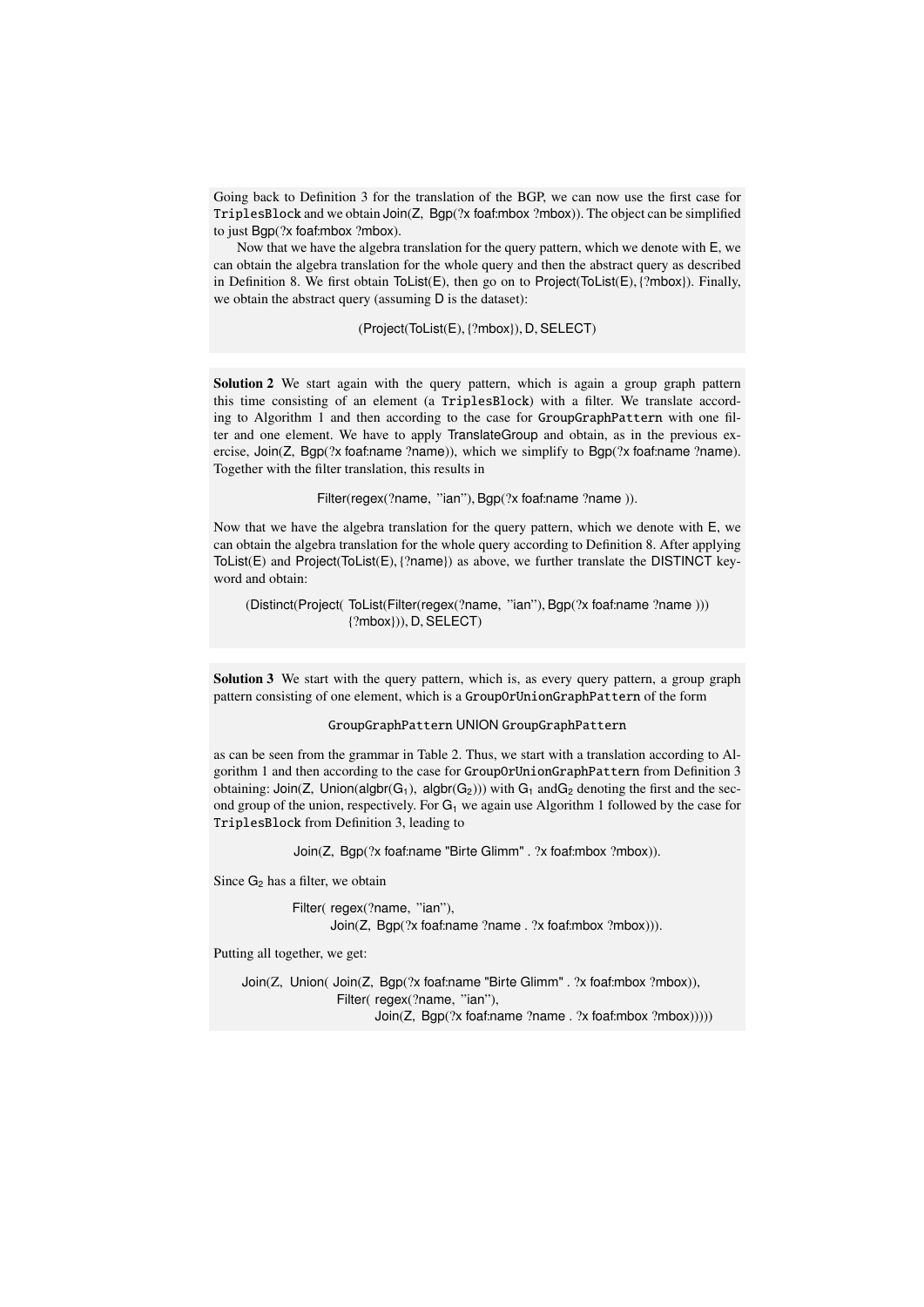Going back to Definition 3 for the translation of the BGP, we can now use the first case for `TriplesBlock` and we obtain Join(Z, Bgp(?x foaf:mbox ?mbox)). The object can be simplified to just Bgp(?x foaf:mbox ?mbox).

Now that we have the algebra translation for the query pattern, which we denote with E, we can obtain the algebra translation for the whole query and then the abstract query as described in Definition 8. We first obtain ToList(E), then go on to Project(ToList(E), {?mbox}). Finally, we obtain the abstract query (assuming D is the dataset):

(Project(ToList(E), {?mbox}), D, SELECT)

**Solution 2** We start again with the query pattern, which is again a group graph pattern this time consisting of an element (a `TriplesBlock`) with a filter. We translate according to Algorithm 1 and then according to the case for `GroupGraphPattern` with one filter and one element. We have to apply TranslateGroup and obtain, as in the previous exercise, Join(Z, Bgp(?x foaf:name ?name)), which we simplify to Bgp(?x foaf:name ?name). Together with the filter translation, this results in

Filter(regex(?name, "ian"), Bgp(?x foaf:name ?name )).

Now that we have the algebra translation for the query pattern, which we denote with E, we can obtain the algebra translation for the whole query according to Definition 8. After applying ToList(E) and Project(ToList(E), {?name}) as above, we further translate the DISTINCT keyword and obtain:

```
(Distinct(Project( ToList(Filter(regex(?name, "ian"), Bgp(?x foaf:name ?name )))
                   {?mbox})), D, SELECT)
```

**Solution 3** We start with the query pattern, which is, as every query pattern, a group graph pattern consisting of one element, which is a `GroupOrUnionGraphPattern` of the form

`GroupGraphPattern` UNION `GroupGraphPattern`

as can be seen from the grammar in Table 2. Thus, we start with a translation according to Algorithm 1 and then according to the case for `GroupOrUnionGraphPattern` from Definition 3 obtaining: Join(Z, Union(algbr($G_1$), algbr($G_2$))) with $G_1$ and$G_2$ denoting the first and the second group of the union, respectively. For $G_1$ we again use Algorithm 1 followed by the case for `TriplesBlock` from Definition 3, leading to

Join(Z, Bgp(?x foaf:name "Birte Glimm" . ?x foaf:mbox ?mbox)).

Since $G_2$ has a filter, we obtain

```
Filter( regex(?name, "ian"),
        Join(Z, Bgp(?x foaf:name ?name . ?x foaf:mbox ?mbox))).
```

Putting all together, we get:

```
Join(Z, Union( Join(Z, Bgp(?x foaf:name "Birte Glimm" . ?x foaf:mbox ?mbox)),
               Filter( regex(?name, "ian"),
                       Join(Z, Bgp(?x foaf:name ?name . ?x foaf:mbox ?mbox)))))
```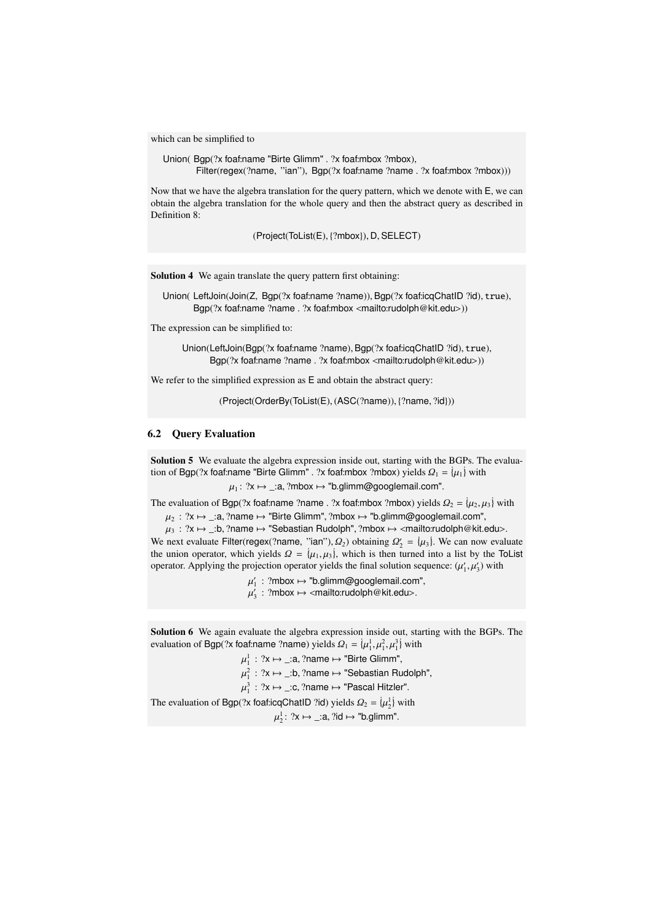which can be simplified to

Union( Bgp(?x foaf:name "Birte Glimm" . ?x foaf:mbox ?mbox),
Filter(regex(?name, "ian"), Bgp(?x foaf:name ?name . ?x foaf:mbox ?mbox)))

Now that we have the algebra translation for the query pattern, which we denote with E, we can obtain the algebra translation for the whole query and then the abstract query as described in Definition 8:

(Project(ToList(E), {?mbox}), D, SELECT)

**Solution 4** We again translate the query pattern first obtaining:

Union( LeftJoin(Join(Z, Bgp(?x foaf:name ?name)), Bgp(?x foaf:icqChatID ?id), true),
Bgp(?x foaf:name ?name . ?x foaf:mbox <mailto:rudolph@kit.edu>))

The expression can be simplified to:

Union(LeftJoin(Bgp(?x foaf:name ?name), Bgp(?x foaf:icqChatID ?id), true),
Bgp(?x foaf:name ?name . ?x foaf:mbox <mailto:rudolph@kit.edu>))

We refer to the simplified expression as E and obtain the abstract query:

(Project(OrderBy(ToList(E), (ASC(?name)), {?name, ?id}))

## 6.2 Query Evaluation

**Solution 5** We evaluate the algebra expression inside out, starting with the BGPs. The evaluation of Bgp(?x foaf:name "Birte Glimm" . ?x foaf:mbox ?mbox) yields $\Omega_1 = \{\mu_1\}$ with

$\mu_1$ : ?x ↦ _:a, ?mbox ↦ "b.glimm@googlemail.com".

The evaluation of Bgp(?x foaf:name ?name . ?x foaf:mbox ?mbox) yields $\Omega_2 = \{\mu_2, \mu_3\}$ with

$\mu_2$ : ?x ↦ _:a, ?name ↦ "Birte Glimm", ?mbox ↦ "b.glimm@googlemail.com",
$\mu_3$ : ?x ↦ _:b, ?name ↦ "Sebastian Rudolph", ?mbox ↦ <mailto:rudolph@kit.edu>.

We next evaluate Filter(regex(?name, "ian"), $\Omega_2$) obtaining $\Omega_2' = \{\mu_3\}$. We can now evaluate the union operator, which yields $\Omega = \{\mu_1, \mu_3\}$, which is then turned into a list by the ToList operator. Applying the projection operator yields the final solution sequence: $(\mu_1', \mu_3')$ with

$\mu_1'$ : ?mbox ↦ "b.glimm@googlemail.com",
$\mu_3'$ : ?mbox ↦ <mailto:rudolph@kit.edu>.

**Solution 6** We again evaluate the algebra expression inside out, starting with the BGPs. The evaluation of Bgp(?x foaf:name ?name) yields $\Omega_1 = \{\mu_1^1, \mu_1^2, \mu_1^3\}$ with

$\mu_1^1$ : ?x ↦ _:a, ?name ↦ "Birte Glimm",
$\mu_1^2$ : ?x ↦ _:b, ?name ↦ "Sebastian Rudolph",
$\mu_1^3$ : ?x ↦ _:c, ?name ↦ "Pascal Hitzler".

The evaluation of Bgp(?x foaf:icqChatID ?id) yields $\Omega_2 = \{\mu_2^1\}$ with

$\mu_2^1$: ?x ↦ _:a, ?id ↦ "b.glimm".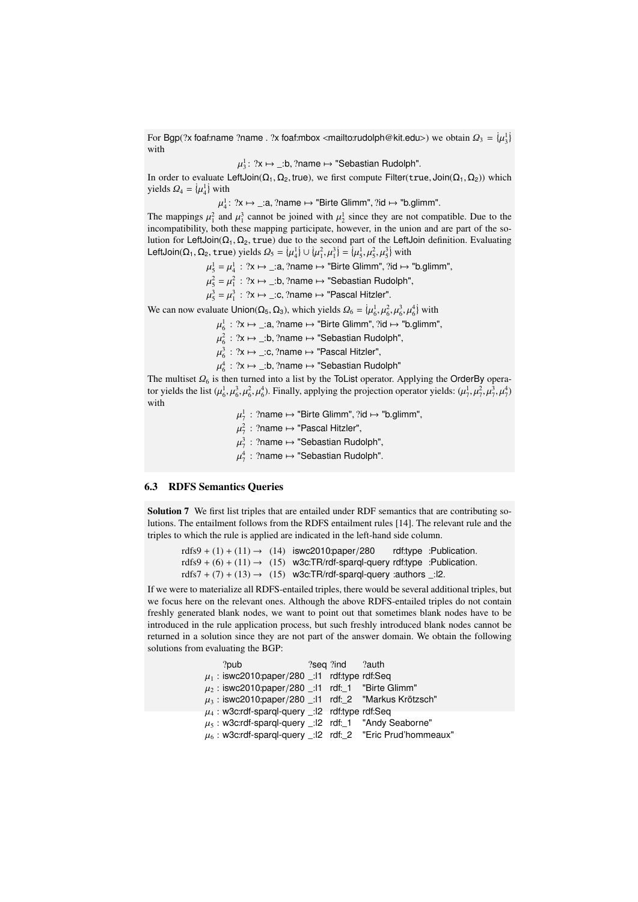For Bgp(?x foaf:name ?name . ?x foaf:mbox <mailto:rudolph@kit.edu>) we obtain $\Omega_3 = \{\mu_3^1\}$ with

$$\mu_3^1 : \text{?x} \mapsto \text{\_:b}, \text{?name} \mapsto \text{"Sebastian Rudolph"}.$$

In order to evaluate LeftJoin($\Omega_1, \Omega_2$, true), we first compute Filter(true, Join($\Omega_1, \Omega_2$)) which yields $\Omega_4 = \{\mu_4^1\}$ with

$$\mu_4^1 : \text{?x} \mapsto \text{\_:a}, \text{?name} \mapsto \text{"Birte Glimm"}, \text{?id} \mapsto \text{"b.glimm"}.$$

The mappings $\mu_1^2$ and $\mu_1^3$ cannot be joined with $\mu_2^1$ since they are not compatible. Due to the incompatibility, both these mapping participate, however, in the union and are part of the solution for LeftJoin($\Omega_1, \Omega_2$, true) due to the second part of the LeftJoin definition. Evaluating LeftJoin($\Omega_1, \Omega_2$, true) yields $\Omega_5 = \{\mu_4^1\} \cup \{\mu_1^2, \mu_1^3\} = \{\mu_5^1, \mu_5^2, \mu_5^3\}$ with

$$\mu_5^1 = \mu_4^1 : \text{?x} \mapsto \text{\_:a}, \text{?name} \mapsto \text{"Birte Glimm"}, \text{?id} \mapsto \text{"b.glimm"},$$
$$\mu_5^2 = \mu_1^2 : \text{?x} \mapsto \text{\_:b}, \text{?name} \mapsto \text{"Sebastian Rudolph"},$$
$$\mu_5^3 = \mu_1^3 : \text{?x} \mapsto \text{\_:c}, \text{?name} \mapsto \text{"Pascal Hitzler"}.$$

We can now evaluate Union($\Omega_5, \Omega_3$), which yields $\Omega_6 = \{\mu_6^1, \mu_6^2, \mu_6^3, \mu_6^4\}$ with

$$\mu_6^1 : \text{?x} \mapsto \text{\_:a}, \text{?name} \mapsto \text{"Birte Glimm"}, \text{?id} \mapsto \text{"b.glimm"},$$
$$\mu_6^2 : \text{?x} \mapsto \text{\_:b}, \text{?name} \mapsto \text{"Sebastian Rudolph"},$$
$$\mu_6^3 : \text{?x} \mapsto \text{\_:c}, \text{?name} \mapsto \text{"Pascal Hitzler"},$$
$$\mu_6^4 : \text{?x} \mapsto \text{\_:b}, \text{?name} \mapsto \text{"Sebastian Rudolph"}$$

The multiset $\Omega_6$ is then turned into a list by the ToList operator. Applying the OrderBy operator yields the list $(\mu_6^1, \mu_6^3, \mu_6^2, \mu_6^4)$. Finally, applying the projection operator yields: $(\mu_7^1, \mu_7^2, \mu_7^3, \mu_7^4)$ with

$$\mu_7^1 : \text{?name} \mapsto \text{"Birte Glimm"}, \text{?id} \mapsto \text{"b.glimm"},$$
$$\mu_7^2 : \text{?name} \mapsto \text{"Pascal Hitzler"},$$
$$\mu_7^3 : \text{?name} \mapsto \text{"Sebastian Rudolph"},$$
$$\mu_7^4 : \text{?name} \mapsto \text{"Sebastian Rudolph"}.$$

### 6.3 RDFS Semantics Queries

**Solution 7** We first list triples that are entailed under RDF semantics that are contributing solutions. The entailment follows from the RDFS entailment rules [14]. The relevant rule and the triples to which the rule is applied are indicated in the left-hand side column.

| | | |
|---|---|---|
| rdfs9 + (1) + (11) → | (14) | iswc2010:paper/280 rdf:type :Publication. |
| rdfs9 + (6) + (11) → | (15) | w3c:TR/rdf-sparql-query rdf:type :Publication. |
| rdfs7 + (7) + (13) → | (15) | w3c:TR/rdf-sparql-query :authors _:l2. |

If we were to materialize all RDFS-entailed triples, there would be several additional triples, but we focus here on the relevant ones. Although the above RDFS-entailed triples do not contain freshly generated blank nodes, we want to point out that sometimes blank nodes have to be introduced in the rule application process, but such freshly introduced blank nodes cannot be returned in a solution since they are not part of the answer domain. We obtain the following solutions from evaluating the BGP:

| | ?pub | ?seq | ?ind | ?auth |
|---|---|---|---|---|
| $\mu_1$ : | iswc2010:paper/280 | _:l1 | rdf:type | rdf:Seq |
| $\mu_2$ : | iswc2010:paper/280 | _:l1 | rdf:_1 | "Birte Glimm" |
| $\mu_3$ : | iswc2010:paper/280 | _:l1 | rdf:_2 | "Markus Krötzsch" |
| $\mu_4$ : | w3c:rdf-sparql-query | _:l2 | rdf:type | rdf:Seq |
| $\mu_5$ : | w3c:rdf-sparql-query | _:l2 | rdf:_1 | "Andy Seaborne" |
| $\mu_6$ : | w3c:rdf-sparql-query | _:l2 | rdf:_2 | "Eric Prud'hommeaux" |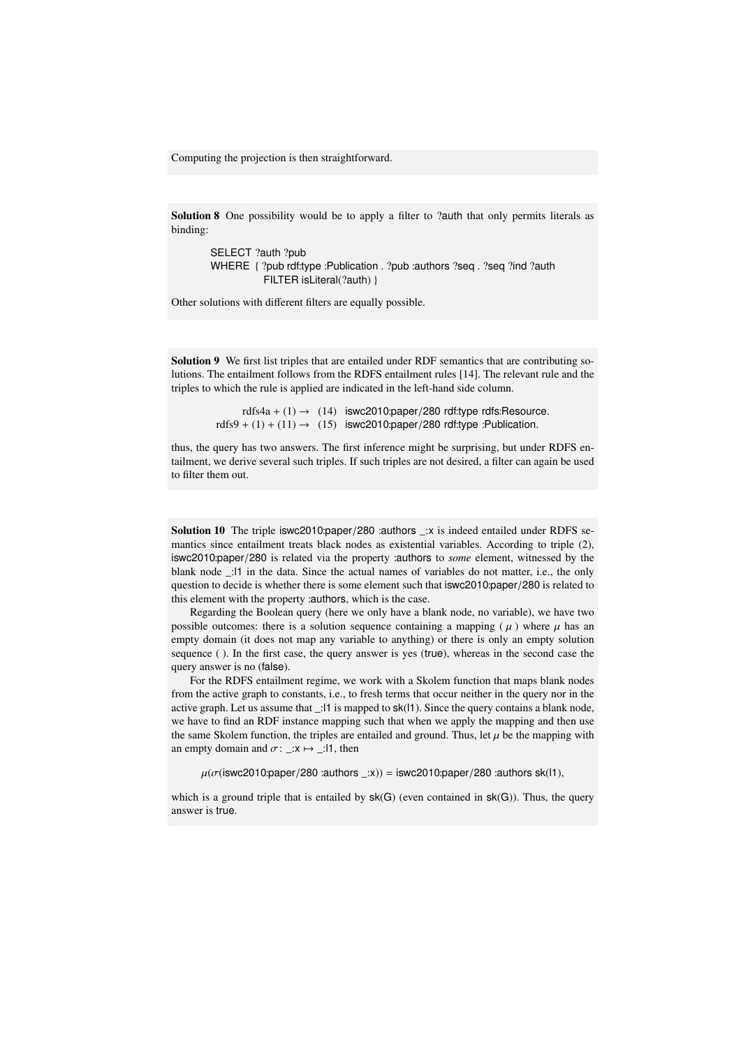Computing the projection is then straightforward.

**Solution 8** One possibility would be to apply a filter to ?auth that only permits literals as binding:

```
SELECT ?auth ?pub
WHERE { ?pub rdf:type :Publication . ?pub :authors ?seq . ?seq ?ind ?auth
        FILTER isLiteral(?auth) }
```

Other solutions with different filters are equally possible.

**Solution 9** We first list triples that are entailed under RDF semantics that are contributing solutions. The entailment follows from the RDFS entailment rules [14]. The relevant rule and the triples to which the rule is applied are indicated in the left-hand side column.

rdfs4a + (1) → (14) iswc2010:paper/280 rdf:type rdfs:Resource.
rdfs9 + (1) + (11) → (15) iswc2010:paper/280 rdf:type :Publication.

thus, the query has two answers. The first inference might be surprising, but under RDFS entailment, we derive several such triples. If such triples are not desired, a filter can again be used to filter them out.

**Solution 10** The triple iswc2010:paper/280 :authors _:x is indeed entailed under RDFS semantics since entailment treats black nodes as existential variables. According to triple (2), iswc2010:paper/280 is related via the property :authors to *some* element, witnessed by the blank node _:l1 in the data. Since the actual names of variables do not matter, i.e., the only question to decide is whether there is some element such that iswc2010:paper/280 is related to this element with the property :authors, which is the case.

Regarding the Boolean query (here we only have a blank node, no variable), we have two possible outcomes: there is a solution sequence containing a mapping ( $\mu$ ) where $\mu$ has an empty domain (it does not map any variable to anything) or there is only an empty solution sequence ( ). In the first case, the query answer is yes (true), whereas in the second case the query answer is no (false).

For the RDFS entailment regime, we work with a Skolem function that maps blank nodes from the active graph to constants, i.e., to fresh terms that occur neither in the query nor in the active graph. Let us assume that _:l1 is mapped to sk(l1). Since the query contains a blank node, we have to find an RDF instance mapping such that when we apply the mapping and then use the same Skolem function, the triples are entailed and ground. Thus, let $\mu$ be the mapping with an empty domain and $\sigma$ : _:x $\mapsto$ _:l1, then

$\mu$($\sigma$(iswc2010:paper/280 :authors _:x)) = iswc2010:paper/280 :authors sk(l1),

which is a ground triple that is entailed by sk(G) (even contained in sk(G)). Thus, the query answer is true.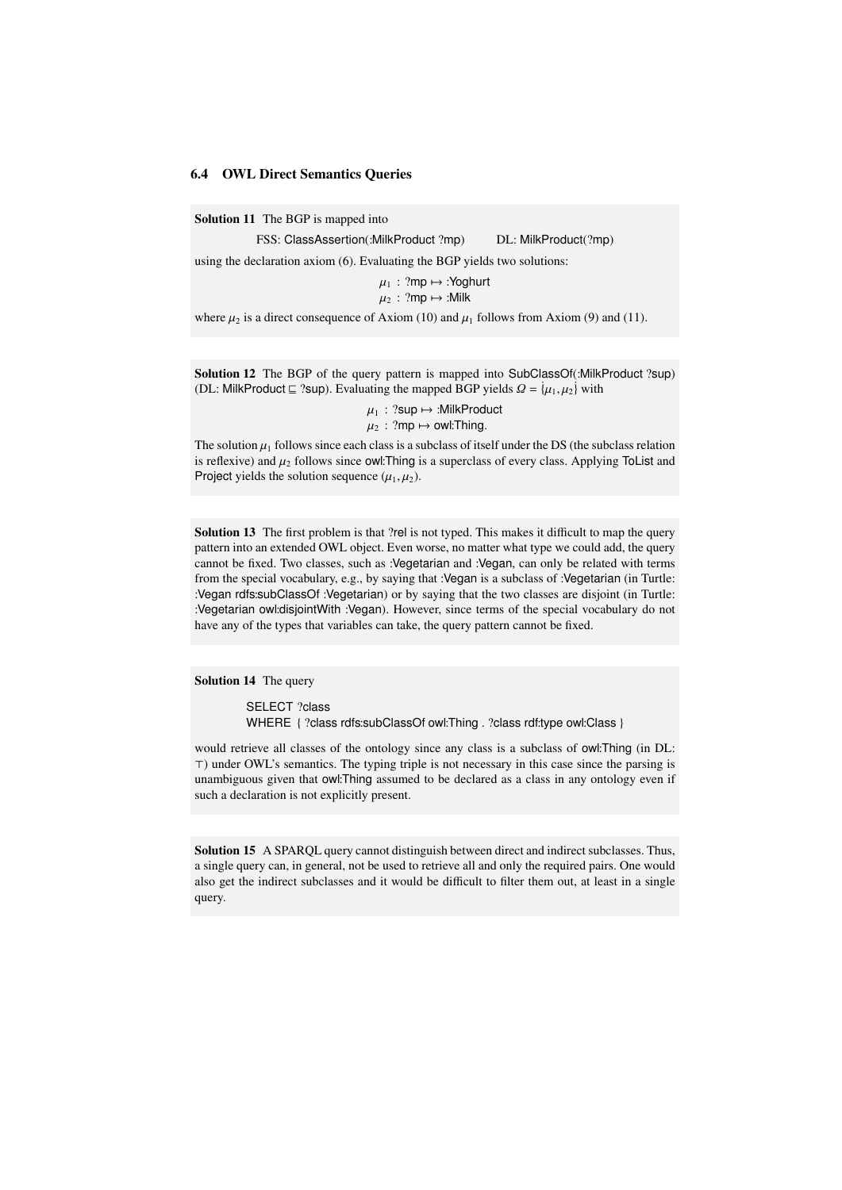## 6.4 OWL Direct Semantics Queries

**Solution 11** The BGP is mapped into

FSS: ClassAssertion(:MilkProduct ?mp)   DL: MilkProduct(?mp)

using the declaration axiom (6). Evaluating the BGP yields two solutions:

$$\mu_1 : \text{?mp} \mapsto \text{:Yoghurt}$$
$$\mu_2 : \text{?mp} \mapsto \text{:Milk}$$

where $\mu_2$ is a direct consequence of Axiom (10) and $\mu_1$ follows from Axiom (9) and (11).

**Solution 12** The BGP of the query pattern is mapped into SubClassOf(:MilkProduct ?sup) (DL: MilkProduct $\sqsubseteq$ ?sup). Evaluating the mapped BGP yields $\Omega = \{\mu_1, \mu_2\}$ with

$$\mu_1 : \text{?sup} \mapsto \text{:MilkProduct}$$
$$\mu_2 : \text{?mp} \mapsto \text{owl:Thing.}$$

The solution $\mu_1$ follows since each class is a subclass of itself under the DS (the subclass relation is reflexive) and $\mu_2$ follows since owl:Thing is a superclass of every class. Applying ToList and Project yields the solution sequence $(\mu_1, \mu_2)$.

**Solution 13** The first problem is that ?rel is not typed. This makes it difficult to map the query pattern into an extended OWL object. Even worse, no matter what type we could add, the query cannot be fixed. Two classes, such as :Vegetarian and :Vegan, can only be related with terms from the special vocabulary, e.g., by saying that :Vegan is a subclass of :Vegetarian (in Turtle: :Vegan rdfs:subClassOf :Vegetarian) or by saying that the two classes are disjoint (in Turtle: :Vegetarian owl:disjointWith :Vegan). However, since terms of the special vocabulary do not have any of the types that variables can take, the query pattern cannot be fixed.

**Solution 14** The query

```
SELECT ?class
WHERE { ?class rdfs:subClassOf owl:Thing . ?class rdf:type owl:Class }
```

would retrieve all classes of the ontology since any class is a subclass of owl:Thing (in DL: $\top$) under OWL's semantics. The typing triple is not necessary in this case since the parsing is unambiguous given that owl:Thing assumed to be declared as a class in any ontology even if such a declaration is not explicitly present.

**Solution 15** A SPARQL query cannot distinguish between direct and indirect subclasses. Thus, a single query can, in general, not be used to retrieve all and only the required pairs. One would also get the indirect subclasses and it would be difficult to filter them out, at least in a single query.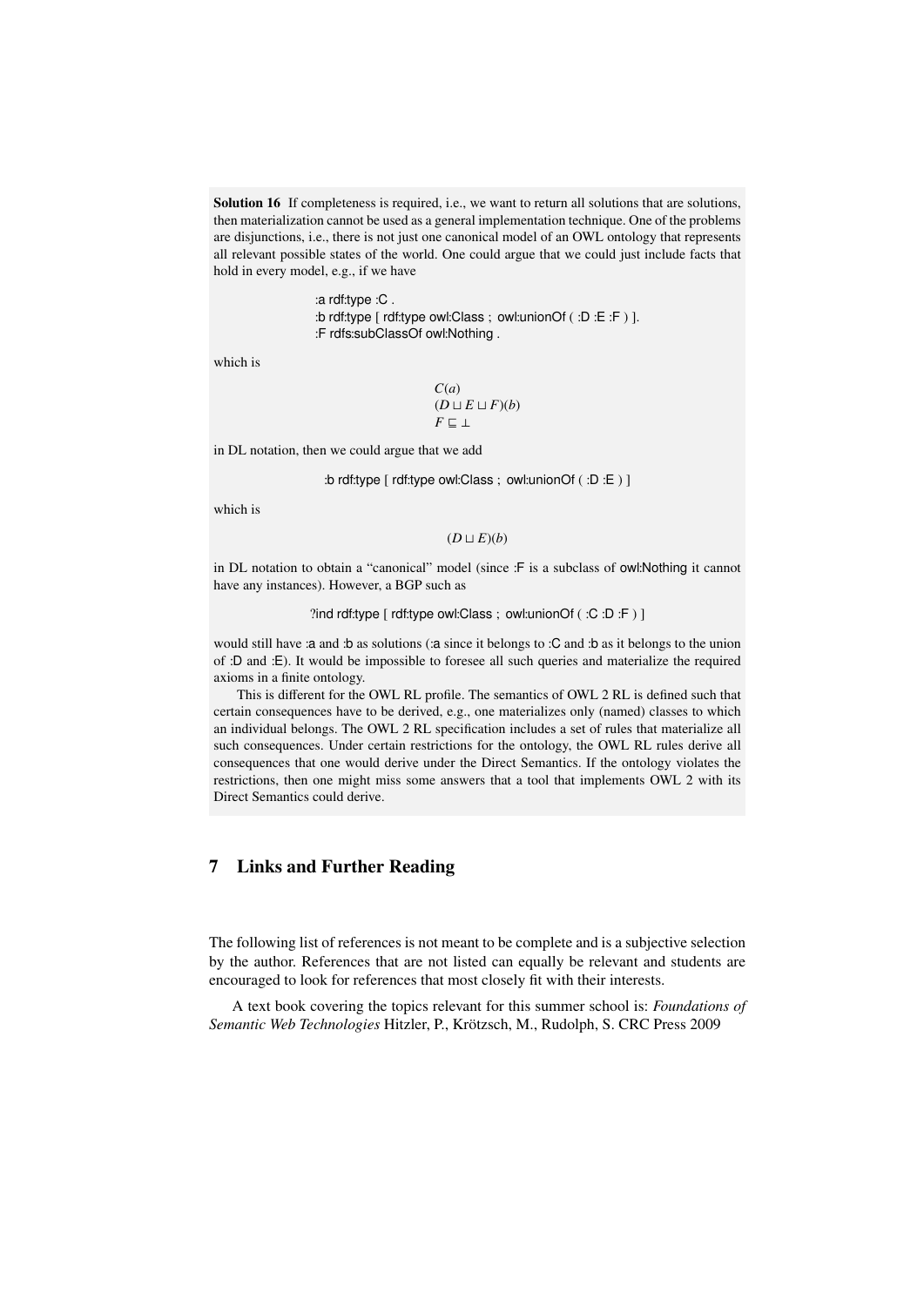**Solution 16** If completeness is required, i.e., we want to return all solutions that are solutions, then materialization cannot be used as a general implementation technique. One of the problems are disjunctions, i.e., there is not just one canonical model of an OWL ontology that represents all relevant possible states of the world. One could argue that we could just include facts that hold in every model, e.g., if we have

```
:a rdf:type :C .
:b rdf:type [ rdf:type owl:Class ; owl:unionOf ( :D :E :F ) ].
:F rdfs:subClassOf owl:Nothing .
```

which is

$$C(a)$$
$$(D \sqcup E \sqcup F)(b)$$
$$F \sqsubseteq \bot$$

in DL notation, then we could argue that we add

```
:b rdf:type [ rdf:type owl:Class ; owl:unionOf ( :D :E ) ]
```

which is

$$(D \sqcup E)(b)$$

in DL notation to obtain a "canonical" model (since :F is a subclass of owl:Nothing it cannot have any instances). However, a BGP such as

```
?ind rdf:type [ rdf:type owl:Class ; owl:unionOf ( :C :D :F ) ]
```

would still have :a and :b as solutions (:a since it belongs to :C and :b as it belongs to the union of :D and :E). It would be impossible to foresee all such queries and materialize the required axioms in a finite ontology.

This is different for the OWL RL profile. The semantics of OWL 2 RL is defined such that certain consequences have to be derived, e.g., one materializes only (named) classes to which an individual belongs. The OWL 2 RL specification includes a set of rules that materialize all such consequences. Under certain restrictions for the ontology, the OWL RL rules derive all consequences that one would derive under the Direct Semantics. If the ontology violates the restrictions, then one might miss some answers that a tool that implements OWL 2 with its Direct Semantics could derive.

## 7 Links and Further Reading

The following list of references is not meant to be complete and is a subjective selection by the author. References that are not listed can equally be relevant and students are encouraged to look for references that most closely fit with their interests.

A text book covering the topics relevant for this summer school is: *Foundations of Semantic Web Technologies* Hitzler, P., Krötzsch, M., Rudolph, S. CRC Press 2009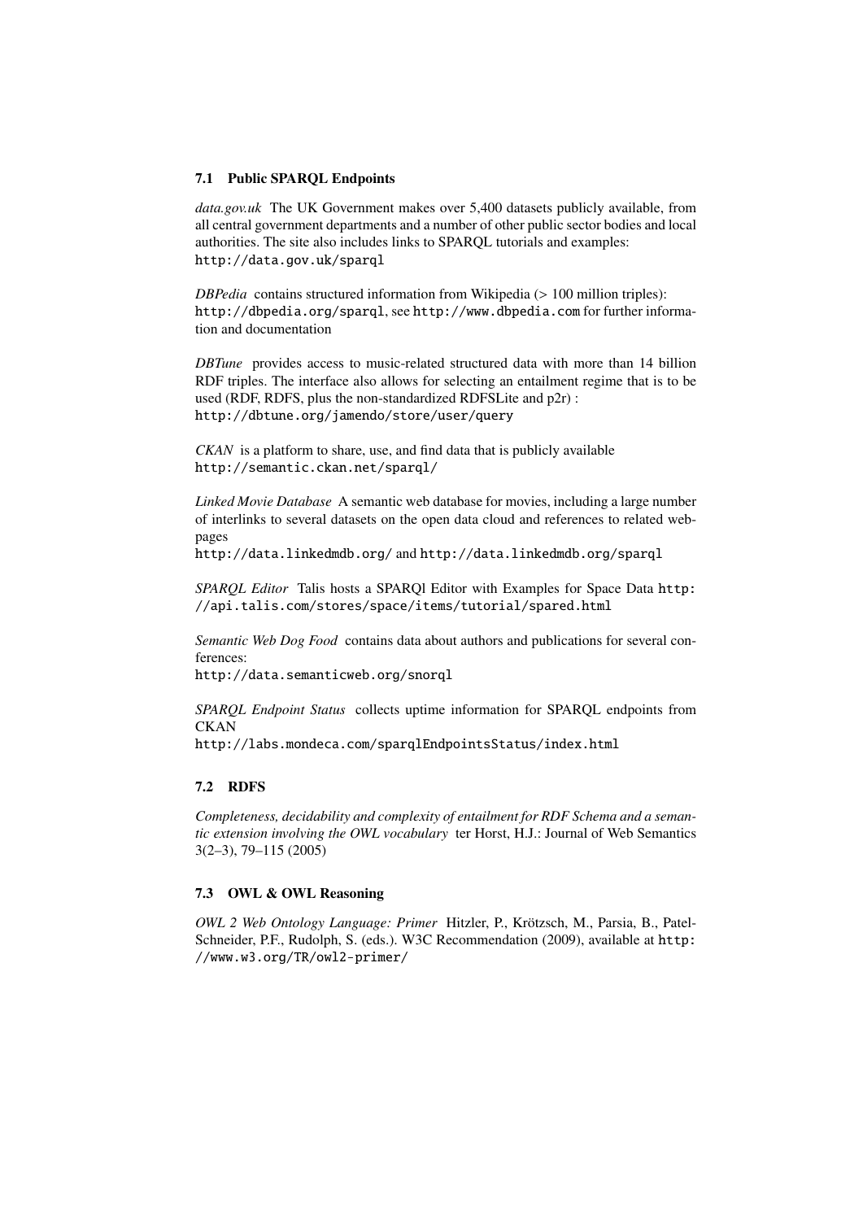### 7.1 Public SPARQL Endpoints

*data.gov.uk* The UK Government makes over 5,400 datasets publicly available, from all central government departments and a number of other public sector bodies and local authorities. The site also includes links to SPARQL tutorials and examples:
http://data.gov.uk/sparql

*DBPedia* contains structured information from Wikipedia (> 100 million triples):
http://dbpedia.org/sparql, see http://www.dbpedia.com for further information and documentation

*DBTune* provides access to music-related structured data with more than 14 billion RDF triples. The interface also allows for selecting an entailment regime that is to be used (RDF, RDFS, plus the non-standardized RDFSLite and p2r) :
http://dbtune.org/jamendo/store/user/query

*CKAN* is a platform to share, use, and find data that is publicly available
http://semantic.ckan.net/sparql/

*Linked Movie Database* A semantic web database for movies, including a large number of interlinks to several datasets on the open data cloud and references to related webpages
http://data.linkedmdb.org/ and http://data.linkedmdb.org/sparql

*SPARQL Editor* Talis hosts a SPARQl Editor with Examples for Space Data http://api.talis.com/stores/space/items/tutorial/spared.html

*Semantic Web Dog Food* contains data about authors and publications for several conferences:
http://data.semanticweb.org/snorql

*SPARQL Endpoint Status* collects uptime information for SPARQL endpoints from CKAN
http://labs.mondeca.com/sparqlEndpointsStatus/index.html

### 7.2 RDFS

*Completeness, decidability and complexity of entailment for RDF Schema and a semantic extension involving the OWL vocabulary* ter Horst, H.J.: Journal of Web Semantics 3(2–3), 79–115 (2005)

### 7.3 OWL & OWL Reasoning

*OWL 2 Web Ontology Language: Primer* Hitzler, P., Krötzsch, M., Parsia, B., Patel-Schneider, P.F., Rudolph, S. (eds.). W3C Recommendation (2009), available at http://www.w3.org/TR/owl2-primer/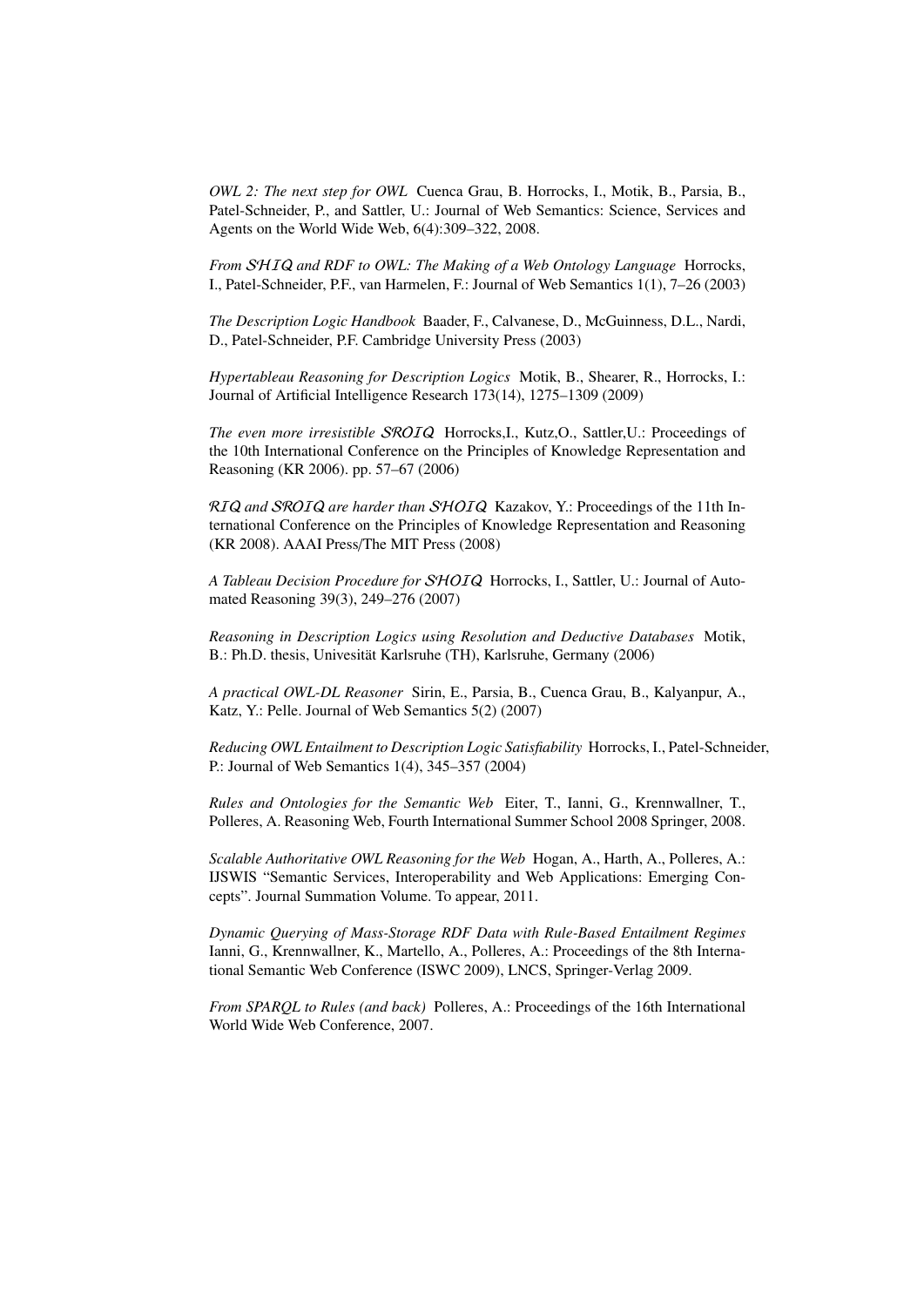*OWL 2: The next step for OWL* Cuenca Grau, B. Horrocks, I., Motik, B., Parsia, B., Patel-Schneider, P., and Sattler, U.: Journal of Web Semantics: Science, Services and Agents on the World Wide Web, 6(4):309–322, 2008.

*From $\mathcal{SHIQ}$ and RDF to OWL: The Making of a Web Ontology Language* Horrocks, I., Patel-Schneider, P.F., van Harmelen, F.: Journal of Web Semantics 1(1), 7–26 (2003)

*The Description Logic Handbook* Baader, F., Calvanese, D., McGuinness, D.L., Nardi, D., Patel-Schneider, P.F. Cambridge University Press (2003)

*Hypertableau Reasoning for Description Logics* Motik, B., Shearer, R., Horrocks, I.: Journal of Artificial Intelligence Research 173(14), 1275–1309 (2009)

*The even more irresistible $\mathcal{SROIQ}$* Horrocks,I., Kutz,O., Sattler,U.: Proceedings of the 10th International Conference on the Principles of Knowledge Representation and Reasoning (KR 2006). pp. 57–67 (2006)

*$\mathcal{RIQ}$ and $\mathcal{SROIQ}$ are harder than $\mathcal{SHOIQ}$* Kazakov, Y.: Proceedings of the 11th International Conference on the Principles of Knowledge Representation and Reasoning (KR 2008). AAAI Press/The MIT Press (2008)

*A Tableau Decision Procedure for $\mathcal{SHOIQ}$* Horrocks, I., Sattler, U.: Journal of Automated Reasoning 39(3), 249–276 (2007)

*Reasoning in Description Logics using Resolution and Deductive Databases* Motik, B.: Ph.D. thesis, Univesität Karlsruhe (TH), Karlsruhe, Germany (2006)

*A practical OWL-DL Reasoner* Sirin, E., Parsia, B., Cuenca Grau, B., Kalyanpur, A., Katz, Y.: Pelle. Journal of Web Semantics 5(2) (2007)

*Reducing OWL Entailment to Description Logic Satisfiability* Horrocks, I., Patel-Schneider, P.: Journal of Web Semantics 1(4), 345–357 (2004)

*Rules and Ontologies for the Semantic Web* Eiter, T., Ianni, G., Krennwallner, T., Polleres, A. Reasoning Web, Fourth International Summer School 2008 Springer, 2008.

*Scalable Authoritative OWL Reasoning for the Web* Hogan, A., Harth, A., Polleres, A.: IJSWIS "Semantic Services, Interoperability and Web Applications: Emerging Concepts". Journal Summation Volume. To appear, 2011.

*Dynamic Querying of Mass-Storage RDF Data with Rule-Based Entailment Regimes* Ianni, G., Krennwallner, K., Martello, A., Polleres, A.: Proceedings of the 8th International Semantic Web Conference (ISWC 2009), LNCS, Springer-Verlag 2009.

*From SPARQL to Rules (and back)* Polleres, A.: Proceedings of the 16th International World Wide Web Conference, 2007.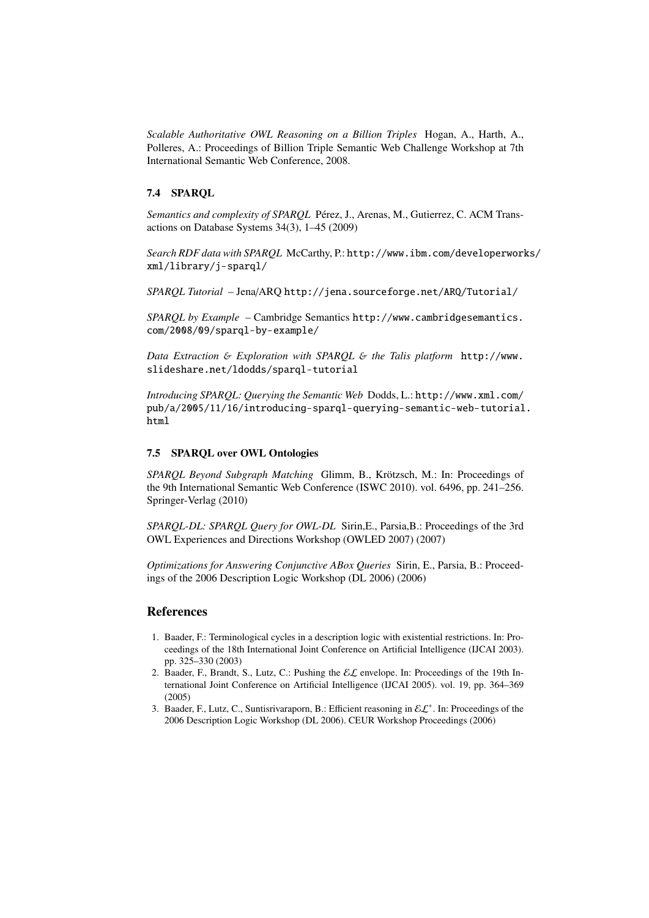*Scalable Authoritative OWL Reasoning on a Billion Triples* Hogan, A., Harth, A., Polleres, A.: Proceedings of Billion Triple Semantic Web Challenge Workshop at 7th International Semantic Web Conference, 2008.

### 7.4 SPARQL

*Semantics and complexity of SPARQL* Pérez, J., Arenas, M., Gutierrez, C. ACM Transactions on Database Systems 34(3), 1–45 (2009)

*Search RDF data with SPARQL* McCarthy, P.: http://www.ibm.com/developerworks/xml/library/j-sparql/

*SPARQL Tutorial* – Jena/ARQ http://jena.sourceforge.net/ARQ/Tutorial/

*SPARQL by Example* – Cambridge Semantics http://www.cambridgesemantics.com/2008/09/sparql-by-example/

*Data Extraction & Exploration with SPARQL & the Talis platform* http://www.slideshare.net/ldodds/sparql-tutorial

*Introducing SPARQL: Querying the Semantic Web* Dodds, L.: http://www.xml.com/pub/a/2005/11/16/introducing-sparql-querying-semantic-web-tutorial.html

### 7.5 SPARQL over OWL Ontologies

*SPARQL Beyond Subgraph Matching* Glimm, B., Krötzsch, M.: In: Proceedings of the 9th International Semantic Web Conference (ISWC 2010). vol. 6496, pp. 241–256. Springer-Verlag (2010)

*SPARQL-DL: SPARQL Query for OWL-DL* Sirin,E., Parsia,B.: Proceedings of the 3rd OWL Experiences and Directions Workshop (OWLED 2007) (2007)

*Optimizations for Answering Conjunctive ABox Queries* Sirin, E., Parsia, B.: Proceedings of the 2006 Description Logic Workshop (DL 2006) (2006)

## References

1. Baader, F.: Terminological cycles in a description logic with existential restrictions. In: Proceedings of the 18th International Joint Conference on Artificial Intelligence (IJCAI 2003). pp. 325–330 (2003)
2. Baader, F., Brandt, S., Lutz, C.: Pushing the $\mathcal{EL}$ envelope. In: Proceedings of the 19th International Joint Conference on Artificial Intelligence (IJCAI 2005). vol. 19, pp. 364–369 (2005)
3. Baader, F., Lutz, C., Suntisrivaraporn, B.: Efficient reasoning in $\mathcal{EL}^{+}$. In: Proceedings of the 2006 Description Logic Workshop (DL 2006). CEUR Workshop Proceedings (2006)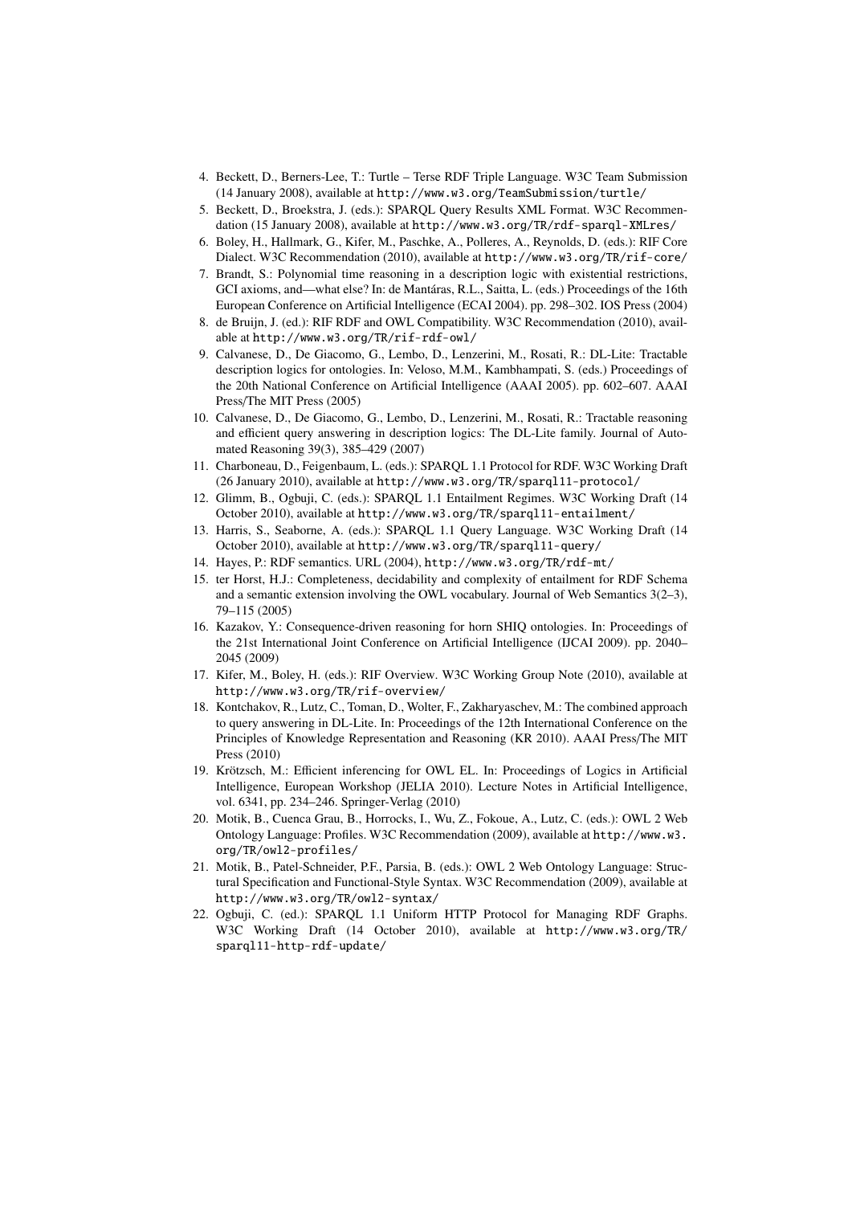4. Beckett, D., Berners-Lee, T.: Turtle – Terse RDF Triple Language. W3C Team Submission (14 January 2008), available at http://www.w3.org/TeamSubmission/turtle/
5. Beckett, D., Broekstra, J. (eds.): SPARQL Query Results XML Format. W3C Recommendation (15 January 2008), available at http://www.w3.org/TR/rdf-sparql-XMLres/
6. Boley, H., Hallmark, G., Kifer, M., Paschke, A., Polleres, A., Reynolds, D. (eds.): RIF Core Dialect. W3C Recommendation (2010), available at http://www.w3.org/TR/rif-core/
7. Brandt, S.: Polynomial time reasoning in a description logic with existential restrictions, GCI axioms, and—what else? In: de Mantáras, R.L., Saitta, L. (eds.) Proceedings of the 16th European Conference on Artificial Intelligence (ECAI 2004). pp. 298–302. IOS Press (2004)
8. de Bruijn, J. (ed.): RIF RDF and OWL Compatibility. W3C Recommendation (2010), available at http://www.w3.org/TR/rif-rdf-owl/
9. Calvanese, D., De Giacomo, G., Lembo, D., Lenzerini, M., Rosati, R.: DL-Lite: Tractable description logics for ontologies. In: Veloso, M.M., Kambhampati, S. (eds.) Proceedings of the 20th National Conference on Artificial Intelligence (AAAI 2005). pp. 602–607. AAAI Press/The MIT Press (2005)
10. Calvanese, D., De Giacomo, G., Lembo, D., Lenzerini, M., Rosati, R.: Tractable reasoning and efficient query answering in description logics: The DL-Lite family. Journal of Automated Reasoning 39(3), 385–429 (2007)
11. Charboneau, D., Feigenbaum, L. (eds.): SPARQL 1.1 Protocol for RDF. W3C Working Draft (26 January 2010), available at http://www.w3.org/TR/sparql11-protocol/
12. Glimm, B., Ogbuji, C. (eds.): SPARQL 1.1 Entailment Regimes. W3C Working Draft (14 October 2010), available at http://www.w3.org/TR/sparql11-entailment/
13. Harris, S., Seaborne, A. (eds.): SPARQL 1.1 Query Language. W3C Working Draft (14 October 2010), available at http://www.w3.org/TR/sparql11-query/
14. Hayes, P.: RDF semantics. URL (2004), http://www.w3.org/TR/rdf-mt/
15. ter Horst, H.J.: Completeness, decidability and complexity of entailment for RDF Schema and a semantic extension involving the OWL vocabulary. Journal of Web Semantics 3(2–3), 79–115 (2005)
16. Kazakov, Y.: Consequence-driven reasoning for horn SHIQ ontologies. In: Proceedings of the 21st International Joint Conference on Artificial Intelligence (IJCAI 2009). pp. 2040–2045 (2009)
17. Kifer, M., Boley, H. (eds.): RIF Overview. W3C Working Group Note (2010), available at http://www.w3.org/TR/rif-overview/
18. Kontchakov, R., Lutz, C., Toman, D., Wolter, F., Zakharyaschev, M.: The combined approach to query answering in DL-Lite. In: Proceedings of the 12th International Conference on the Principles of Knowledge Representation and Reasoning (KR 2010). AAAI Press/The MIT Press (2010)
19. Krötzsch, M.: Efficient inferencing for OWL EL. In: Proceedings of Logics in Artificial Intelligence, European Workshop (JELIA 2010). Lecture Notes in Artificial Intelligence, vol. 6341, pp. 234–246. Springer-Verlag (2010)
20. Motik, B., Cuenca Grau, B., Horrocks, I., Wu, Z., Fokoue, A., Lutz, C. (eds.): OWL 2 Web Ontology Language: Profiles. W3C Recommendation (2009), available at http://www.w3.org/TR/owl2-profiles/
21. Motik, B., Patel-Schneider, P.F., Parsia, B. (eds.): OWL 2 Web Ontology Language: Structural Specification and Functional-Style Syntax. W3C Recommendation (2009), available at http://www.w3.org/TR/owl2-syntax/
22. Ogbuji, C. (ed.): SPARQL 1.1 Uniform HTTP Protocol for Managing RDF Graphs. W3C Working Draft (14 October 2010), available at http://www.w3.org/TR/sparql11-http-rdf-update/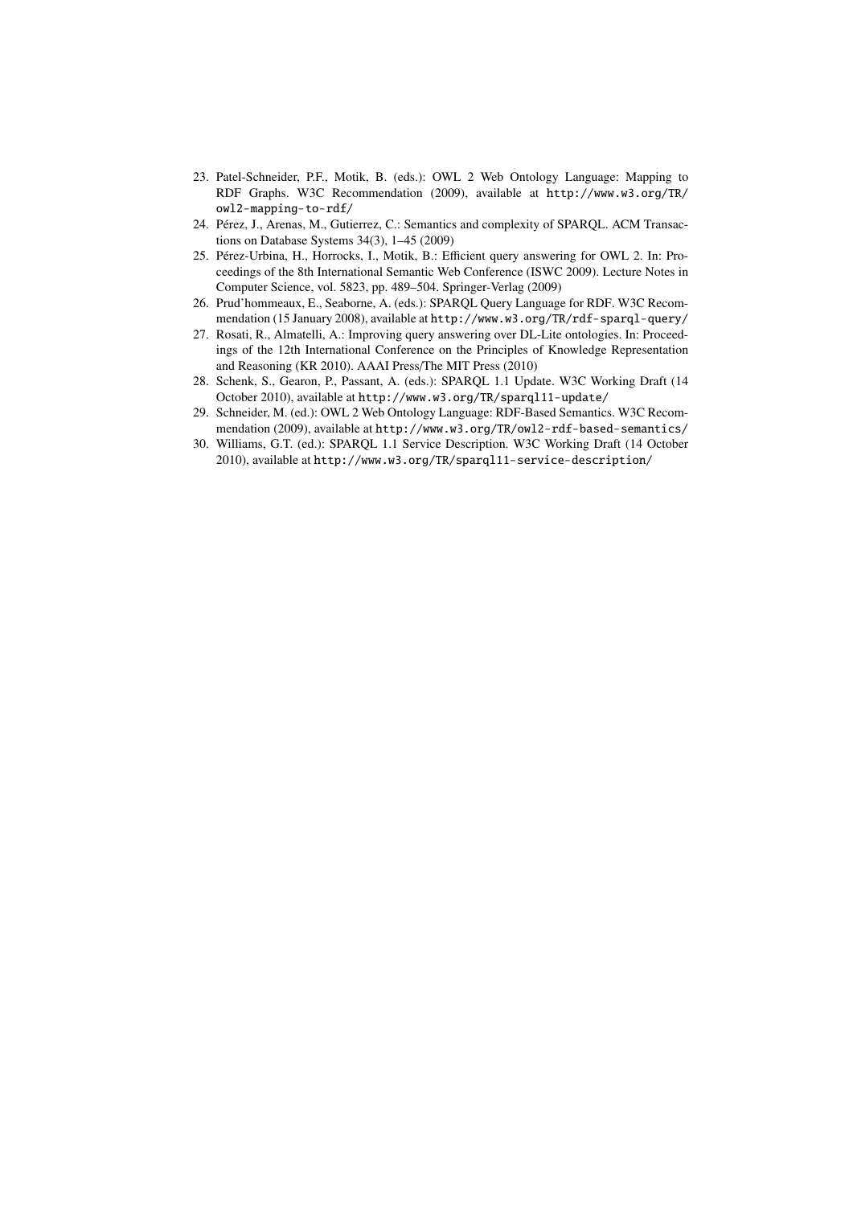23. Patel-Schneider, P.F., Motik, B. (eds.): OWL 2 Web Ontology Language: Mapping to RDF Graphs. W3C Recommendation (2009), available at `http://www.w3.org/TR/owl2-mapping-to-rdf/`
24. Pérez, J., Arenas, M., Gutierrez, C.: Semantics and complexity of SPARQL. ACM Transactions on Database Systems 34(3), 1–45 (2009)
25. Pérez-Urbina, H., Horrocks, I., Motik, B.: Efficient query answering for OWL 2. In: Proceedings of the 8th International Semantic Web Conference (ISWC 2009). Lecture Notes in Computer Science, vol. 5823, pp. 489–504. Springer-Verlag (2009)
26. Prud'hommeaux, E., Seaborne, A. (eds.): SPARQL Query Language for RDF. W3C Recommendation (15 January 2008), available at `http://www.w3.org/TR/rdf-sparql-query/`
27. Rosati, R., Almatelli, A.: Improving query answering over DL-Lite ontologies. In: Proceedings of the 12th International Conference on the Principles of Knowledge Representation and Reasoning (KR 2010). AAAI Press/The MIT Press (2010)
28. Schenk, S., Gearon, P., Passant, A. (eds.): SPARQL 1.1 Update. W3C Working Draft (14 October 2010), available at `http://www.w3.org/TR/sparql11-update/`
29. Schneider, M. (ed.): OWL 2 Web Ontology Language: RDF-Based Semantics. W3C Recommendation (2009), available at `http://www.w3.org/TR/owl2-rdf-based-semantics/`
30. Williams, G.T. (ed.): SPARQL 1.1 Service Description. W3C Working Draft (14 October 2010), available at `http://www.w3.org/TR/sparql11-service-description/`